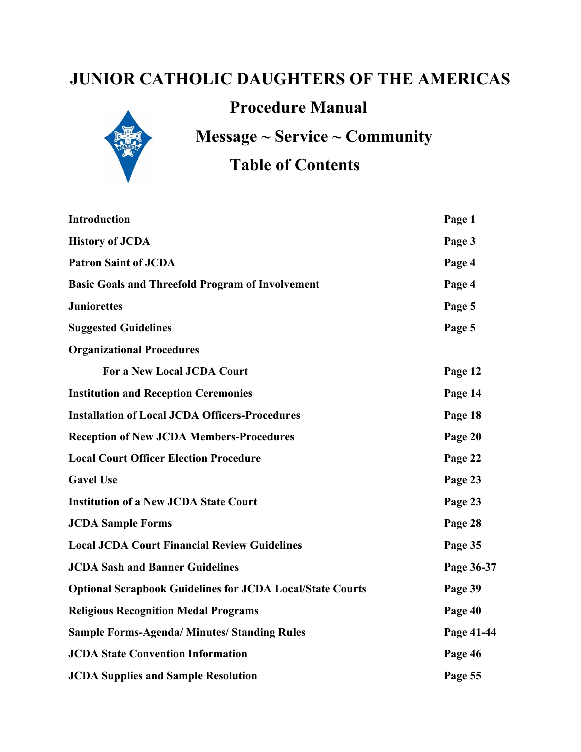# JUNIOR CATHOLIC DAUGHTERS OF THE AMERICAS

## Procedure Manual

## Message ~ Service ~ Community

## Table of Contents

| | |
|---|---|
| **Introduction** | **Page 1** |
| **History of JCDA** | **Page 3** |
| **Patron Saint of JCDA** | **Page 4** |
| **Basic Goals and Threefold Program of Involvement** | **Page 4** |
| **Juniorettes** | **Page 5** |
| **Suggested Guidelines** | **Page 5** |
| **Organizational Procedures** | |
| **For a New Local JCDA Court** | **Page 12** |
| **Institution and Reception Ceremonies** | **Page 14** |
| **Installation of Local JCDA Officers-Procedures** | **Page 18** |
| **Reception of New JCDA Members-Procedures** | **Page 20** |
| **Local Court Officer Election Procedure** | **Page 22** |
| **Gavel Use** | **Page 23** |
| **Institution of a New JCDA State Court** | **Page 23** |
| **JCDA Sample Forms** | **Page 28** |
| **Local JCDA Court Financial Review Guidelines** | **Page 35** |
| **JCDA Sash and Banner Guidelines** | **Page 36-37** |
| **Optional Scrapbook Guidelines for JCDA Local/State Courts** | **Page 39** |
| **Religious Recognition Medal Programs** | **Page 40** |
| **Sample Forms-Agenda/ Minutes/ Standing Rules** | **Page 41-44** |
| **JCDA State Convention Information** | **Page 46** |
| **JCDA Supplies and Sample Resolution** | **Page 55** |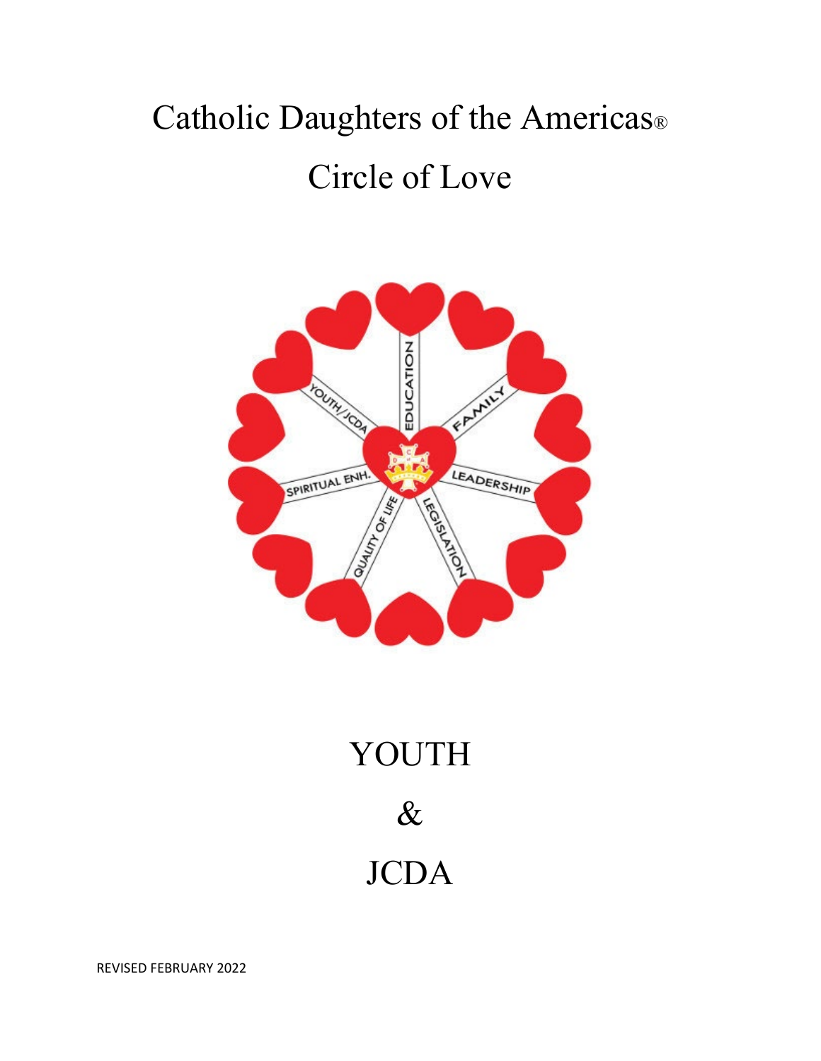# Catholic Daughters of the Americas®

# Circle of Love

# YOUTH

# &

# JCDA

REVISED FEBRUARY 2022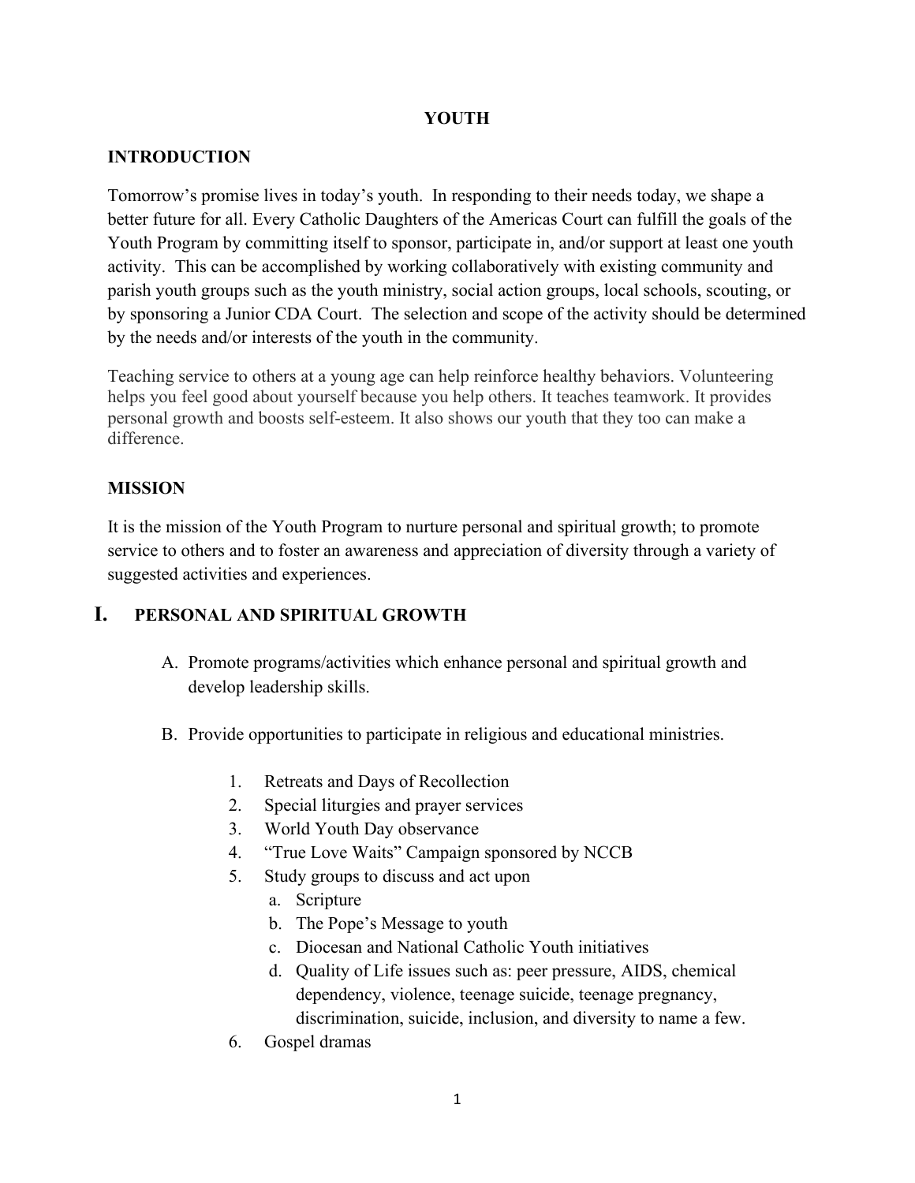# YOUTH

## INTRODUCTION

Tomorrow's promise lives in today's youth. In responding to their needs today, we shape a better future for all. Every Catholic Daughters of the Americas Court can fulfill the goals of the Youth Program by committing itself to sponsor, participate in, and/or support at least one youth activity. This can be accomplished by working collaboratively with existing community and parish youth groups such as the youth ministry, social action groups, local schools, scouting, or by sponsoring a Junior CDA Court. The selection and scope of the activity should be determined by the needs and/or interests of the youth in the community.

Teaching service to others at a young age can help reinforce healthy behaviors. Volunteering helps you feel good about yourself because you help others. It teaches teamwork. It provides personal growth and boosts self-esteem. It also shows our youth that they too can make a difference.

## MISSION

It is the mission of the Youth Program to nurture personal and spiritual growth; to promote service to others and to foster an awareness and appreciation of diversity through a variety of suggested activities and experiences.

## I. PERSONAL AND SPIRITUAL GROWTH

A. Promote programs/activities which enhance personal and spiritual growth and develop leadership skills.

B. Provide opportunities to participate in religious and educational ministries.

1. Retreats and Days of Recollection
2. Special liturgies and prayer services
3. World Youth Day observance
4. "True Love Waits" Campaign sponsored by NCCB
5. Study groups to discuss and act upon
    a. Scripture
    b. The Pope's Message to youth
    c. Diocesan and National Catholic Youth initiatives
    d. Quality of Life issues such as: peer pressure, AIDS, chemical dependency, violence, teenage suicide, teenage pregnancy, discrimination, suicide, inclusion, and diversity to name a few.
6. Gospel dramas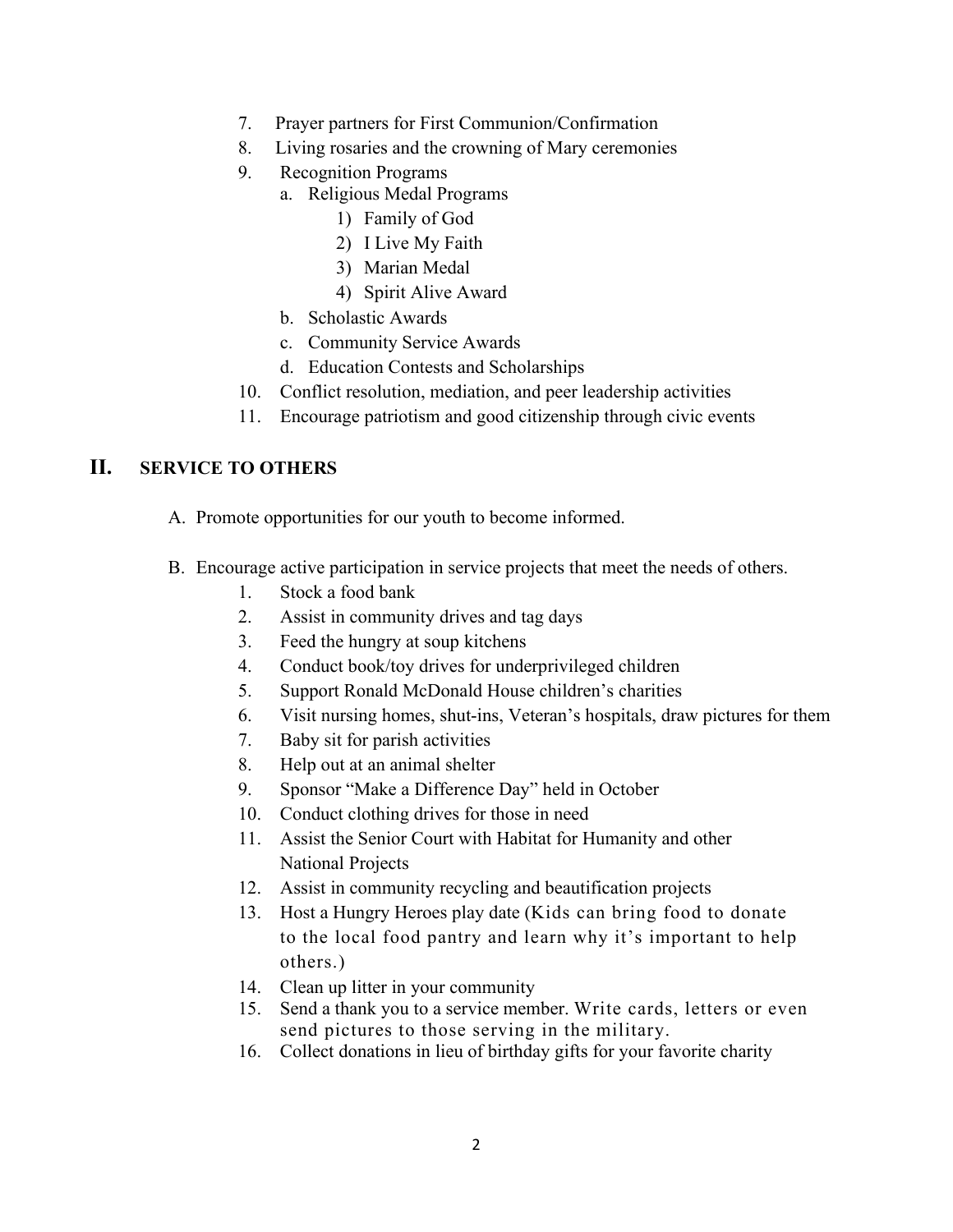7. Prayer partners for First Communion/Confirmation
8. Living rosaries and the crowning of Mary ceremonies
9. Recognition Programs
   a. Religious Medal Programs
      1) Family of God
      2) I Live My Faith
      3) Marian Medal
      4) Spirit Alive Award
   b. Scholastic Awards
   c. Community Service Awards
   d. Education Contests and Scholarships
10. Conflict resolution, mediation, and peer leadership activities
11. Encourage patriotism and good citizenship through civic events

## II. SERVICE TO OTHERS

A. Promote opportunities for our youth to become informed.

B. Encourage active participation in service projects that meet the needs of others.

1. Stock a food bank
2. Assist in community drives and tag days
3. Feed the hungry at soup kitchens
4. Conduct book/toy drives for underprivileged children
5. Support Ronald McDonald House children's charities
6. Visit nursing homes, shut-ins, Veteran's hospitals, draw pictures for them
7. Baby sit for parish activities
8. Help out at an animal shelter
9. Sponsor "Make a Difference Day" held in October
10. Conduct clothing drives for those in need
11. Assist the Senior Court with Habitat for Humanity and other National Projects
12. Assist in community recycling and beautification projects
13. Host a Hungry Heroes play date (Kids can bring food to donate to the local food pantry and learn why it's important to help others.)
14. Clean up litter in your community
15. Send a thank you to a service member. Write cards, letters or even send pictures to those serving in the military.
16. Collect donations in lieu of birthday gifts for your favorite charity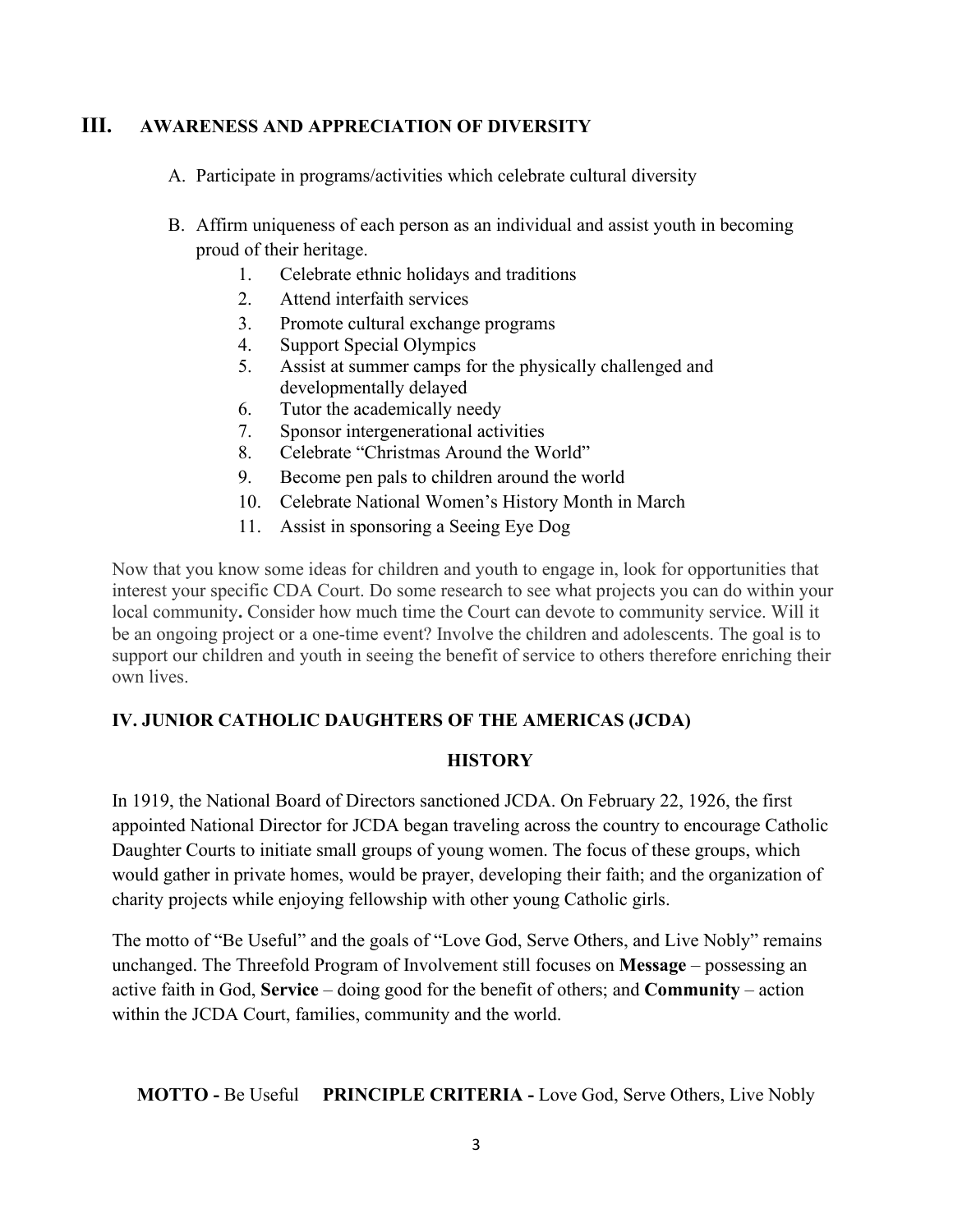## III. AWARENESS AND APPRECIATION OF DIVERSITY

A. Participate in programs/activities which celebrate cultural diversity

B. Affirm uniqueness of each person as an individual and assist youth in becoming proud of their heritage.

1. Celebrate ethnic holidays and traditions
2. Attend interfaith services
3. Promote cultural exchange programs
4. Support Special Olympics
5. Assist at summer camps for the physically challenged and developmentally delayed
6. Tutor the academically needy
7. Sponsor intergenerational activities
8. Celebrate "Christmas Around the World"
9. Become pen pals to children around the world
10. Celebrate National Women's History Month in March
11. Assist in sponsoring a Seeing Eye Dog

Now that you know some ideas for children and youth to engage in, look for opportunities that interest your specific CDA Court. Do some research to see what projects you can do within your local community**.** Consider how much time the Court can devote to community service. Will it be an ongoing project or a one-time event? Involve the children and adolescents. The goal is to support our children and youth in seeing the benefit of service to others therefore enriching their own lives.

## IV. JUNIOR CATHOLIC DAUGHTERS OF THE AMERICAS (JCDA)

### HISTORY

In 1919, the National Board of Directors sanctioned JCDA. On February 22, 1926, the first appointed National Director for JCDA began traveling across the country to encourage Catholic Daughter Courts to initiate small groups of young women. The focus of these groups, which would gather in private homes, would be prayer, developing their faith; and the organization of charity projects while enjoying fellowship with other young Catholic girls.

The motto of "Be Useful" and the goals of "Love God, Serve Others, and Live Nobly" remains unchanged. The Threefold Program of Involvement still focuses on **Message** – possessing an active faith in God, **Service** – doing good for the benefit of others; and **Community** – action within the JCDA Court, families, community and the world.

**MOTTO -** Be Useful **PRINCIPLE CRITERIA -** Love God, Serve Others, Live Nobly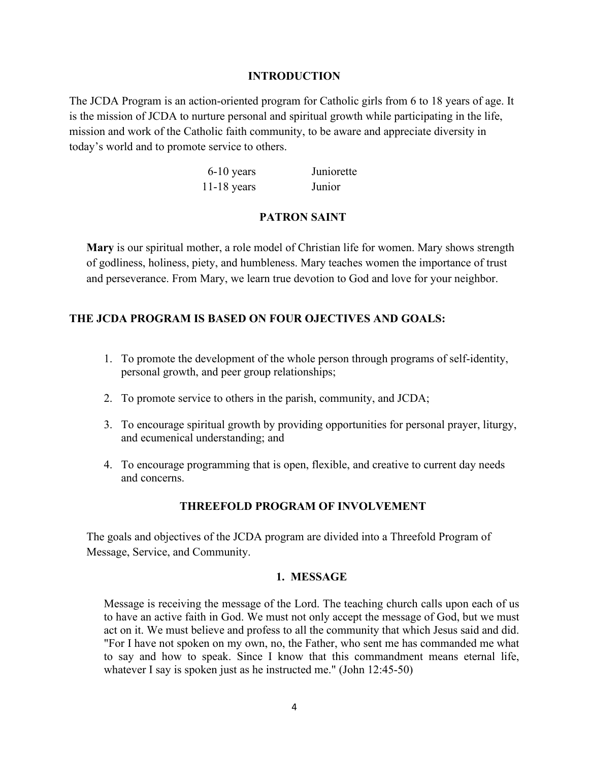## INTRODUCTION

The JCDA Program is an action-oriented program for Catholic girls from 6 to 18 years of age. It is the mission of JCDA to nurture personal and spiritual growth while participating in the life, mission and work of the Catholic faith community, to be aware and appreciate diversity in today's world and to promote service to others.

| | |
|---|---|
| 6-10 years | Juniorette |
| 11-18 years | Junior |

## PATRON SAINT

**Mary** is our spiritual mother, a role model of Christian life for women. Mary shows strength of godliness, holiness, piety, and humbleness. Mary teaches women the importance of trust and perseverance. From Mary, we learn true devotion to God and love for your neighbor.

## THE JCDA PROGRAM IS BASED ON FOUR OJECTIVES AND GOALS:

1. To promote the development of the whole person through programs of self-identity, personal growth, and peer group relationships;
2. To promote service to others in the parish, community, and JCDA;
3. To encourage spiritual growth by providing opportunities for personal prayer, liturgy, and ecumenical understanding; and
4. To encourage programming that is open, flexible, and creative to current day needs and concerns.

## THREEFOLD PROGRAM OF INVOLVEMENT

The goals and objectives of the JCDA program are divided into a Threefold Program of Message, Service, and Community.

### 1. MESSAGE

Message is receiving the message of the Lord. The teaching church calls upon each of us to have an active faith in God. We must not only accept the message of God, but we must act on it. We must believe and profess to all the community that which Jesus said and did. "For I have not spoken on my own, no, the Father, who sent me has commanded me what to say and how to speak. Since I know that this commandment means eternal life, whatever I say is spoken just as he instructed me." (John 12:45-50)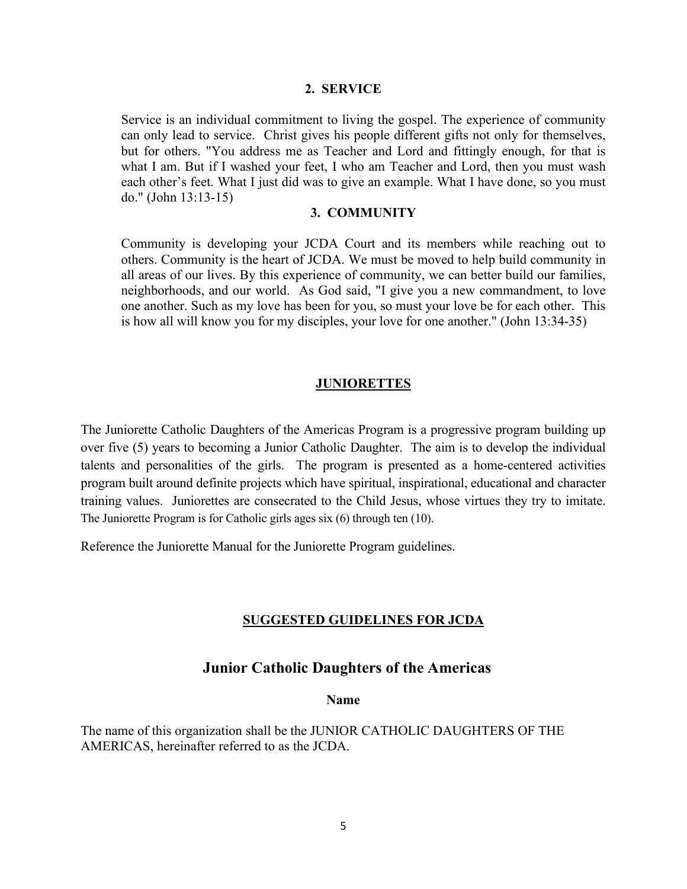### 2. SERVICE

Service is an individual commitment to living the gospel. The experience of community can only lead to service. Christ gives his people different gifts not only for themselves, but for others. "You address me as Teacher and Lord and fittingly enough, for that is what I am. But if I washed your feet, I who am Teacher and Lord, then you must wash each other's feet. What I just did was to give an example. What I have done, so you must do." (John 13:13-15)

### 3. COMMUNITY

Community is developing your JCDA Court and its members while reaching out to others. Community is the heart of JCDA. We must be moved to help build community in all areas of our lives. By this experience of community, we can better build our families, neighborhoods, and our world. As God said, "I give you a new commandment, to love one another. Such as my love has been for you, so must your love be for each other. This is how all will know you for my disciples, your love for one another." (John 13:34-35)

## JUNIORETTES

The Juniorette Catholic Daughters of the Americas Program is a progressive program building up over five (5) years to becoming a Junior Catholic Daughter. The aim is to develop the individual talents and personalities of the girls. The program is presented as a home-centered activities program built around definite projects which have spiritual, inspirational, educational and character training values. Juniorettes are consecrated to the Child Jesus, whose virtues they try to imitate. The Juniorette Program is for Catholic girls ages six (6) through ten (10).

Reference the Juniorette Manual for the Juniorette Program guidelines.

## SUGGESTED GUIDELINES FOR JCDA

# Junior Catholic Daughters of the Americas

### Name

The name of this organization shall be the JUNIOR CATHOLIC DAUGHTERS OF THE AMERICAS, hereinafter referred to as the JCDA.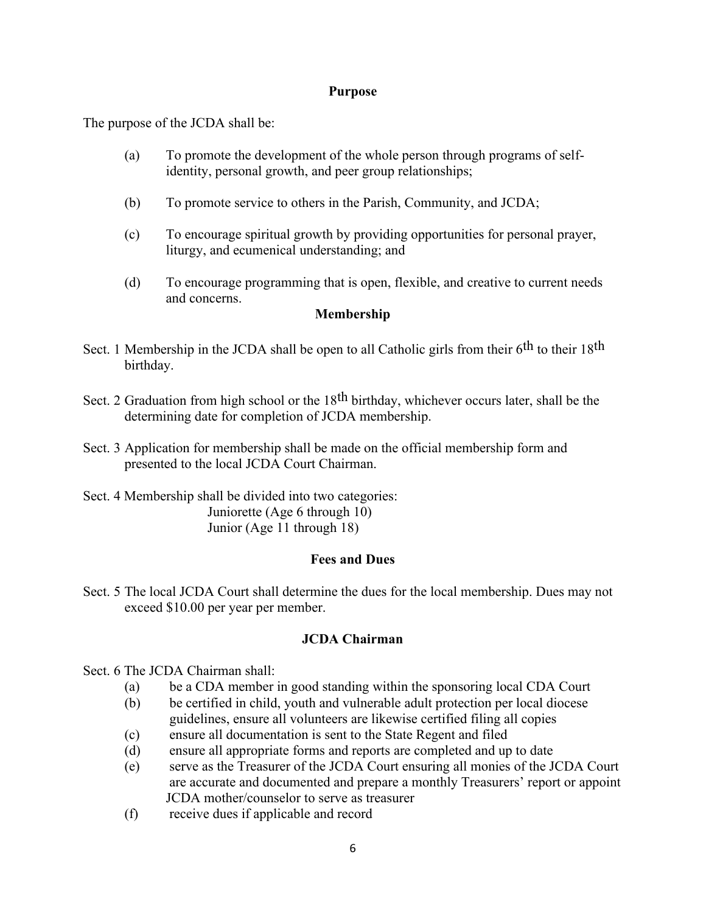## Purpose

The purpose of the JCDA shall be:

(a) To promote the development of the whole person through programs of self-identity, personal growth, and peer group relationships;

(b) To promote service to others in the Parish, Community, and JCDA;

(c) To encourage spiritual growth by providing opportunities for personal prayer, liturgy, and ecumenical understanding; and

(d) To encourage programming that is open, flexible, and creative to current needs and concerns.

## Membership

Sect. 1 Membership in the JCDA shall be open to all Catholic girls from their 6th to their 18th birthday.

Sect. 2 Graduation from high school or the 18th birthday, whichever occurs later, shall be the determining date for completion of JCDA membership.

Sect. 3 Application for membership shall be made on the official membership form and presented to the local JCDA Court Chairman.

Sect. 4 Membership shall be divided into two categories:
Juniorette (Age 6 through 10)
Junior (Age 11 through 18)

## Fees and Dues

Sect. 5 The local JCDA Court shall determine the dues for the local membership. Dues may not exceed $10.00 per year per member.

## JCDA Chairman

Sect. 6 The JCDA Chairman shall:

(a) be a CDA member in good standing within the sponsoring local CDA Court
(b) be certified in child, youth and vulnerable adult protection per local diocese guidelines, ensure all volunteers are likewise certified filing all copies
(c) ensure all documentation is sent to the State Regent and filed
(d) ensure all appropriate forms and reports are completed and up to date
(e) serve as the Treasurer of the JCDA Court ensuring all monies of the JCDA Court are accurate and documented and prepare a monthly Treasurers' report or appoint JCDA mother/counselor to serve as treasurer
(f) receive dues if applicable and record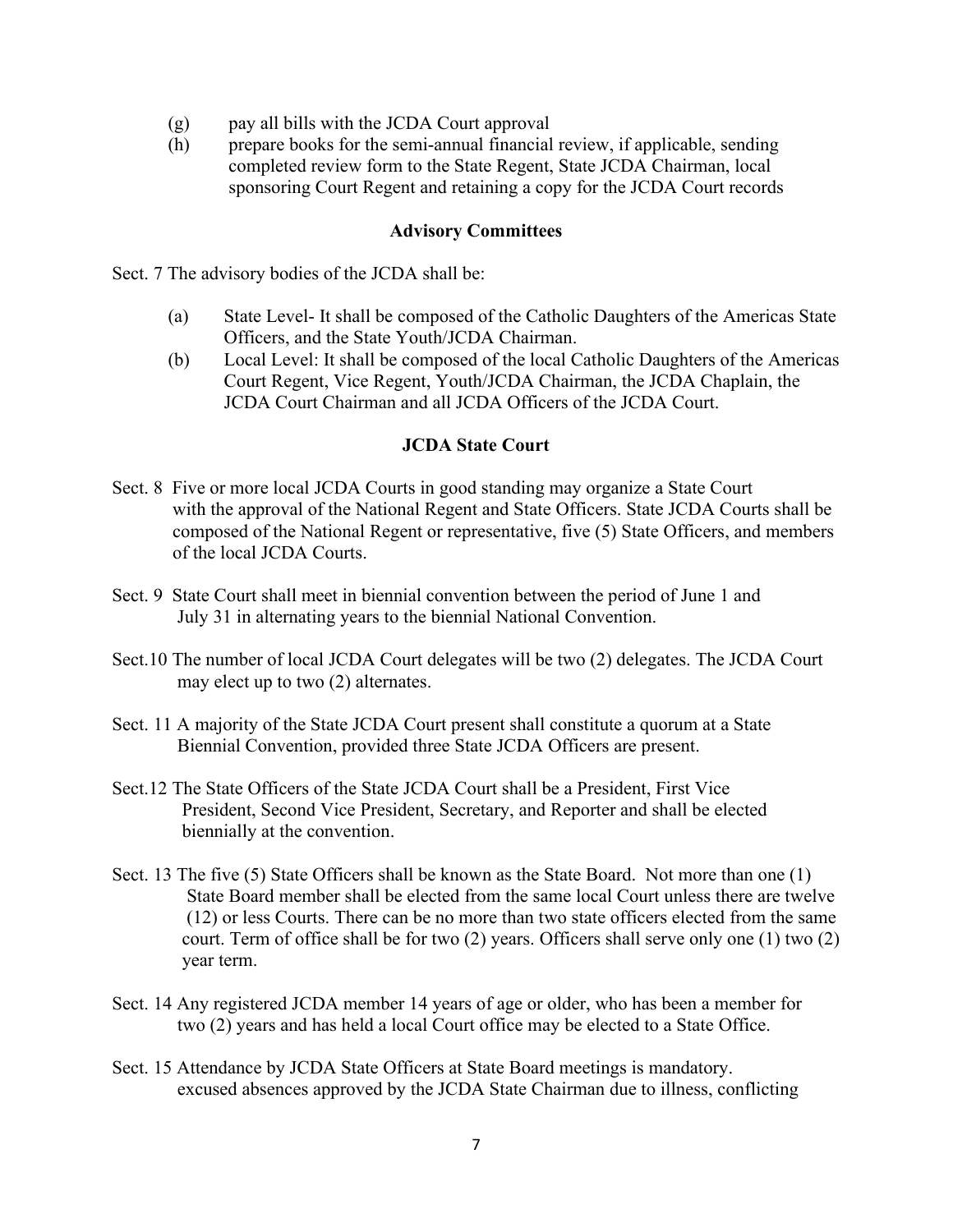(g) pay all bills with the JCDA Court approval

(h) prepare books for the semi-annual financial review, if applicable, sending completed review form to the State Regent, State JCDA Chairman, local sponsoring Court Regent and retaining a copy for the JCDA Court records

### Advisory Committees

Sect. 7 The advisory bodies of the JCDA shall be:

(a) State Level- It shall be composed of the Catholic Daughters of the Americas State Officers, and the State Youth/JCDA Chairman.

(b) Local Level: It shall be composed of the local Catholic Daughters of the Americas Court Regent, Vice Regent, Youth/JCDA Chairman, the JCDA Chaplain, the JCDA Court Chairman and all JCDA Officers of the JCDA Court.

### JCDA State Court

Sect. 8 Five or more local JCDA Courts in good standing may organize a State Court with the approval of the National Regent and State Officers. State JCDA Courts shall be composed of the National Regent or representative, five (5) State Officers, and members of the local JCDA Courts.

Sect. 9 State Court shall meet in biennial convention between the period of June 1 and July 31 in alternating years to the biennial National Convention.

Sect.10 The number of local JCDA Court delegates will be two (2) delegates. The JCDA Court may elect up to two (2) alternates.

Sect. 11 A majority of the State JCDA Court present shall constitute a quorum at a State Biennial Convention, provided three State JCDA Officers are present.

Sect.12 The State Officers of the State JCDA Court shall be a President, First Vice President, Second Vice President, Secretary, and Reporter and shall be elected biennially at the convention.

Sect. 13 The five (5) State Officers shall be known as the State Board. Not more than one (1) State Board member shall be elected from the same local Court unless there are twelve (12) or less Courts. There can be no more than two state officers elected from the same court. Term of office shall be for two (2) years. Officers shall serve only one (1) two (2) year term.

Sect. 14 Any registered JCDA member 14 years of age or older, who has been a member for two (2) years and has held a local Court office may be elected to a State Office.

Sect. 15 Attendance by JCDA State Officers at State Board meetings is mandatory. excused absences approved by the JCDA State Chairman due to illness, conflicting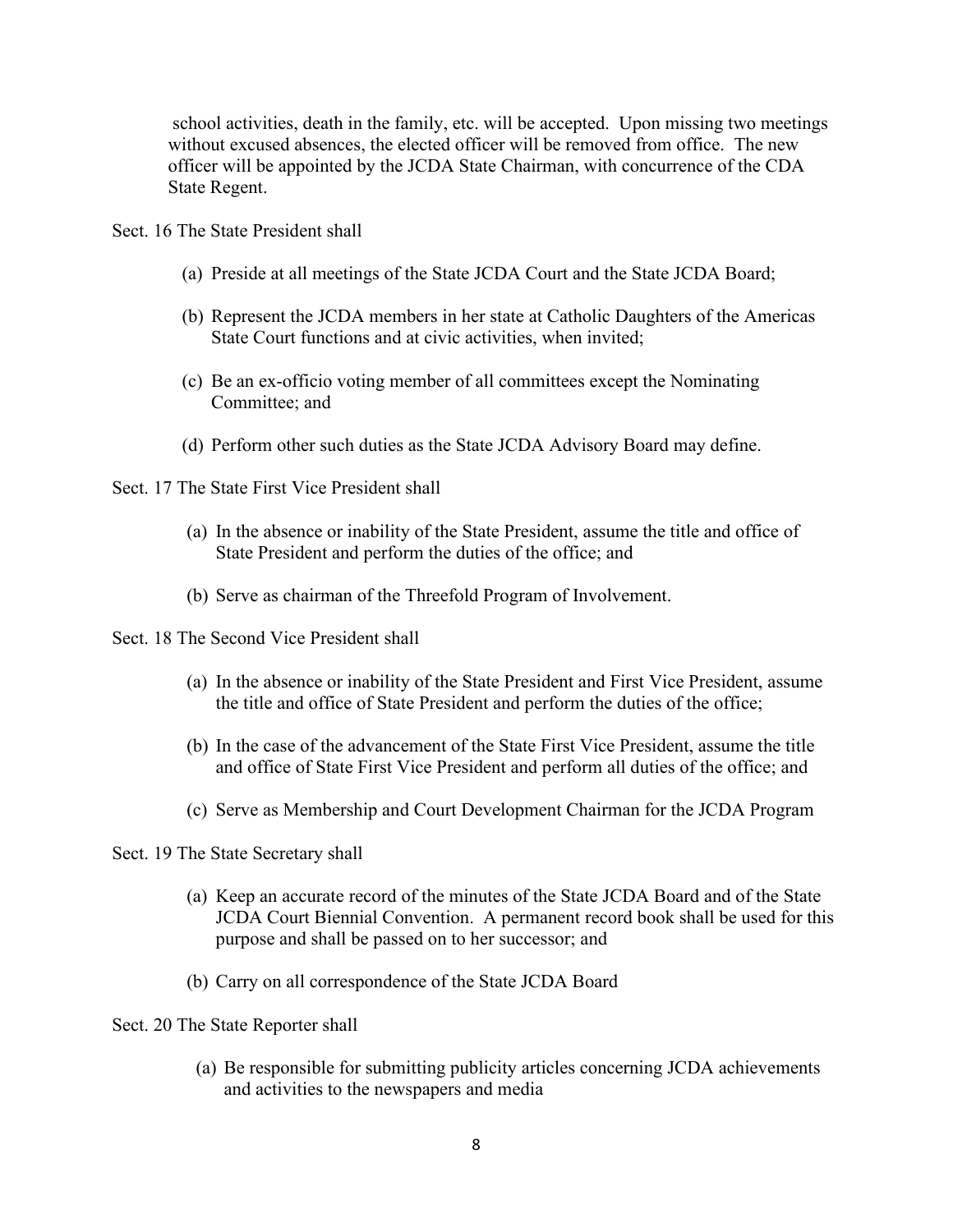school activities, death in the family, etc. will be accepted. Upon missing two meetings without excused absences, the elected officer will be removed from office. The new officer will be appointed by the JCDA State Chairman, with concurrence of the CDA State Regent.

Sect. 16 The State President shall

(a) Preside at all meetings of the State JCDA Court and the State JCDA Board;

(b) Represent the JCDA members in her state at Catholic Daughters of the Americas State Court functions and at civic activities, when invited;

(c) Be an ex-officio voting member of all committees except the Nominating Committee; and

(d) Perform other such duties as the State JCDA Advisory Board may define.

Sect. 17 The State First Vice President shall

(a) In the absence or inability of the State President, assume the title and office of State President and perform the duties of the office; and

(b) Serve as chairman of the Threefold Program of Involvement.

Sect. 18 The Second Vice President shall

(a) In the absence or inability of the State President and First Vice President, assume the title and office of State President and perform the duties of the office;

(b) In the case of the advancement of the State First Vice President, assume the title and office of State First Vice President and perform all duties of the office; and

(c) Serve as Membership and Court Development Chairman for the JCDA Program

Sect. 19 The State Secretary shall

(a) Keep an accurate record of the minutes of the State JCDA Board and of the State JCDA Court Biennial Convention. A permanent record book shall be used for this purpose and shall be passed on to her successor; and

(b) Carry on all correspondence of the State JCDA Board

Sect. 20 The State Reporter shall

(a) Be responsible for submitting publicity articles concerning JCDA achievements and activities to the newspapers and media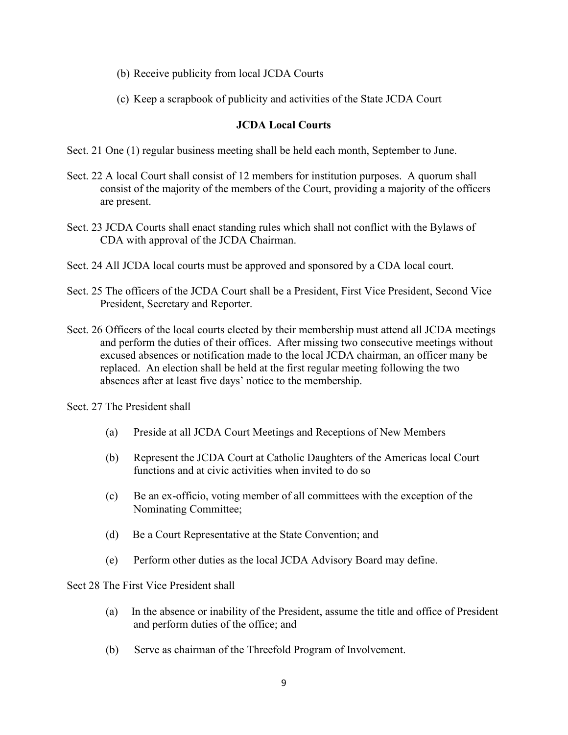(b) Receive publicity from local JCDA Courts

(c) Keep a scrapbook of publicity and activities of the State JCDA Court

**JCDA Local Courts**

Sect. 21 One (1) regular business meeting shall be held each month, September to June.

Sect. 22 A local Court shall consist of 12 members for institution purposes. A quorum shall consist of the majority of the members of the Court, providing a majority of the officers are present.

Sect. 23 JCDA Courts shall enact standing rules which shall not conflict with the Bylaws of CDA with approval of the JCDA Chairman.

Sect. 24 All JCDA local courts must be approved and sponsored by a CDA local court.

Sect. 25 The officers of the JCDA Court shall be a President, First Vice President, Second Vice President, Secretary and Reporter.

Sect. 26 Officers of the local courts elected by their membership must attend all JCDA meetings and perform the duties of their offices. After missing two consecutive meetings without excused absences or notification made to the local JCDA chairman, an officer many be replaced. An election shall be held at the first regular meeting following the two absences after at least five days' notice to the membership.

Sect. 27 The President shall

(a) Preside at all JCDA Court Meetings and Receptions of New Members

(b) Represent the JCDA Court at Catholic Daughters of the Americas local Court functions and at civic activities when invited to do so

(c) Be an ex-officio, voting member of all committees with the exception of the Nominating Committee;

(d) Be a Court Representative at the State Convention; and

(e) Perform other duties as the local JCDA Advisory Board may define.

Sect 28 The First Vice President shall

(a) In the absence or inability of the President, assume the title and office of President and perform duties of the office; and

(b) Serve as chairman of the Threefold Program of Involvement.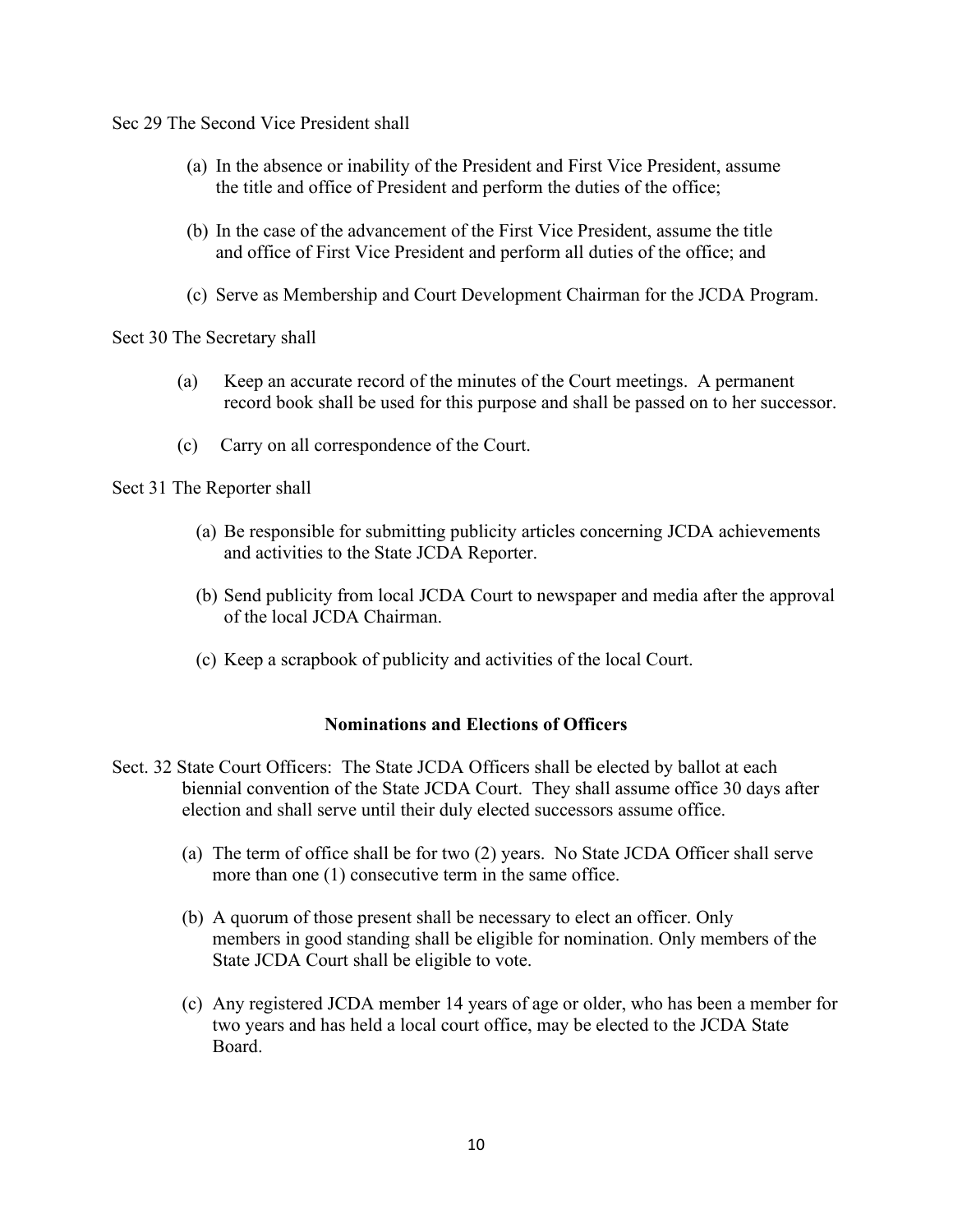Sec 29 The Second Vice President shall

(a) In the absence or inability of the President and First Vice President, assume the title and office of President and perform the duties of the office;

(b) In the case of the advancement of the First Vice President, assume the title and office of First Vice President and perform all duties of the office; and

(c) Serve as Membership and Court Development Chairman for the JCDA Program.

Sect 30 The Secretary shall

(a) Keep an accurate record of the minutes of the Court meetings. A permanent record book shall be used for this purpose and shall be passed on to her successor.

(c) Carry on all correspondence of the Court.

Sect 31 The Reporter shall

(a) Be responsible for submitting publicity articles concerning JCDA achievements and activities to the State JCDA Reporter.

(b) Send publicity from local JCDA Court to newspaper and media after the approval of the local JCDA Chairman.

(c) Keep a scrapbook of publicity and activities of the local Court.

**Nominations and Elections of Officers**

Sect. 32 State Court Officers: The State JCDA Officers shall be elected by ballot at each biennial convention of the State JCDA Court. They shall assume office 30 days after election and shall serve until their duly elected successors assume office.

(a) The term of office shall be for two (2) years. No State JCDA Officer shall serve more than one (1) consecutive term in the same office.

(b) A quorum of those present shall be necessary to elect an officer. Only members in good standing shall be eligible for nomination. Only members of the State JCDA Court shall be eligible to vote.

(c) Any registered JCDA member 14 years of age or older, who has been a member for two years and has held a local court office, may be elected to the JCDA State Board.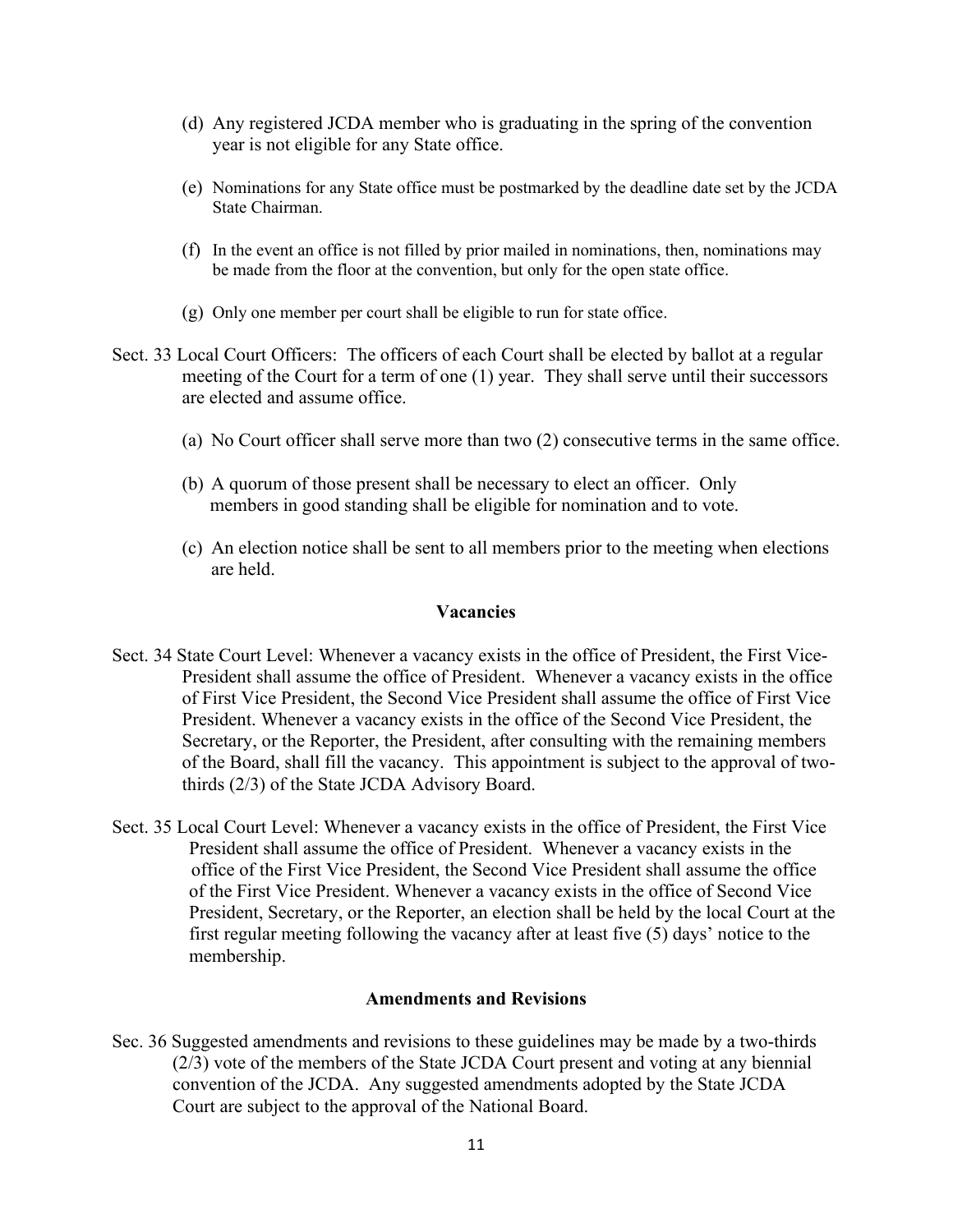(d) Any registered JCDA member who is graduating in the spring of the convention year is not eligible for any State office.

(e) Nominations for any State office must be postmarked by the deadline date set by the JCDA State Chairman.

(f) In the event an office is not filled by prior mailed in nominations, then, nominations may be made from the floor at the convention, but only for the open state office.

(g) Only one member per court shall be eligible to run for state office.

Sect. 33 Local Court Officers: The officers of each Court shall be elected by ballot at a regular meeting of the Court for a term of one (1) year. They shall serve until their successors are elected and assume office.

(a) No Court officer shall serve more than two (2) consecutive terms in the same office.

(b) A quorum of those present shall be necessary to elect an officer. Only members in good standing shall be eligible for nomination and to vote.

(c) An election notice shall be sent to all members prior to the meeting when elections are held.

## Vacancies

Sect. 34 State Court Level: Whenever a vacancy exists in the office of President, the First Vice-President shall assume the office of President. Whenever a vacancy exists in the office of First Vice President, the Second Vice President shall assume the office of First Vice President. Whenever a vacancy exists in the office of the Second Vice President, the Secretary, or the Reporter, the President, after consulting with the remaining members of the Board, shall fill the vacancy. This appointment is subject to the approval of two-thirds (2/3) of the State JCDA Advisory Board.

Sect. 35 Local Court Level: Whenever a vacancy exists in the office of President, the First Vice President shall assume the office of President. Whenever a vacancy exists in the office of the First Vice President, the Second Vice President shall assume the office of the First Vice President. Whenever a vacancy exists in the office of Second Vice President, Secretary, or the Reporter, an election shall be held by the local Court at the first regular meeting following the vacancy after at least five (5) days' notice to the membership.

## Amendments and Revisions

Sec. 36 Suggested amendments and revisions to these guidelines may be made by a two-thirds (2/3) vote of the members of the State JCDA Court present and voting at any biennial convention of the JCDA. Any suggested amendments adopted by the State JCDA Court are subject to the approval of the National Board.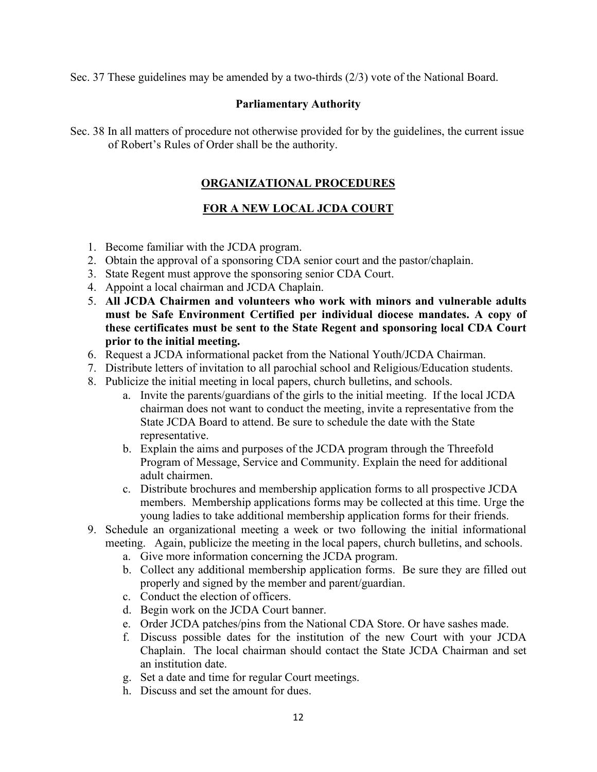Sec. 37 These guidelines may be amended by a two-thirds (2/3) vote of the National Board.

**Parliamentary Authority**

Sec. 38 In all matters of procedure not otherwise provided for by the guidelines, the current issue of Robert's Rules of Order shall be the authority.

## ORGANIZATIONAL PROCEDURES

## FOR A NEW LOCAL JCDA COURT

1. Become familiar with the JCDA program.
2. Obtain the approval of a sponsoring CDA senior court and the pastor/chaplain.
3. State Regent must approve the sponsoring senior CDA Court.
4. Appoint a local chairman and JCDA Chaplain.
5. **All JCDA Chairmen and volunteers who work with minors and vulnerable adults must be Safe Environment Certified per individual diocese mandates. A copy of these certificates must be sent to the State Regent and sponsoring local CDA Court prior to the initial meeting.**
6. Request a JCDA informational packet from the National Youth/JCDA Chairman.
7. Distribute letters of invitation to all parochial school and Religious/Education students.
8. Publicize the initial meeting in local papers, church bulletins, and schools.
   a. Invite the parents/guardians of the girls to the initial meeting. If the local JCDA chairman does not want to conduct the meeting, invite a representative from the State JCDA Board to attend. Be sure to schedule the date with the State representative.
   b. Explain the aims and purposes of the JCDA program through the Threefold Program of Message, Service and Community. Explain the need for additional adult chairmen.
   c. Distribute brochures and membership application forms to all prospective JCDA members. Membership applications forms may be collected at this time. Urge the young ladies to take additional membership application forms for their friends.
9. Schedule an organizational meeting a week or two following the initial informational meeting. Again, publicize the meeting in the local papers, church bulletins, and schools.
   a. Give more information concerning the JCDA program.
   b. Collect any additional membership application forms. Be sure they are filled out properly and signed by the member and parent/guardian.
   c. Conduct the election of officers.
   d. Begin work on the JCDA Court banner.
   e. Order JCDA patches/pins from the National CDA Store. Or have sashes made.
   f. Discuss possible dates for the institution of the new Court with your JCDA Chaplain. The local chairman should contact the State JCDA Chairman and set an institution date.
   g. Set a date and time for regular Court meetings.
   h. Discuss and set the amount for dues.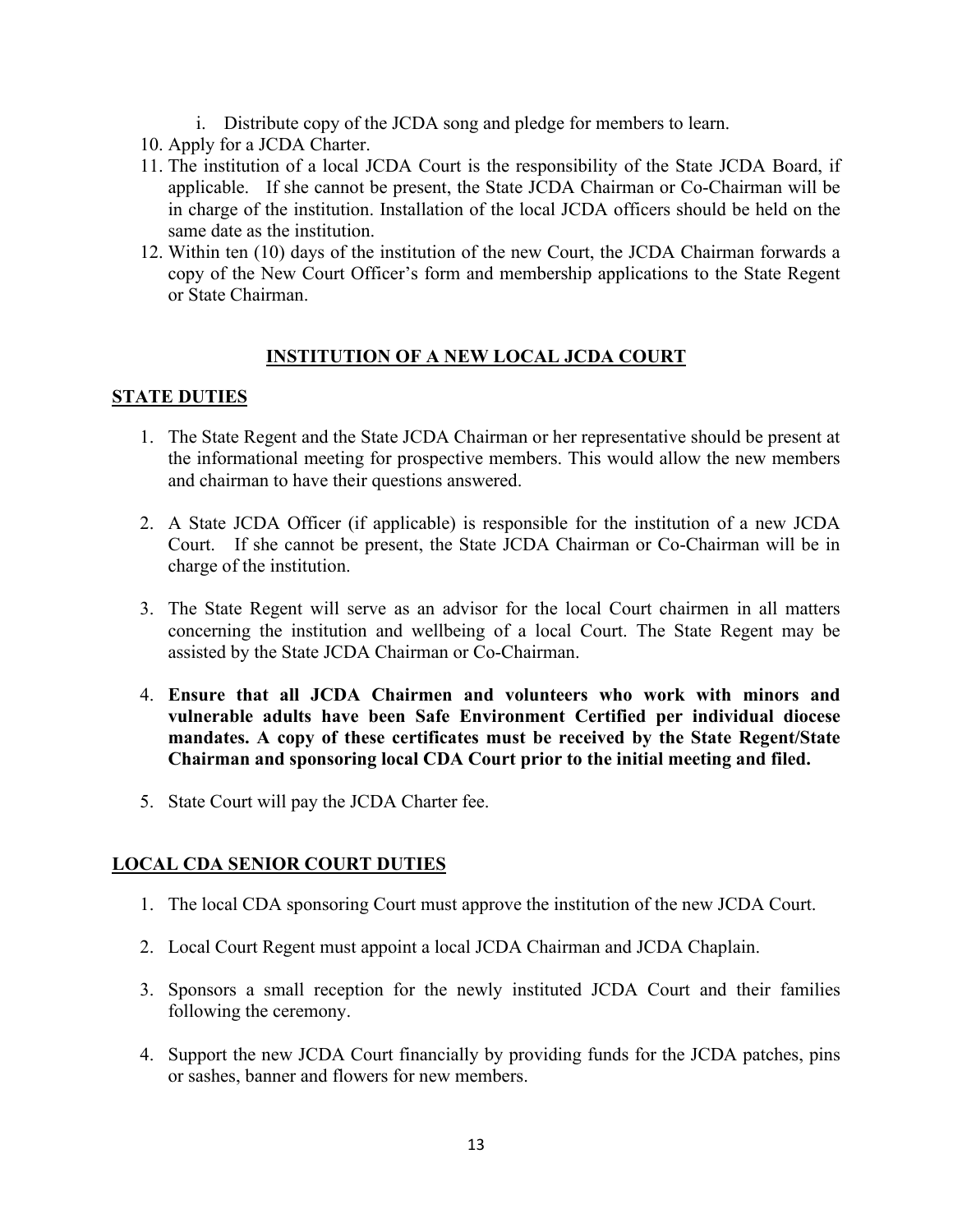i. Distribute copy of the JCDA song and pledge for members to learn.

10. Apply for a JCDA Charter.
11. The institution of a local JCDA Court is the responsibility of the State JCDA Board, if applicable. If she cannot be present, the State JCDA Chairman or Co-Chairman will be in charge of the institution. Installation of the local JCDA officers should be held on the same date as the institution.
12. Within ten (10) days of the institution of the new Court, the JCDA Chairman forwards a copy of the New Court Officer's form and membership applications to the State Regent or State Chairman.

## INSTITUTION OF A NEW LOCAL JCDA COURT

### STATE DUTIES

1. The State Regent and the State JCDA Chairman or her representative should be present at the informational meeting for prospective members. This would allow the new members and chairman to have their questions answered.

2. A State JCDA Officer (if applicable) is responsible for the institution of a new JCDA Court. If she cannot be present, the State JCDA Chairman or Co-Chairman will be in charge of the institution.

3. The State Regent will serve as an advisor for the local Court chairmen in all matters concerning the institution and wellbeing of a local Court. The State Regent may be assisted by the State JCDA Chairman or Co-Chairman.

4. **Ensure that all JCDA Chairmen and volunteers who work with minors and vulnerable adults have been Safe Environment Certified per individual diocese mandates. A copy of these certificates must be received by the State Regent/State Chairman and sponsoring local CDA Court prior to the initial meeting and filed.**

5. State Court will pay the JCDA Charter fee.

### LOCAL CDA SENIOR COURT DUTIES

1. The local CDA sponsoring Court must approve the institution of the new JCDA Court.

2. Local Court Regent must appoint a local JCDA Chairman and JCDA Chaplain.

3. Sponsors a small reception for the newly instituted JCDA Court and their families following the ceremony.

4. Support the new JCDA Court financially by providing funds for the JCDA patches, pins or sashes, banner and flowers for new members.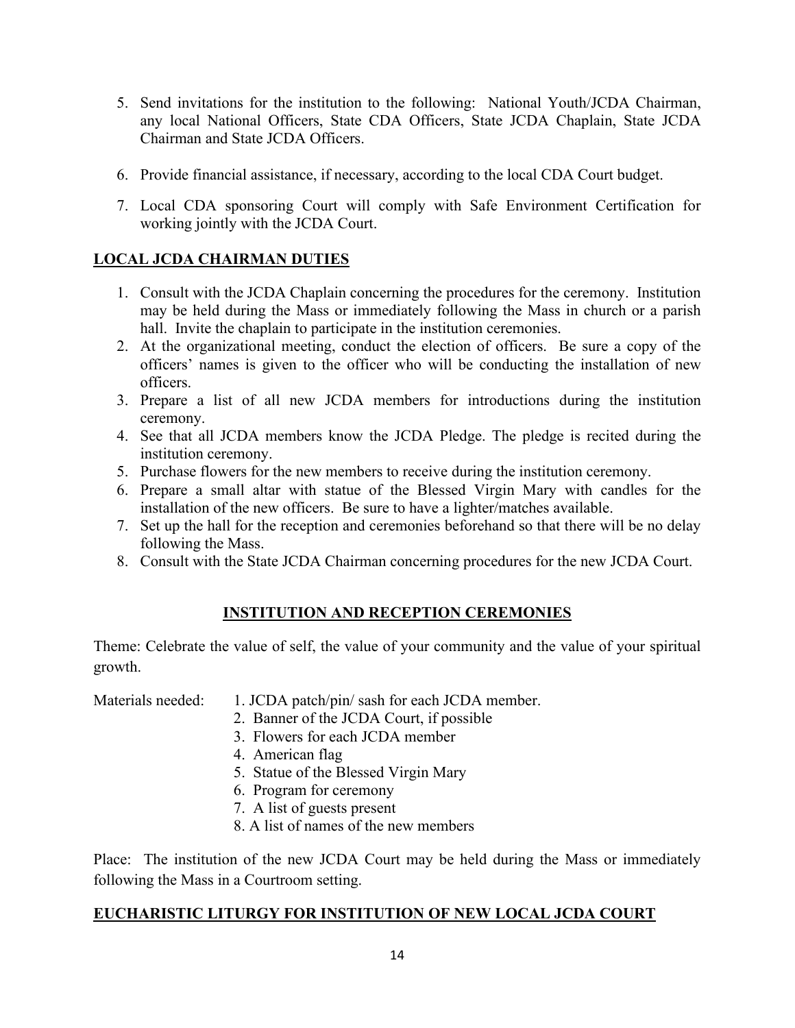5. Send invitations for the institution to the following: National Youth/JCDA Chairman, any local National Officers, State CDA Officers, State JCDA Chaplain, State JCDA Chairman and State JCDA Officers.

6. Provide financial assistance, if necessary, according to the local CDA Court budget.

7. Local CDA sponsoring Court will comply with Safe Environment Certification for working jointly with the JCDA Court.

## LOCAL JCDA CHAIRMAN DUTIES

1. Consult with the JCDA Chaplain concerning the procedures for the ceremony. Institution may be held during the Mass or immediately following the Mass in church or a parish hall. Invite the chaplain to participate in the institution ceremonies.
2. At the organizational meeting, conduct the election of officers. Be sure a copy of the officers' names is given to the officer who will be conducting the installation of new officers.
3. Prepare a list of all new JCDA members for introductions during the institution ceremony.
4. See that all JCDA members know the JCDA Pledge. The pledge is recited during the institution ceremony.
5. Purchase flowers for the new members to receive during the institution ceremony.
6. Prepare a small altar with statue of the Blessed Virgin Mary with candles for the installation of the new officers. Be sure to have a lighter/matches available.
7. Set up the hall for the reception and ceremonies beforehand so that there will be no delay following the Mass.
8. Consult with the State JCDA Chairman concerning procedures for the new JCDA Court.

## INSTITUTION AND RECEPTION CEREMONIES

Theme: Celebrate the value of self, the value of your community and the value of your spiritual growth.

Materials needed:
1. JCDA patch/pin/ sash for each JCDA member.
2. Banner of the JCDA Court, if possible
3. Flowers for each JCDA member
4. American flag
5. Statue of the Blessed Virgin Mary
6. Program for ceremony
7. A list of guests present
8. A list of names of the new members

Place: The institution of the new JCDA Court may be held during the Mass or immediately following the Mass in a Courtroom setting.

## EUCHARISTIC LITURGY FOR INSTITUTION OF NEW LOCAL JCDA COURT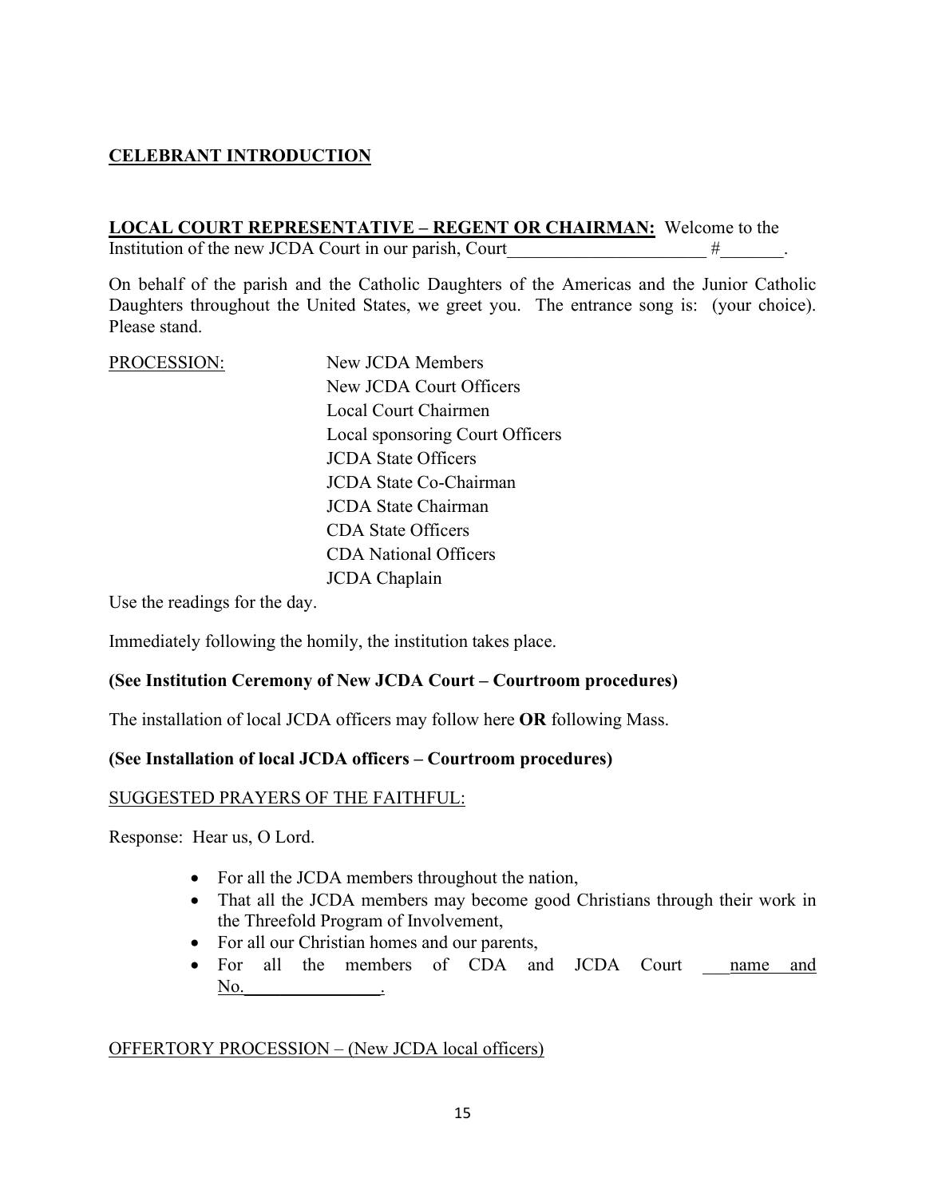**CELEBRANT INTRODUCTION**

**LOCAL COURT REPRESENTATIVE – REGENT OR CHAIRMAN:** Welcome to the Institution of the new JCDA Court in our parish, Court______________________ #_______.

On behalf of the parish and the Catholic Daughters of the Americas and the Junior Catholic Daughters throughout the United States, we greet you. The entrance song is: (your choice). Please stand.

PROCESSION:

- New JCDA Members
- New JCDA Court Officers
- Local Court Chairmen
- Local sponsoring Court Officers
- JCDA State Officers
- JCDA State Co-Chairman
- JCDA State Chairman
- CDA State Officers
- CDA National Officers
- JCDA Chaplain

Use the readings for the day.

Immediately following the homily, the institution takes place.

**(See Institution Ceremony of New JCDA Court – Courtroom procedures)**

The installation of local JCDA officers may follow here **OR** following Mass.

**(See Installation of local JCDA officers – Courtroom procedures)**

SUGGESTED PRAYERS OF THE FAITHFUL:

Response: Hear us, O Lord.

- For all the JCDA members throughout the nation,
- That all the JCDA members may become good Christians through their work in the Threefold Program of Involvement,
- For all our Christian homes and our parents,
- For all the members of CDA and JCDA Court ___name and No.______________.

OFFERTORY PROCESSION – (New JCDA local officers)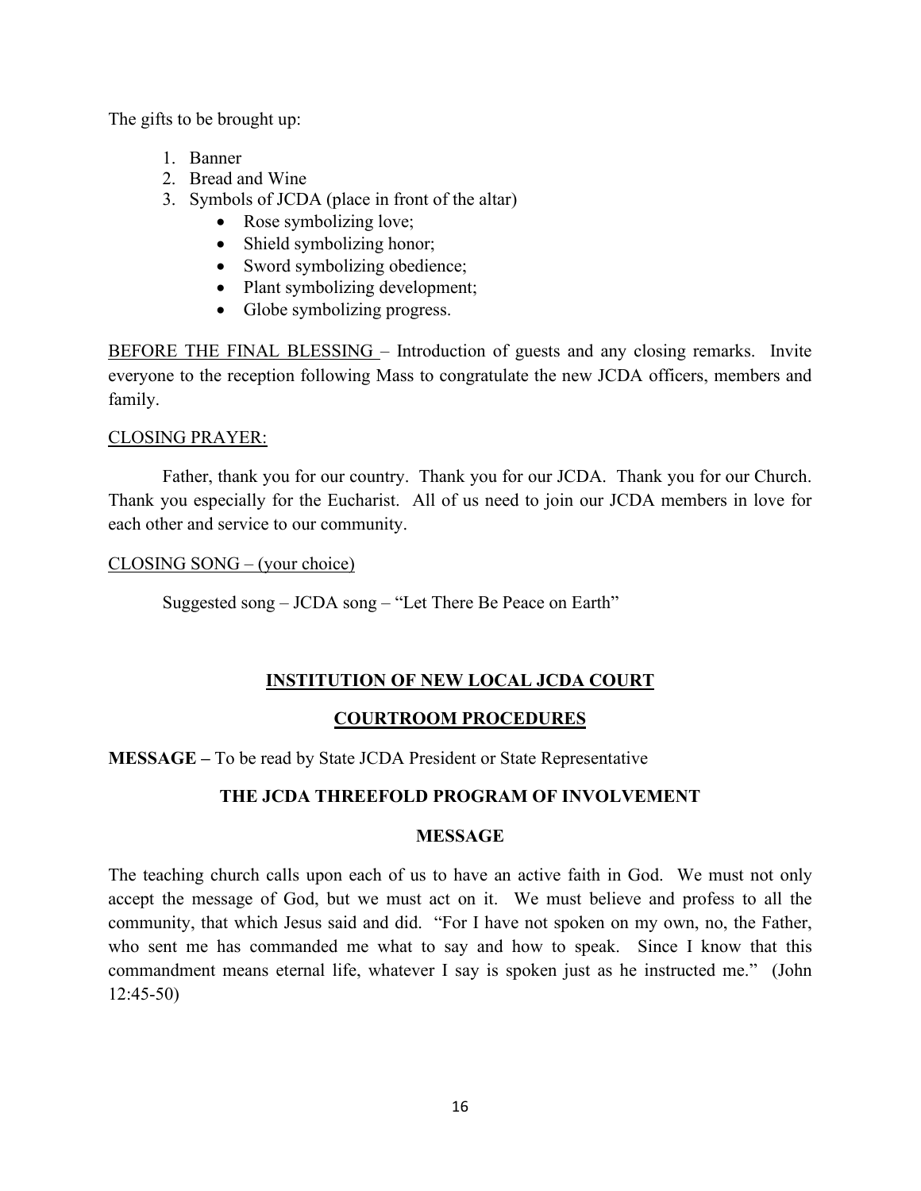The gifts to be brought up:

1. Banner
2. Bread and Wine
3. Symbols of JCDA (place in front of the altar)
   - Rose symbolizing love;
   - Shield symbolizing honor;
   - Sword symbolizing obedience;
   - Plant symbolizing development;
   - Globe symbolizing progress.

BEFORE THE FINAL BLESSING – Introduction of guests and any closing remarks. Invite everyone to the reception following Mass to congratulate the new JCDA officers, members and family.

CLOSING PRAYER:

Father, thank you for our country. Thank you for our JCDA. Thank you for our Church. Thank you especially for the Eucharist. All of us need to join our JCDA members in love for each other and service to our community.

CLOSING SONG – (your choice)

Suggested song – JCDA song – "Let There Be Peace on Earth"

## INSTITUTION OF NEW LOCAL JCDA COURT

## COURTROOM PROCEDURES

**MESSAGE –** To be read by State JCDA President or State Representative

### THE JCDA THREEFOLD PROGRAM OF INVOLVEMENT

### MESSAGE

The teaching church calls upon each of us to have an active faith in God. We must not only accept the message of God, but we must act on it. We must believe and profess to all the community, that which Jesus said and did. "For I have not spoken on my own, no, the Father, who sent me has commanded me what to say and how to speak. Since I know that this commandment means eternal life, whatever I say is spoken just as he instructed me." (John 12:45-50)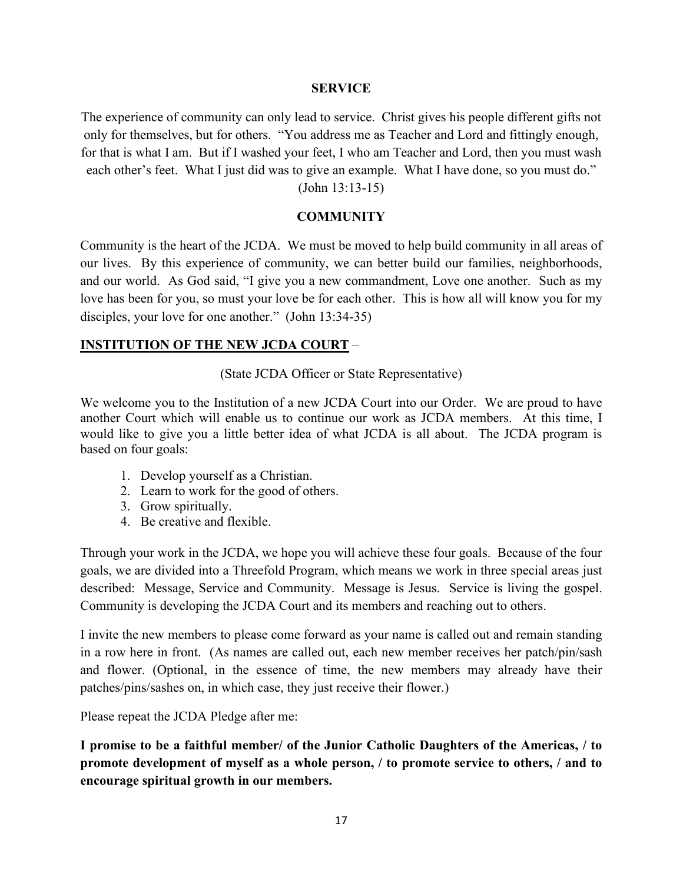**SERVICE**

The experience of community can only lead to service. Christ gives his people different gifts not only for themselves, but for others. "You address me as Teacher and Lord and fittingly enough, for that is what I am. But if I washed your feet, I who am Teacher and Lord, then you must wash each other's feet. What I just did was to give an example. What I have done, so you must do." (John 13:13-15)

**COMMUNITY**

Community is the heart of the JCDA. We must be moved to help build community in all areas of our lives. By this experience of community, we can better build our families, neighborhoods, and our world. As God said, "I give you a new commandment, Love one another. Such as my love has been for you, so must your love be for each other. This is how all will know you for my disciples, your love for one another." (John 13:34-35)

**INSTITUTION OF THE NEW JCDA COURT** –

(State JCDA Officer or State Representative)

We welcome you to the Institution of a new JCDA Court into our Order. We are proud to have another Court which will enable us to continue our work as JCDA members. At this time, I would like to give you a little better idea of what JCDA is all about. The JCDA program is based on four goals:

1. Develop yourself as a Christian.
2. Learn to work for the good of others.
3. Grow spiritually.
4. Be creative and flexible.

Through your work in the JCDA, we hope you will achieve these four goals. Because of the four goals, we are divided into a Threefold Program, which means we work in three special areas just described: Message, Service and Community. Message is Jesus. Service is living the gospel. Community is developing the JCDA Court and its members and reaching out to others.

I invite the new members to please come forward as your name is called out and remain standing in a row here in front. (As names are called out, each new member receives her patch/pin/sash and flower. (Optional, in the essence of time, the new members may already have their patches/pins/sashes on, in which case, they just receive their flower.)

Please repeat the JCDA Pledge after me:

**I promise to be a faithful member/ of the Junior Catholic Daughters of the Americas, / to promote development of myself as a whole person, / to promote service to others, / and to encourage spiritual growth in our members.**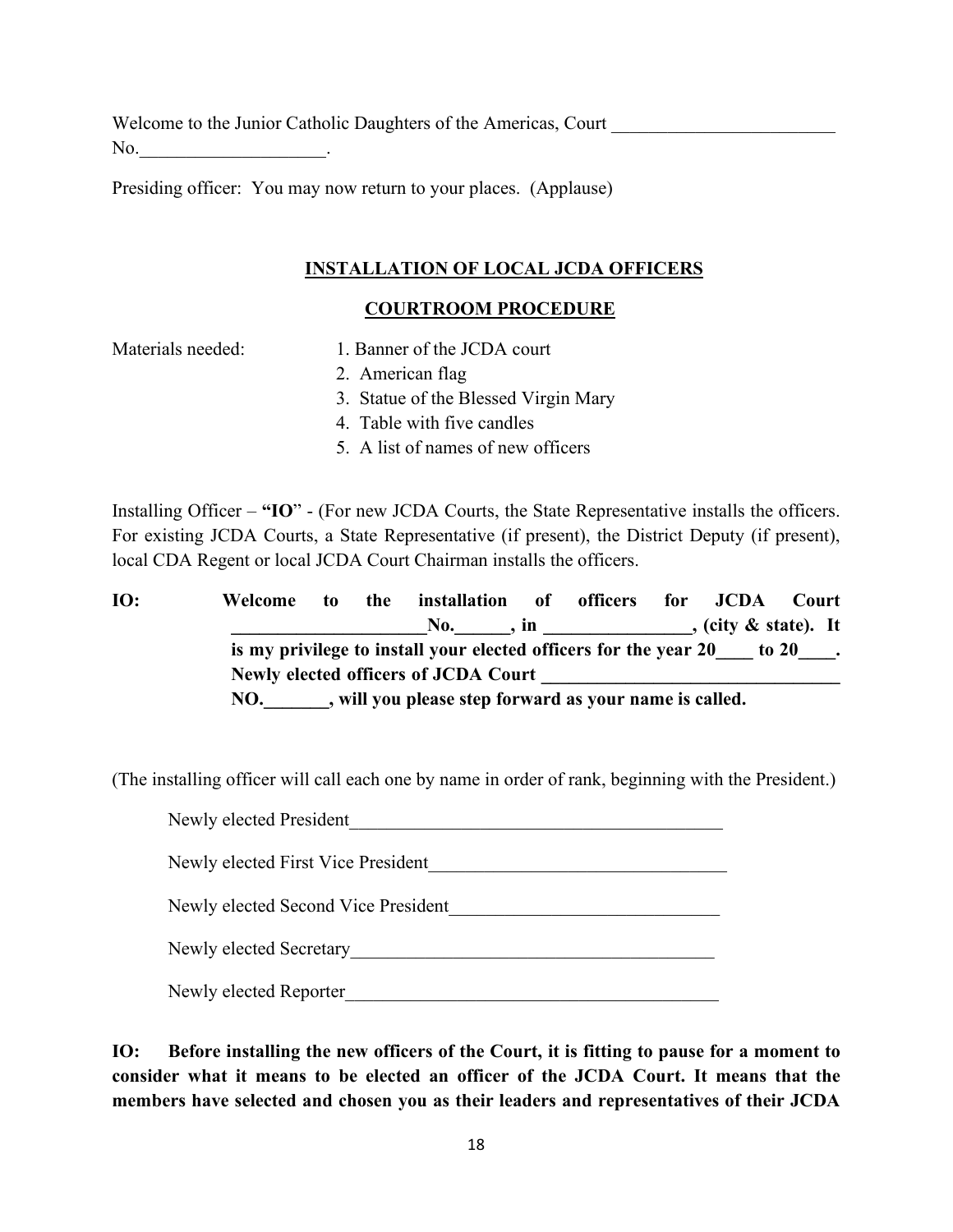Welcome to the Junior Catholic Daughters of the Americas, Court ________________________ No.____________________.

Presiding officer: You may now return to your places. (Applause)

## INSTALLATION OF LOCAL JCDA OFFICERS

## COURTROOM PROCEDURE

Materials needed:

1. Banner of the JCDA court
2. American flag
3. Statue of the Blessed Virgin Mary
4. Table with five candles
5. A list of names of new officers

Installing Officer – "**IO**" - (For new JCDA Courts, the State Representative installs the officers. For existing JCDA Courts, a State Representative (if present), the District Deputy (if present), local CDA Regent or local JCDA Court Chairman installs the officers.

**IO: Welcome to the installation of officers for JCDA Court ____________________No.______, in _______________, (city & state). It is my privilege to install your elected officers for the year 20____ to 20____. Newly elected officers of JCDA Court ________________________________ NO._______, will you please step forward as your name is called.**

(The installing officer will call each one by name in order of rank, beginning with the President.)

Newly elected President________________________________________

Newly elected First Vice President________________________________

Newly elected Second Vice President_____________________________

Newly elected Secretary_______________________________________

Newly elected Reporter________________________________________

**IO: Before installing the new officers of the Court, it is fitting to pause for a moment to consider what it means to be elected an officer of the JCDA Court. It means that the members have selected and chosen you as their leaders and representatives of their JCDA**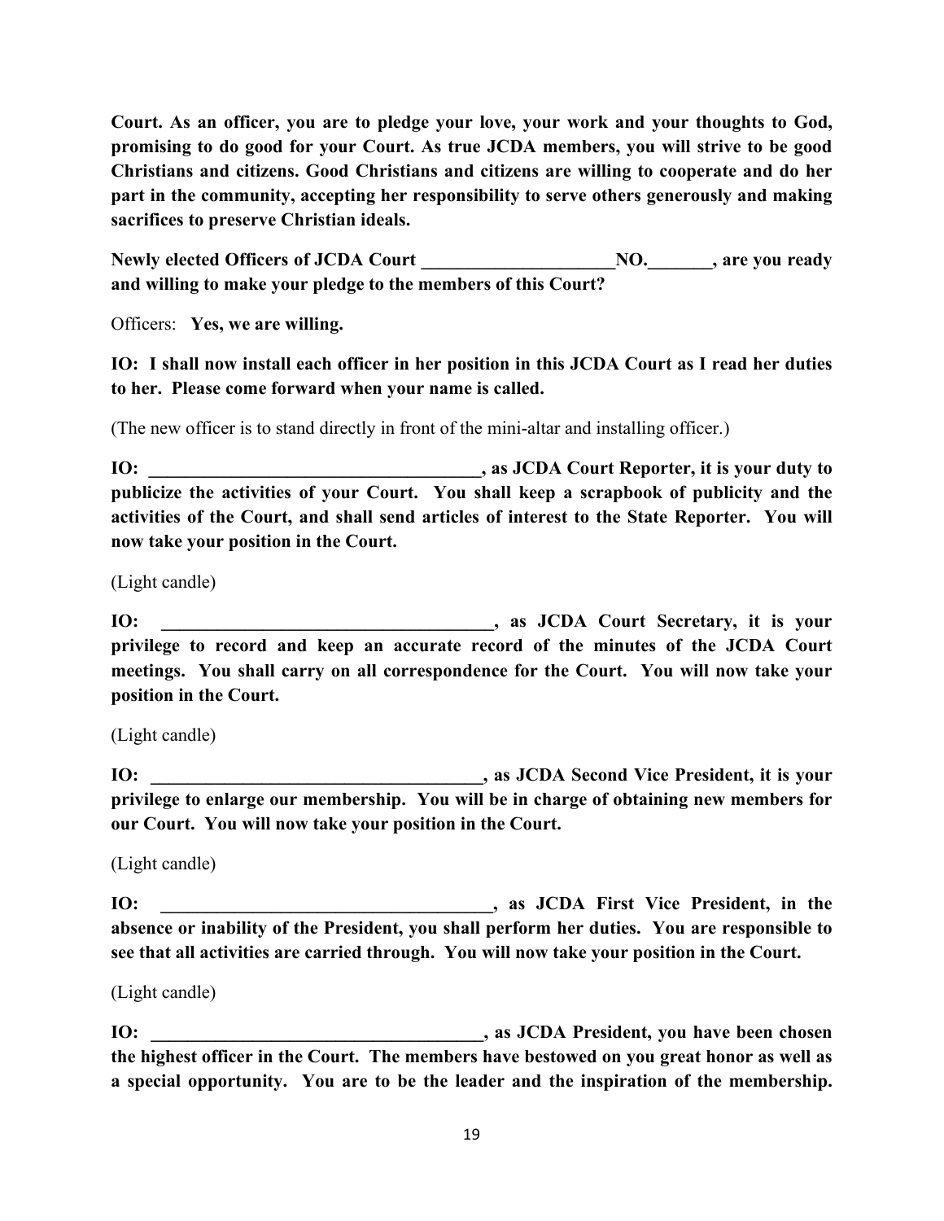**Court. As an officer, you are to pledge your love, your work and your thoughts to God, promising to do good for your Court. As true JCDA members, you will strive to be good Christians and citizens. Good Christians and citizens are willing to cooperate and do her part in the community, accepting her responsibility to serve others generously and making sacrifices to preserve Christian ideals.**

**Newly elected Officers of JCDA Court _____________________NO._______, are you ready and willing to make your pledge to the members of this Court?**

Officers: **Yes, we are willing.**

**IO: I shall now install each officer in her position in this JCDA Court as I read her duties to her. Please come forward when your name is called.**

(The new officer is to stand directly in front of the mini-altar and installing officer.)

**IO: ____________________________________, as JCDA Court Reporter, it is your duty to publicize the activities of your Court. You shall keep a scrapbook of publicity and the activities of the Court, and shall send articles of interest to the State Reporter. You will now take your position in the Court.**

(Light candle)

**IO: ____________________________________, as JCDA Court Secretary, it is your privilege to record and keep an accurate record of the minutes of the JCDA Court meetings. You shall carry on all correspondence for the Court. You will now take your position in the Court.**

(Light candle)

**IO: ____________________________________, as JCDA Second Vice President, it is your privilege to enlarge our membership. You will be in charge of obtaining new members for our Court. You will now take your position in the Court.**

(Light candle)

**IO: ____________________________________, as JCDA First Vice President, in the absence or inability of the President, you shall perform her duties. You are responsible to see that all activities are carried through. You will now take your position in the Court.**

(Light candle)

**IO: ____________________________________, as JCDA President, you have been chosen the highest officer in the Court. The members have bestowed on you great honor as well as a special opportunity. You are to be the leader and the inspiration of the membership.**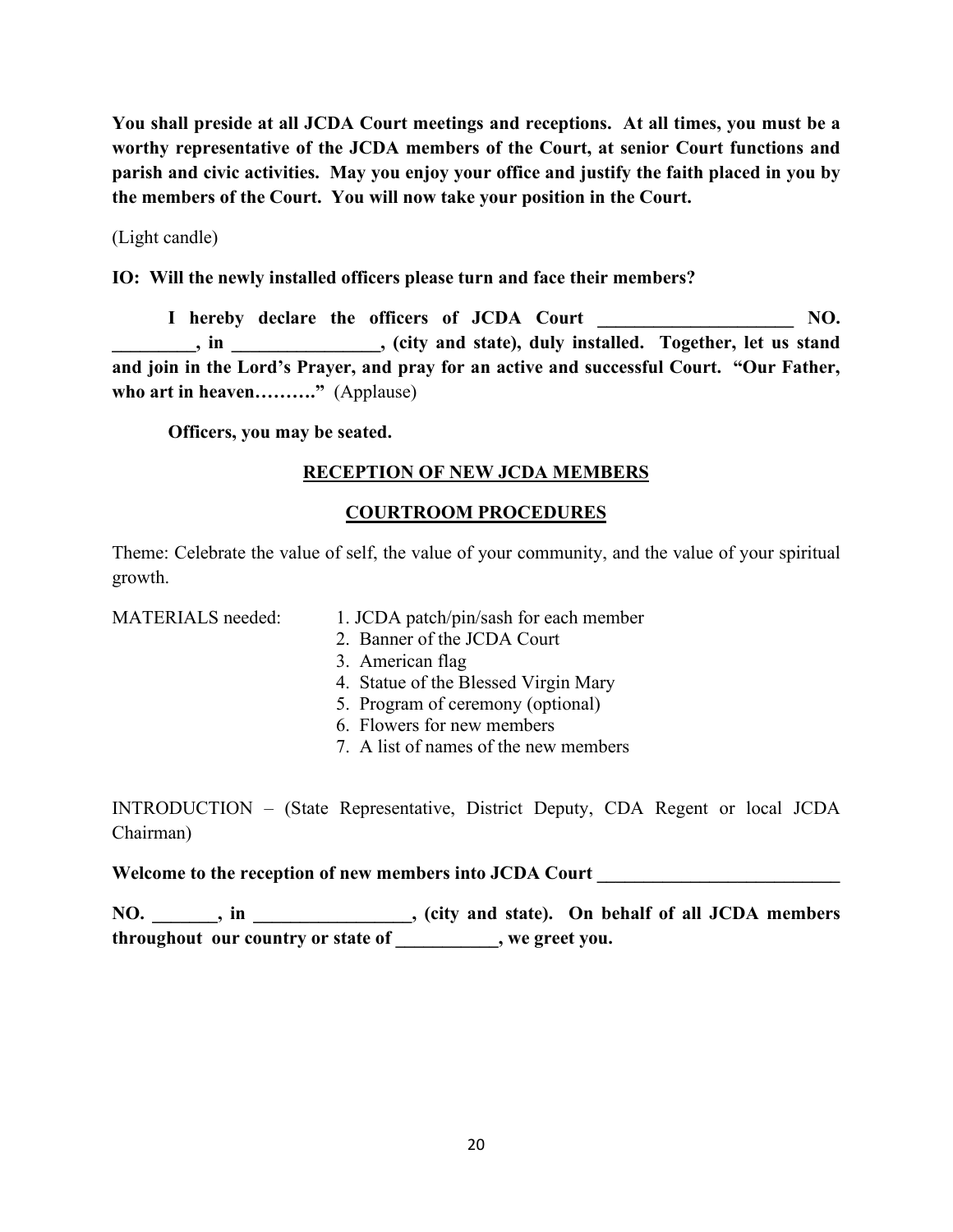**You shall preside at all JCDA Court meetings and receptions. At all times, you must be a worthy representative of the JCDA members of the Court, at senior Court functions and parish and civic activities. May you enjoy your office and justify the faith placed in you by the members of the Court. You will now take your position in the Court.**

(Light candle)

**IO: Will the newly installed officers please turn and face their members?**

**I hereby declare the officers of JCDA Court _____________________ NO. _________, in ________________, (city and state), duly installed. Together, let us stand and join in the Lord's Prayer, and pray for an active and successful Court. "Our Father, who art in heaven………"** (Applause)

**Officers, you may be seated.**

## RECEPTION OF NEW JCDA MEMBERS

## COURTROOM PROCEDURES

Theme: Celebrate the value of self, the value of your community, and the value of your spiritual growth.

MATERIALS needed:

1. JCDA patch/pin/sash for each member
2. Banner of the JCDA Court
3. American flag
4. Statue of the Blessed Virgin Mary
5. Program of ceremony (optional)
6. Flowers for new members
7. A list of names of the new members

INTRODUCTION – (State Representative, District Deputy, CDA Regent or local JCDA Chairman)

**Welcome to the reception of new members into JCDA Court __________________________**

**NO. _______, in _________________, (city and state). On behalf of all JCDA members throughout our country or state of ___________, we greet you.**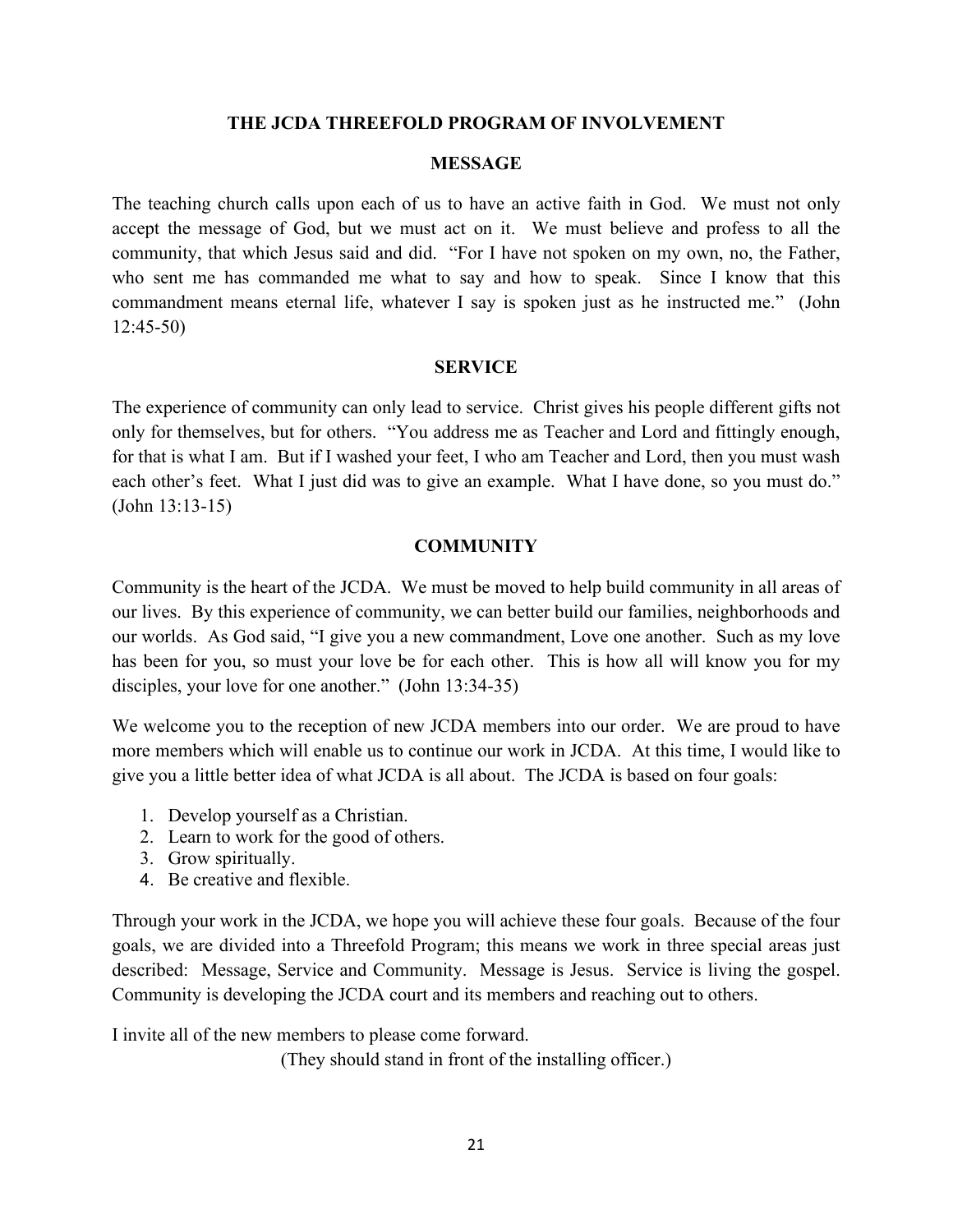## THE JCDA THREEFOLD PROGRAM OF INVOLVEMENT

### MESSAGE

The teaching church calls upon each of us to have an active faith in God. We must not only accept the message of God, but we must act on it. We must believe and profess to all the community, that which Jesus said and did. "For I have not spoken on my own, no, the Father, who sent me has commanded me what to say and how to speak. Since I know that this commandment means eternal life, whatever I say is spoken just as he instructed me." (John 12:45-50)

### SERVICE

The experience of community can only lead to service. Christ gives his people different gifts not only for themselves, but for others. "You address me as Teacher and Lord and fittingly enough, for that is what I am. But if I washed your feet, I who am Teacher and Lord, then you must wash each other's feet. What I just did was to give an example. What I have done, so you must do." (John 13:13-15)

### COMMUNITY

Community is the heart of the JCDA. We must be moved to help build community in all areas of our lives. By this experience of community, we can better build our families, neighborhoods and our worlds. As God said, "I give you a new commandment, Love one another. Such as my love has been for you, so must your love be for each other. This is how all will know you for my disciples, your love for one another." (John 13:34-35)

We welcome you to the reception of new JCDA members into our order. We are proud to have more members which will enable us to continue our work in JCDA. At this time, I would like to give you a little better idea of what JCDA is all about. The JCDA is based on four goals:

1. Develop yourself as a Christian.
2. Learn to work for the good of others.
3. Grow spiritually.
4. Be creative and flexible.

Through your work in the JCDA, we hope you will achieve these four goals. Because of the four goals, we are divided into a Threefold Program; this means we work in three special areas just described: Message, Service and Community. Message is Jesus. Service is living the gospel. Community is developing the JCDA court and its members and reaching out to others.

I invite all of the new members to please come forward.

(They should stand in front of the installing officer.)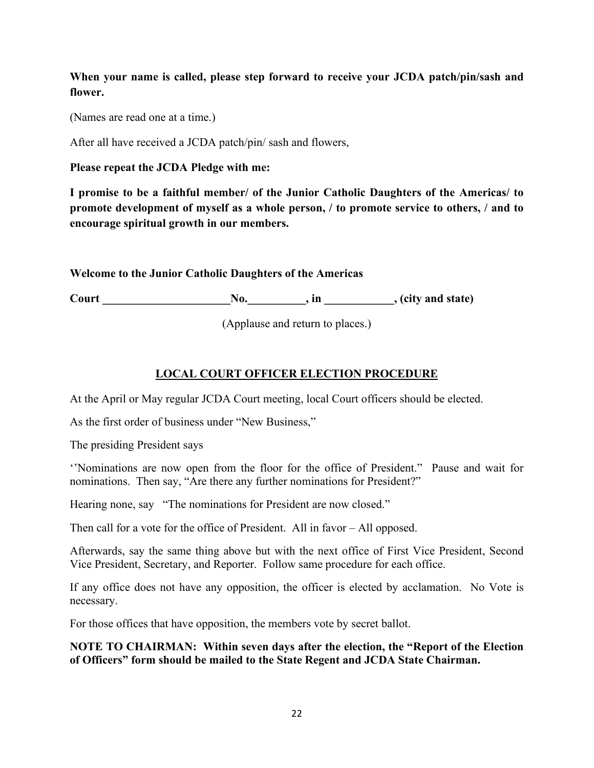**When your name is called, please step forward to receive your JCDA patch/pin/sash and flower.**

(Names are read one at a time.)

After all have received a JCDA patch/pin/ sash and flowers,

**Please repeat the JCDA Pledge with me:**

**I promise to be a faithful member/ of the Junior Catholic Daughters of the Americas/ to promote development of myself as a whole person, / to promote service to others, / and to encourage spiritual growth in our members.**

**Welcome to the Junior Catholic Daughters of the Americas**

**Court ______________________No.__________, in ____________, (city and state)**

(Applause and return to places.)

## LOCAL COURT OFFICER ELECTION PROCEDURE

At the April or May regular JCDA Court meeting, local Court officers should be elected.

As the first order of business under "New Business,"

The presiding President says

''Nominations are now open from the floor for the office of President." Pause and wait for nominations. Then say, "Are there any further nominations for President?"

Hearing none, say "The nominations for President are now closed."

Then call for a vote for the office of President. All in favor – All opposed.

Afterwards, say the same thing above but with the next office of First Vice President, Second Vice President, Secretary, and Reporter. Follow same procedure for each office.

If any office does not have any opposition, the officer is elected by acclamation. No Vote is necessary.

For those offices that have opposition, the members vote by secret ballot.

**NOTE TO CHAIRMAN: Within seven days after the election, the "Report of the Election of Officers" form should be mailed to the State Regent and JCDA State Chairman.**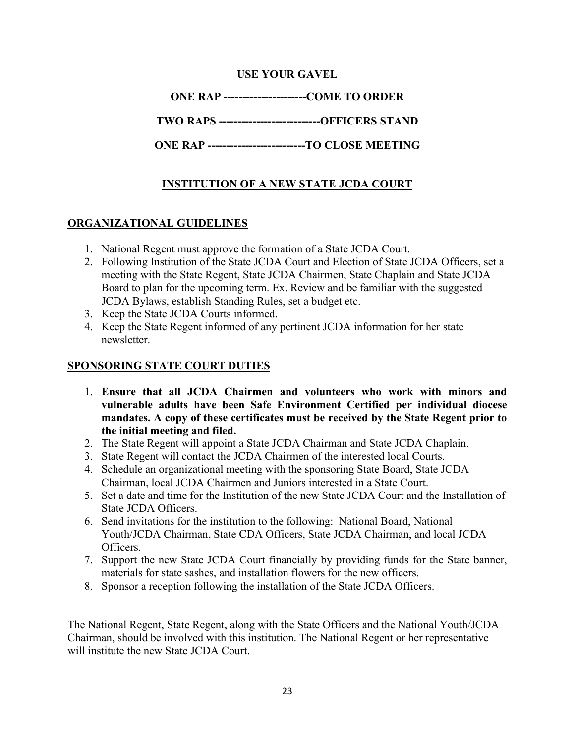**USE YOUR GAVEL**

**ONE RAP ----------------------COME TO ORDER**

**TWO RAPS ---------------------------OFFICERS STAND**

**ONE RAP --------------------------TO CLOSE MEETING**

## INSTITUTION OF A NEW STATE JCDA COURT

### ORGANIZATIONAL GUIDELINES

1. National Regent must approve the formation of a State JCDA Court.
2. Following Institution of the State JCDA Court and Election of State JCDA Officers, set a meeting with the State Regent, State JCDA Chairmen, State Chaplain and State JCDA Board to plan for the upcoming term. Ex. Review and be familiar with the suggested JCDA Bylaws, establish Standing Rules, set a budget etc.
3. Keep the State JCDA Courts informed.
4. Keep the State Regent informed of any pertinent JCDA information for her state newsletter.

### SPONSORING STATE COURT DUTIES

1. **Ensure that all JCDA Chairmen and volunteers who work with minors and vulnerable adults have been Safe Environment Certified per individual diocese mandates. A copy of these certificates must be received by the State Regent prior to the initial meeting and filed.**
2. The State Regent will appoint a State JCDA Chairman and State JCDA Chaplain.
3. State Regent will contact the JCDA Chairmen of the interested local Courts.
4. Schedule an organizational meeting with the sponsoring State Board, State JCDA Chairman, local JCDA Chairmen and Juniors interested in a State Court.
5. Set a date and time for the Institution of the new State JCDA Court and the Installation of State JCDA Officers.
6. Send invitations for the institution to the following: National Board, National Youth/JCDA Chairman, State CDA Officers, State JCDA Chairman, and local JCDA Officers.
7. Support the new State JCDA Court financially by providing funds for the State banner, materials for state sashes, and installation flowers for the new officers.
8. Sponsor a reception following the installation of the State JCDA Officers.

The National Regent, State Regent, along with the State Officers and the National Youth/JCDA Chairman, should be involved with this institution. The National Regent or her representative will institute the new State JCDA Court.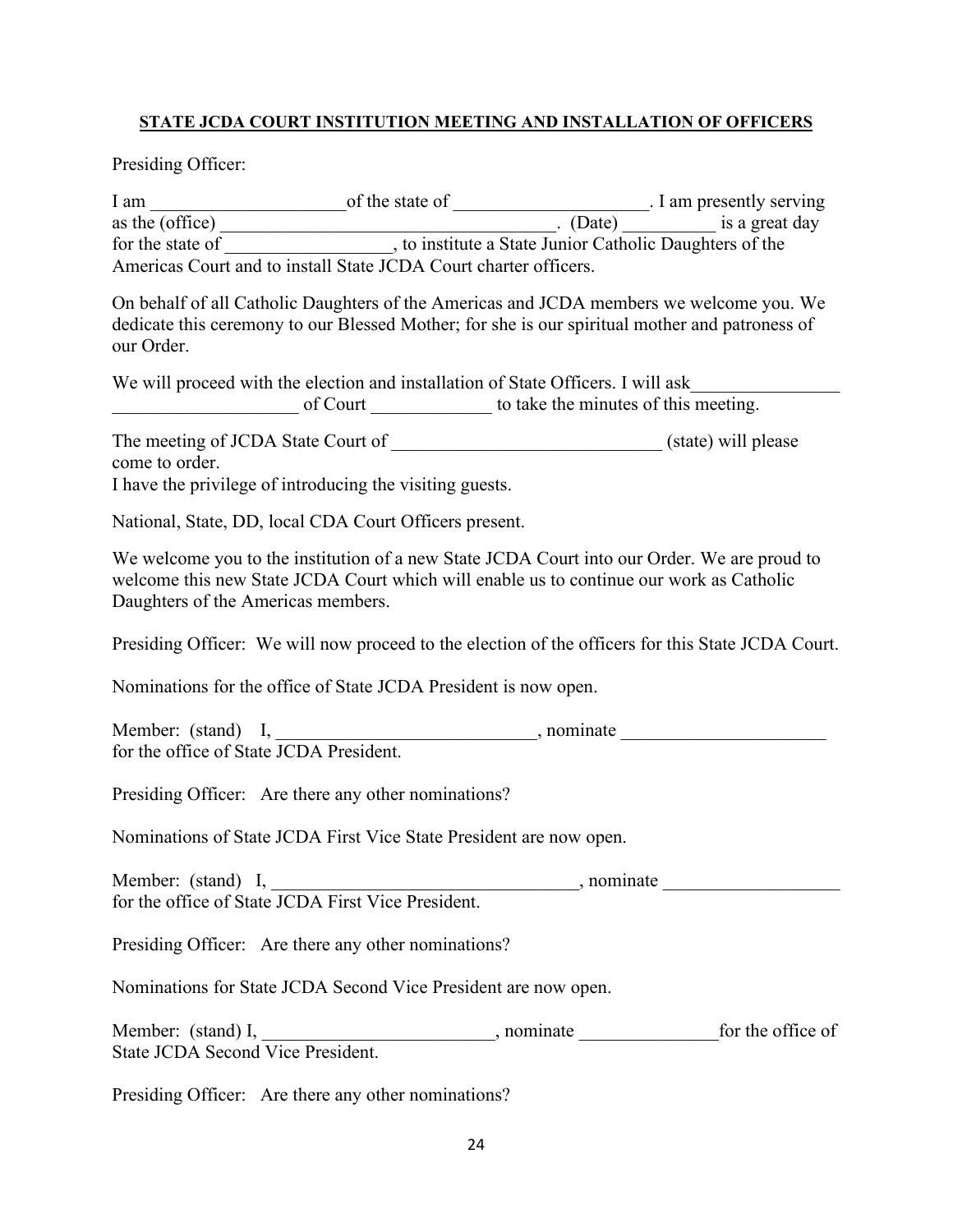**STATE JCDA COURT INSTITUTION MEETING AND INSTALLATION OF OFFICERS**

Presiding Officer:

I am _____________________of the state of _____________________. I am presently serving as the (office) ____________________________________. (Date) __________ is a great day for the state of __________________, to institute a State Junior Catholic Daughters of the Americas Court and to install State JCDA Court charter officers.

On behalf of all Catholic Daughters of the Americas and JCDA members we welcome you. We dedicate this ceremony to our Blessed Mother; for she is our spiritual mother and patroness of our Order.

We will proceed with the election and installation of State Officers. I will ask________________ ____________________ of Court _____________ to take the minutes of this meeting.

The meeting of JCDA State Court of _____________________________ (state) will please come to order.
I have the privilege of introducing the visiting guests.

National, State, DD, local CDA Court Officers present.

We welcome you to the institution of a new State JCDA Court into our Order. We are proud to welcome this new State JCDA Court which will enable us to continue our work as Catholic Daughters of the Americas members.

Presiding Officer: We will now proceed to the election of the officers for this State JCDA Court.

Nominations for the office of State JCDA President is now open.

Member: (stand) I, ____________________________, nominate ______________________ for the office of State JCDA President.

Presiding Officer: Are there any other nominations?

Nominations of State JCDA First Vice State President are now open.

Member: (stand) I, __________________________________, nominate ___________________ for the office of State JCDA First Vice President.

Presiding Officer: Are there any other nominations?

Nominations for State JCDA Second Vice President are now open.

Member: (stand) I, _________________________, nominate _______________for the office of State JCDA Second Vice President.

Presiding Officer: Are there any other nominations?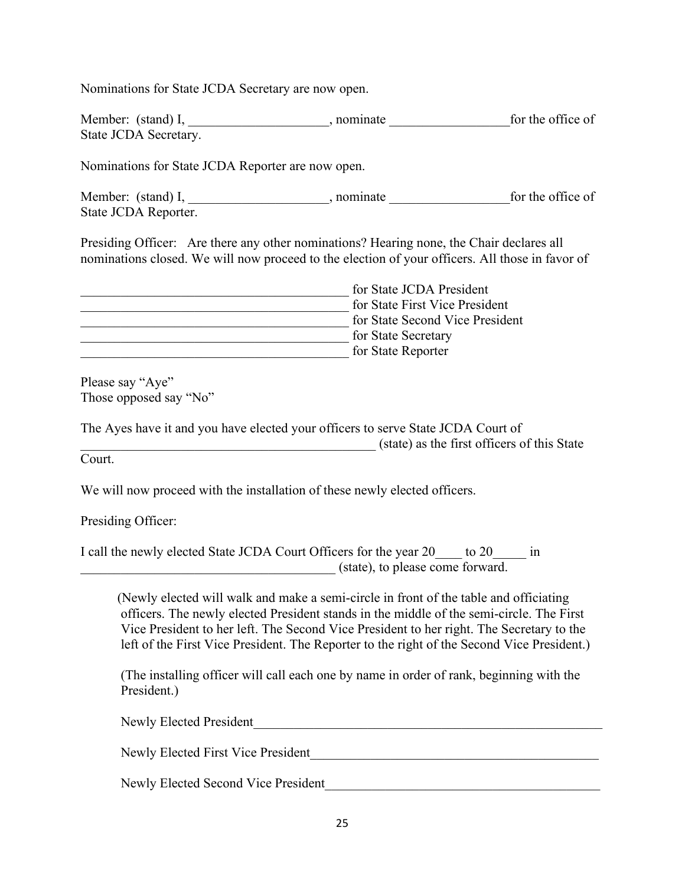Nominations for State JCDA Secretary are now open.

Member: (stand) I, ____________________, nominate _________________for the office of State JCDA Secretary.

Nominations for State JCDA Reporter are now open.

Member: (stand) I, ____________________, nominate _________________for the office of State JCDA Reporter.

Presiding Officer: Are there any other nominations? Hearing none, the Chair declares all nominations closed. We will now proceed to the election of your officers. All those in favor of

_______________________________________ for State JCDA President
_______________________________________ for State First Vice President
_______________________________________ for State Second Vice President
_______________________________________ for State Secretary
_______________________________________ for State Reporter

Please say "Aye"
Those opposed say "No"

The Ayes have it and you have elected your officers to serve State JCDA Court of _____________________________________________ (state) as the first officers of this State Court.

We will now proceed with the installation of these newly elected officers.

Presiding Officer:

I call the newly elected State JCDA Court Officers for the year 20____ to 20_____ in _____________________________________ (state), to please come forward.

(Newly elected will walk and make a semi-circle in front of the table and officiating officers. The newly elected President stands in the middle of the semi-circle. The First Vice President to her left. The Second Vice President to her right. The Secretary to the left of the First Vice President. The Reporter to the right of the Second Vice President.)

(The installing officer will call each one by name in order of rank, beginning with the President.)

Newly Elected President_____________________________________________________

Newly Elected First Vice President____________________________________________

Newly Elected Second Vice President__________________________________________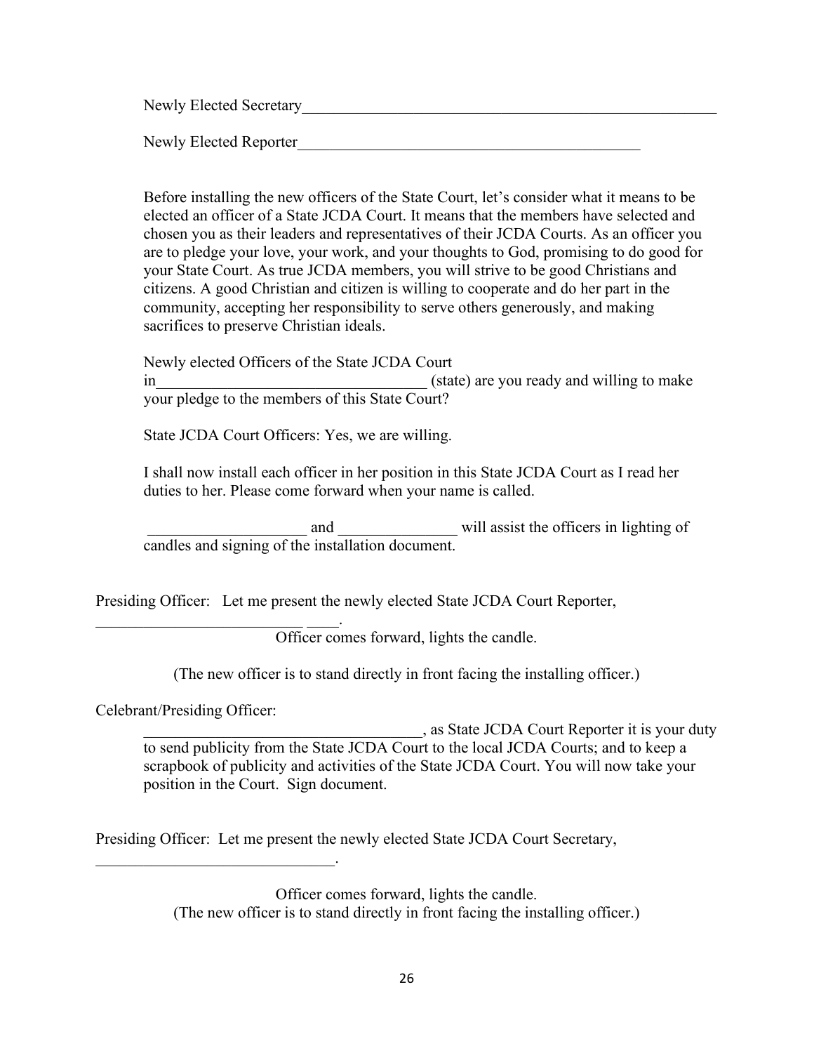Newly Elected Secretary________________________________________________________

Newly Elected Reporter______________________________________________

Before installing the new officers of the State Court, let's consider what it means to be elected an officer of a State JCDA Court. It means that the members have selected and chosen you as their leaders and representatives of their JCDA Courts. As an officer you are to pledge your love, your work, and your thoughts to God, promising to do good for your State Court. As true JCDA members, you will strive to be good Christians and citizens. A good Christian and citizen is willing to cooperate and do her part in the community, accepting her responsibility to serve others generously, and making sacrifices to preserve Christian ideals.

Newly elected Officers of the State JCDA Court in__________________________________ (state) are you ready and willing to make your pledge to the members of this State Court?

State JCDA Court Officers: Yes, we are willing.

I shall now install each officer in her position in this State JCDA Court as I read her duties to her. Please come forward when your name is called.

____________________ and _______________ will assist the officers in lighting of candles and signing of the installation document.

Presiding Officer: Let me present the newly elected State JCDA Court Reporter, __________________________ ____.

Officer comes forward, lights the candle.

(The new officer is to stand directly in front facing the installing officer.)

Celebrant/Presiding Officer:

___________________________________, as State JCDA Court Reporter it is your duty to send publicity from the State JCDA Court to the local JCDA Courts; and to keep a scrapbook of publicity and activities of the State JCDA Court. You will now take your position in the Court. Sign document.

Presiding Officer: Let me present the newly elected State JCDA Court Secretary, ______________________________.

Officer comes forward, lights the candle.
(The new officer is to stand directly in front facing the installing officer.)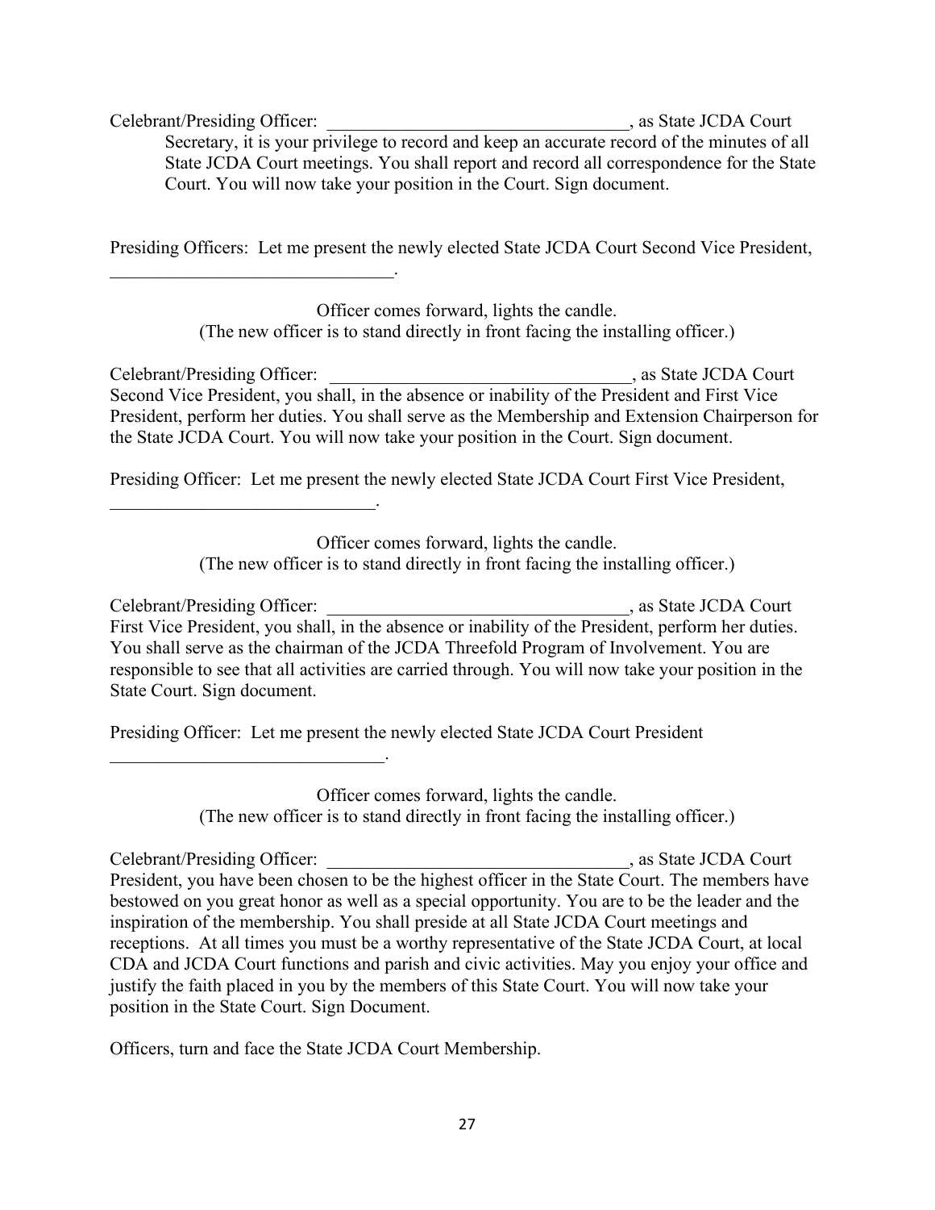Celebrant/Presiding Officer: _________________________________, as State JCDA Court Secretary, it is your privilege to record and keep an accurate record of the minutes of all State JCDA Court meetings. You shall report and record all correspondence for the State Court. You will now take your position in the Court. Sign document.

Presiding Officers: Let me present the newly elected State JCDA Court Second Vice President, _______________________________.

Officer comes forward, lights the candle.
(The new officer is to stand directly in front facing the installing officer.)

Celebrant/Presiding Officer: _________________________________, as State JCDA Court Second Vice President, you shall, in the absence or inability of the President and First Vice President, perform her duties. You shall serve as the Membership and Extension Chairperson for the State JCDA Court. You will now take your position in the Court. Sign document.

Presiding Officer: Let me present the newly elected State JCDA Court First Vice President, _____________________________.

Officer comes forward, lights the candle.
(The new officer is to stand directly in front facing the installing officer.)

Celebrant/Presiding Officer: _________________________________, as State JCDA Court First Vice President, you shall, in the absence or inability of the President, perform her duties. You shall serve as the chairman of the JCDA Threefold Program of Involvement. You are responsible to see that all activities are carried through. You will now take your position in the State Court. Sign document.

Presiding Officer: Let me present the newly elected State JCDA Court President ______________________________.

Officer comes forward, lights the candle.
(The new officer is to stand directly in front facing the installing officer.)

Celebrant/Presiding Officer: _________________________________, as State JCDA Court President, you have been chosen to be the highest officer in the State Court. The members have bestowed on you great honor as well as a special opportunity. You are to be the leader and the inspiration of the membership. You shall preside at all State JCDA Court meetings and receptions. At all times you must be a worthy representative of the State JCDA Court, at local CDA and JCDA Court functions and parish and civic activities. May you enjoy your office and justify the faith placed in you by the members of this State Court. You will now take your position in the State Court. Sign Document.

Officers, turn and face the State JCDA Court Membership.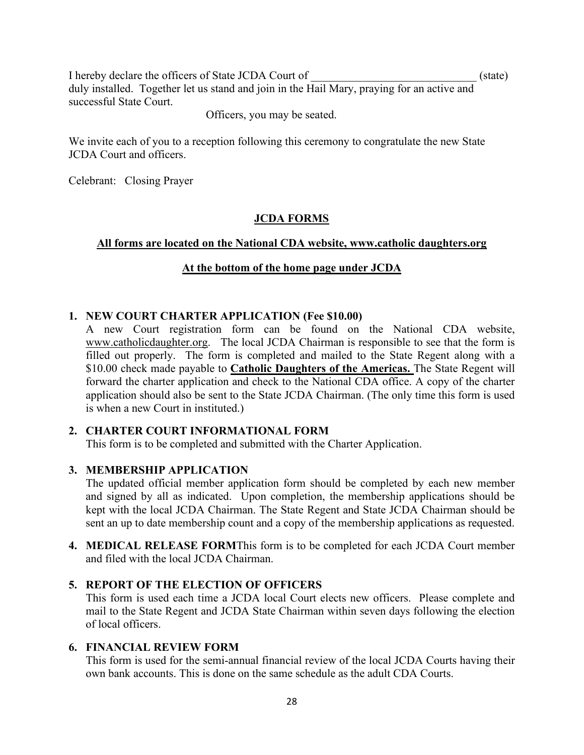I hereby declare the officers of State JCDA Court of \_\_\_\_\_\_\_\_\_\_\_\_\_\_\_\_\_\_\_\_\_\_\_\_\_\_\_\_\_\_ (state) duly installed. Together let us stand and join in the Hail Mary, praying for an active and successful State Court.

Officers, you may be seated.

We invite each of you to a reception following this ceremony to congratulate the new State JCDA Court and officers.

Celebrant: Closing Prayer

## JCDA FORMS

**All forms are located on the National CDA website, www.catholic daughters.org**

**At the bottom of the home page under JCDA**

1. **NEW COURT CHARTER APPLICATION (Fee $10.00)**
   A new Court registration form can be found on the National CDA website, www.catholicdaughter.org. The local JCDA Chairman is responsible to see that the form is filled out properly. The form is completed and mailed to the State Regent along with a $10.00 check made payable to **Catholic Daughters of the Americas.** The State Regent will forward the charter application and check to the National CDA office. A copy of the charter application should also be sent to the State JCDA Chairman. (The only time this form is used is when a new Court in instituted.)

2. **CHARTER COURT INFORMATIONAL FORM**
   This form is to be completed and submitted with the Charter Application.

3. **MEMBERSHIP APPLICATION**
   The updated official member application form should be completed by each new member and signed by all as indicated. Upon completion, the membership applications should be kept with the local JCDA Chairman. The State Regent and State JCDA Chairman should be sent an up to date membership count and a copy of the membership applications as requested.

4. **MEDICAL RELEASE FORM**This form is to be completed for each JCDA Court member and filed with the local JCDA Chairman.

5. **REPORT OF THE ELECTION OF OFFICERS**
   This form is used each time a JCDA local Court elects new officers. Please complete and mail to the State Regent and JCDA State Chairman within seven days following the election of local officers.

6. **FINANCIAL REVIEW FORM**
   This form is used for the semi-annual financial review of the local JCDA Courts having their own bank accounts. This is done on the same schedule as the adult CDA Courts.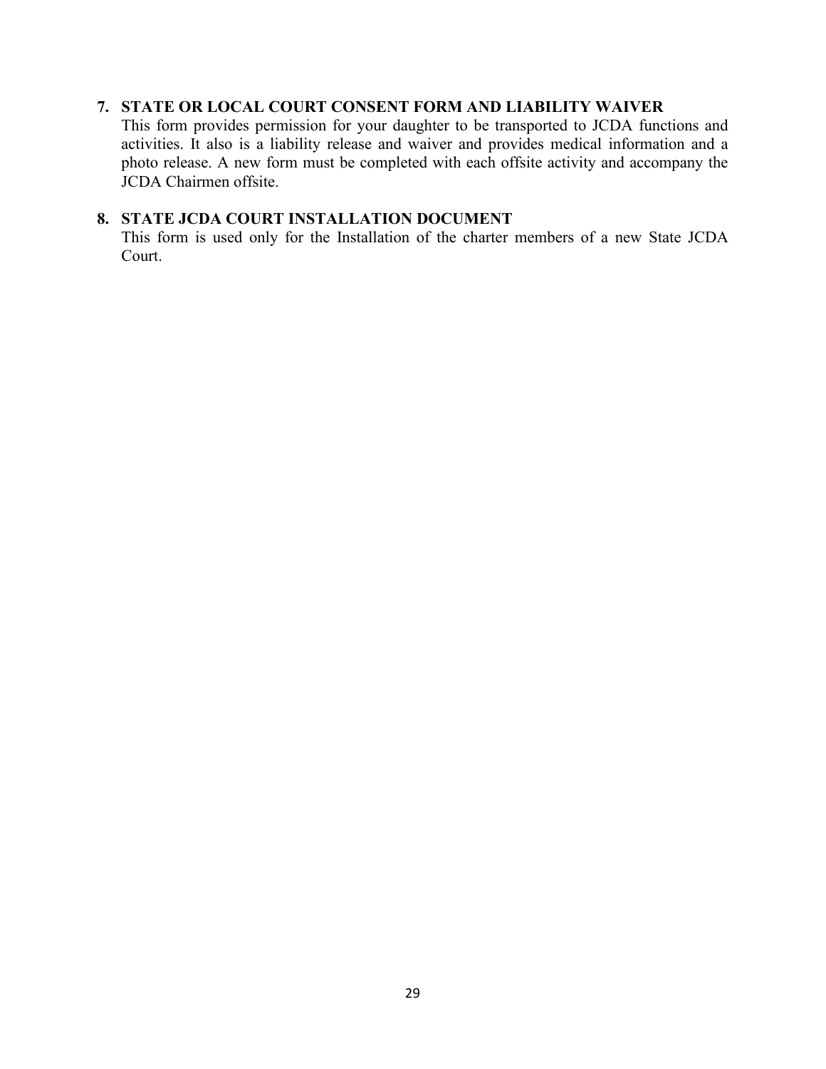7. **STATE OR LOCAL COURT CONSENT FORM AND LIABILITY WAIVER**
   This form provides permission for your daughter to be transported to JCDA functions and activities. It also is a liability release and waiver and provides medical information and a photo release. A new form must be completed with each offsite activity and accompany the JCDA Chairmen offsite.

8. **STATE JCDA COURT INSTALLATION DOCUMENT**
   This form is used only for the Installation of the charter members of a new State JCDA Court.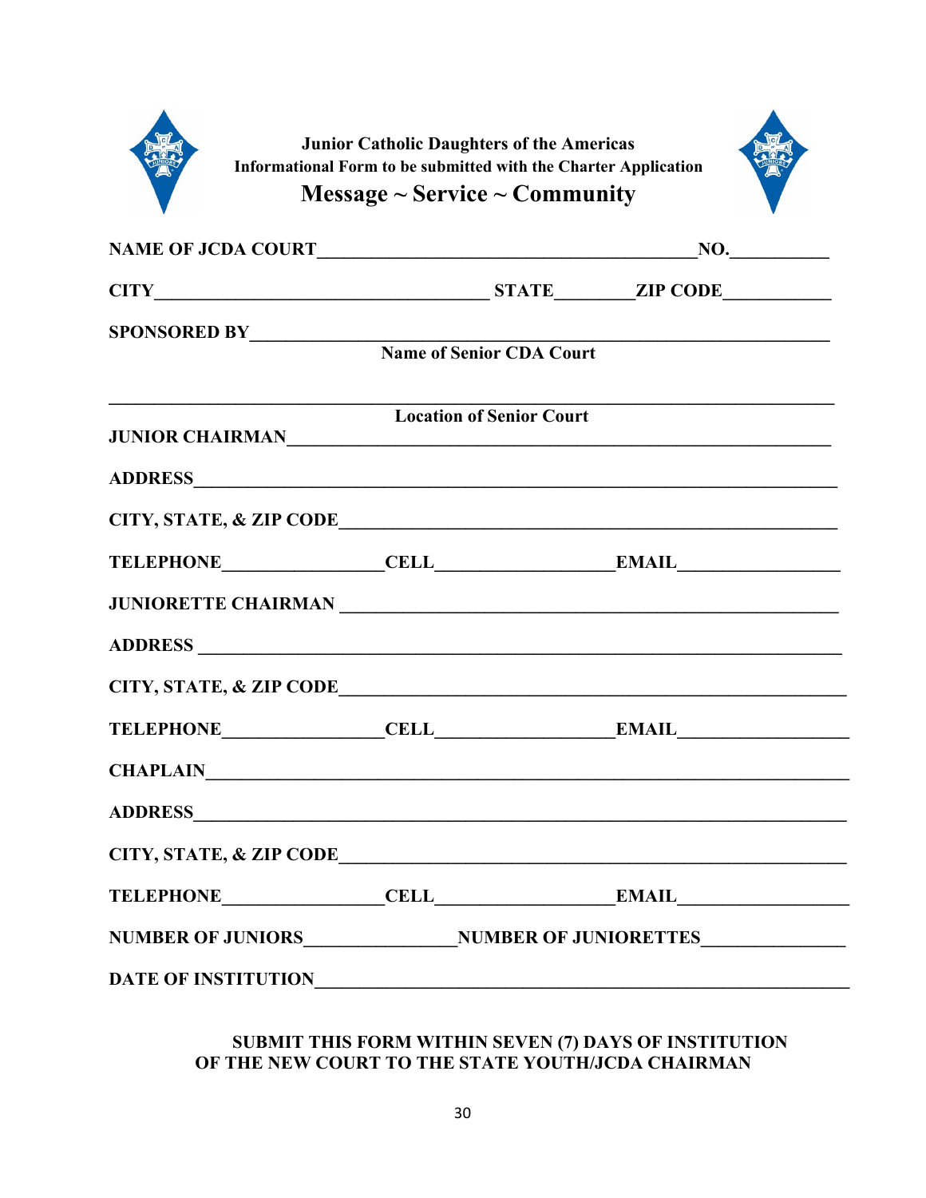**Junior Catholic Daughters of the Americas**
**Informational Form to be submitted with the Charter Application**

## Message ~ Service ~ Community

**NAME OF JCDA COURT**_________________________________________**NO.**__________

**CITY**____________________________________ **STATE**________**ZIP CODE**___________

**SPONSORED BY**_______________________________________________________________
**Name of Senior CDA Court**

_______________________________________________________________________________
**Location of Senior Court**

**JUNIOR CHAIRMAN**_____________________________________________________________

**ADDRESS**_____________________________________________________________________

**CITY, STATE, & ZIP CODE**_______________________________________________________

**TELEPHONE**________________**CELL**__________________**EMAIL**_________________

**JUNIORETTE CHAIRMAN** _________________________________________________________

**ADDRESS** _____________________________________________________________________

**CITY, STATE, & ZIP CODE**_______________________________________________________

**TELEPHONE**________________**CELL**__________________**EMAIL**__________________

**CHAPLAIN**____________________________________________________________________

**ADDRESS**_____________________________________________________________________

**CITY, STATE, & ZIP CODE**_______________________________________________________

**TELEPHONE**________________**CELL**__________________**EMAIL**__________________

**NUMBER OF JUNIORS**_______________**NUMBER OF JUNIORETTES**_______________

**DATE OF INSTITUTION**__________________________________________________________

**SUBMIT THIS FORM WITHIN SEVEN (7) DAYS OF INSTITUTION OF THE NEW COURT TO THE STATE YOUTH/JCDA CHAIRMAN**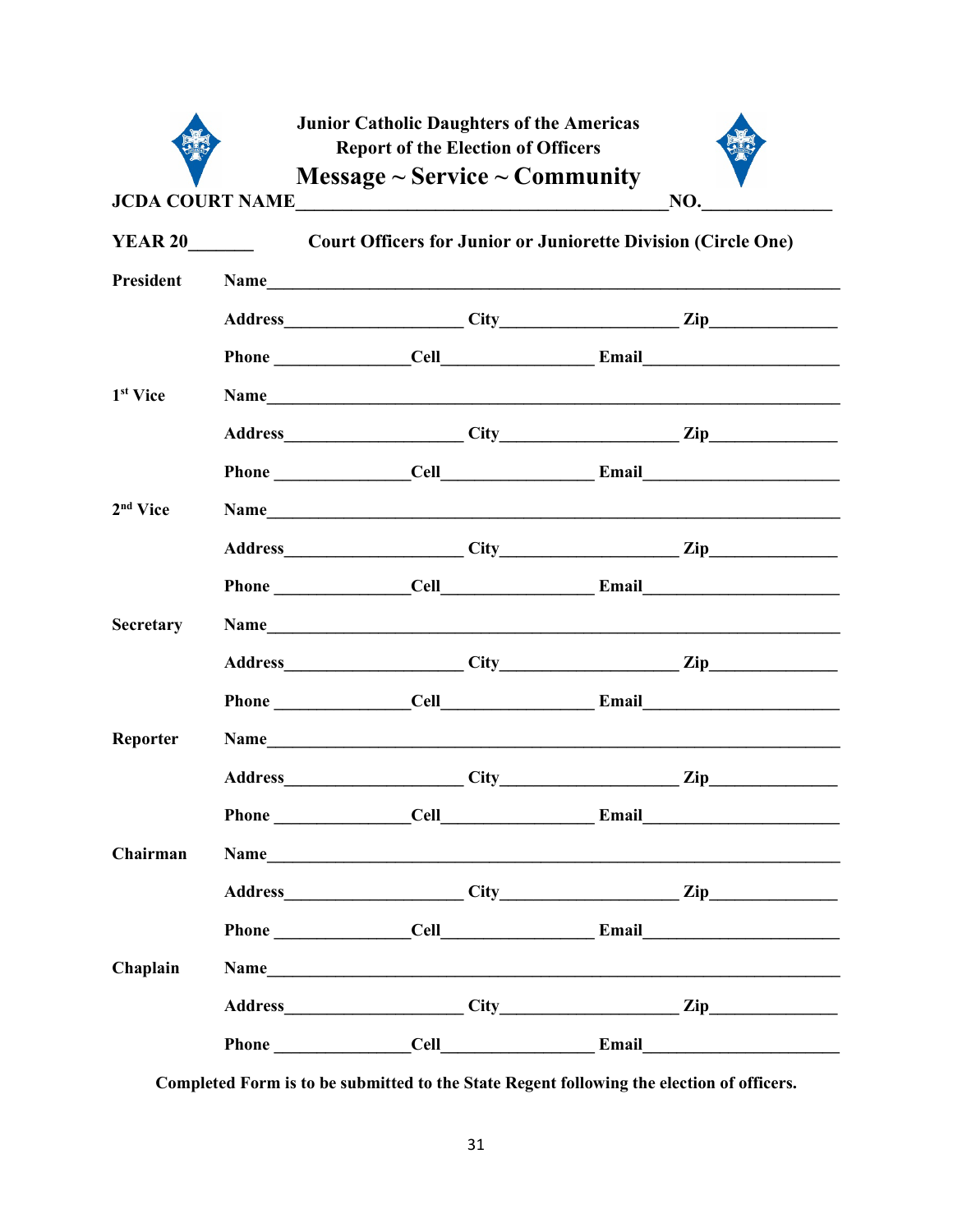**Junior Catholic Daughters of the Americas**
**Report of the Election of Officers**
**Message ~ Service ~ Community**

**JCDA COURT NAME**________________________________________**NO.**_____________

**YEAR 20**_______ **Court Officers for Junior or Juniorette Division (Circle One)**

**President** **Name**_____________________________________________________________

**Address**____________________ **City**____________________ **Zip**______________

**Phone** _______________**Cell**_________________ **Email**______________________

**1st Vice** **Name**_____________________________________________________________

**Address**____________________ **City**____________________ **Zip**______________

**Phone** _______________**Cell**_________________ **Email**______________________

**2nd Vice** **Name**_____________________________________________________________

**Address**____________________ **City**____________________ **Zip**______________

**Phone** _______________**Cell**_________________ **Email**______________________

**Secretary** **Name**_____________________________________________________________

**Address**____________________ **City**____________________ **Zip**______________

**Phone** _______________**Cell**_________________ **Email**______________________

**Reporter** **Name**_____________________________________________________________

**Address**____________________ **City**____________________ **Zip**______________

**Phone** _______________**Cell**_________________ **Email**______________________

**Chairman** **Name**_____________________________________________________________

**Address**____________________ **City**____________________ **Zip**______________

**Phone** _______________**Cell**_________________ **Email**______________________

**Chaplain** **Name**_____________________________________________________________

**Address**____________________ **City**____________________ **Zip**______________

**Phone** _______________**Cell**_________________ **Email**______________________

**Completed Form is to be submitted to the State Regent following the election of officers.**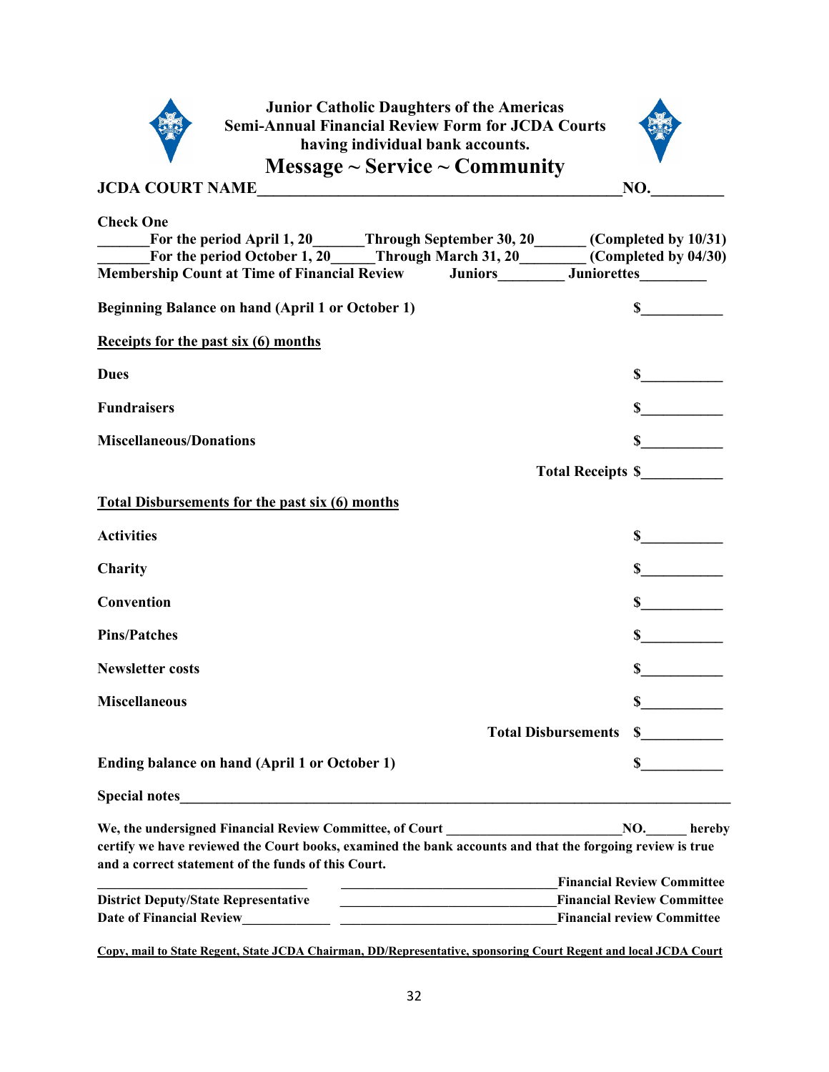**Junior Catholic Daughters of the Americas**
**Semi-Annual Financial Review Form for JCDA Courts having individual bank accounts.**

# Message ~ Service ~ Community

**JCDA COURT NAME**______________________________________________**NO.**_________

**Check One**

_______**For the period April 1, 20**_______**Through September 30, 20**_______ **(Completed by 10/31)**

_______**For the period October 1, 20**______**Through March 31, 20**_________ **(Completed by 04/30)**

**Membership Count at Time of Financial Review** **Juniors**_________ **Juniorettes**_________

**Beginning Balance on hand (April 1 or October 1)** **$**___________

**Receipts for the past six (6) months**

**Dues** **$**___________

**Fundraisers** **$**___________

**Miscellaneous/Donations** **$**___________

**Total Receipts $**___________

**Total Disbursements for the past six (6) months**

**Activities** **$**___________

**Charity** **$**___________

**Convention** **$**___________

**Pins/Patches** **$**___________

**Newsletter costs** **$**___________

**Miscellaneous** **$**___________

**Total Disbursements** **$**___________

**Ending balance on hand (April 1 or October 1)** **$**___________

**Special notes**_____________________________________________________________________________

**We, the undersigned Financial Review Committee, of Court** _________________________**NO.**______ **hereby certify we have reviewed the Court books, examined the bank accounts and that the forgoing review is true and a correct statement of the funds of this Court.**

______________________________ ________________________________**Financial Review Committee**

**District Deputy/State Representative** ________________________________**Financial Review Committee**

**Date of Financial Review**_____________ ________________________________**Financial review Committee**

**Copy, mail to State Regent, State JCDA Chairman, DD/Representative, sponsoring Court Regent and local JCDA Court**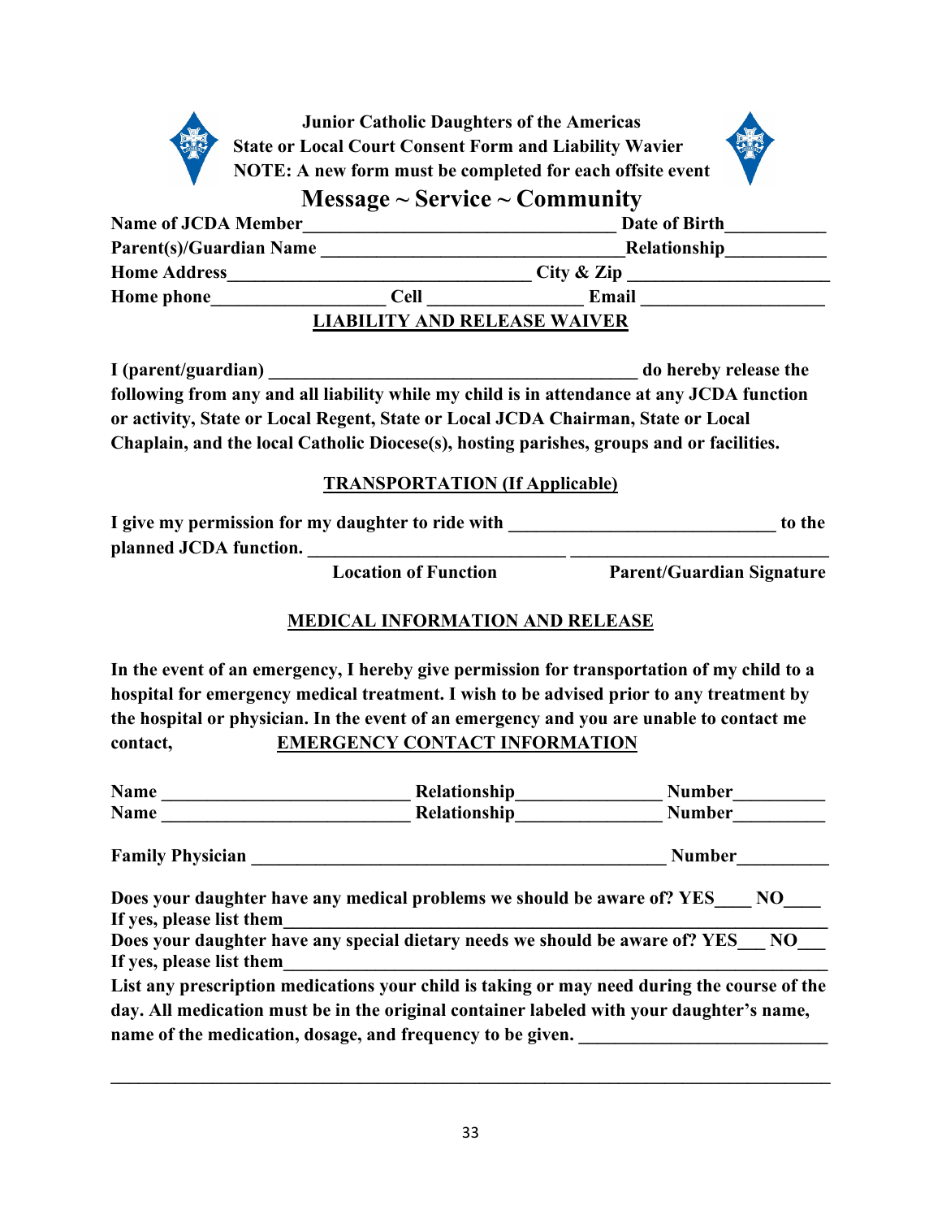**Junior Catholic Daughters of the Americas**
**State or Local Court Consent Form and Liability Wavier**
**NOTE: A new form must be completed for each offsite event**

# Message ~ Service ~ Community

**Name of JCDA Member**_________________________________ **Date of Birth**__________

**Parent(s)/Guardian Name** _________________________________**Relationship**__________

**Home Address**_____________________________ **City & Zip** ____________________

**Home phone**__________________ **Cell** ________________ **Email** __________________

## LIABILITY AND RELEASE WAIVER

**I (parent/guardian) _______________________________________ do hereby release the following from any and all liability while my child is in attendance at any JCDA function or activity, State or Local Regent, State or Local JCDA Chairman, State or Local Chaplain, and the local Catholic Diocese(s), hosting parishes, groups and or facilities.**

## TRANSPORTATION (If Applicable)

**I give my permission for my daughter to ride with ____________________________ to the planned JCDA function. ____________________________ ____________________________**

**Location of Function** **Parent/Guardian Signature**

## MEDICAL INFORMATION AND RELEASE

**In the event of an emergency, I hereby give permission for transportation of my child to a hospital for emergency medical treatment. I wish to be advised prior to any treatment by the hospital or physician. In the event of an emergency and you are unable to contact me contact,** **EMERGENCY CONTACT INFORMATION**

**Name** __________________________ **Relationship**_______________ **Number**_________

**Name** __________________________ **Relationship**_______________ **Number**_________

**Family Physician** ____________________________________________ **Number**_________

**Does your daughter have any medical problems we should be aware of? YES____ NO____**
**If yes, please list them**___________________________________________________________

**Does your daughter have any special dietary needs we should be aware of? YES___ NO___**
**If yes, please list them**___________________________________________________________

**List any prescription medications your child is taking or may need during the course of the day. All medication must be in the original container labeled with your daughter's name, name of the medication, dosage, and frequency to be given.** __________________________

_______________________________________________________________________________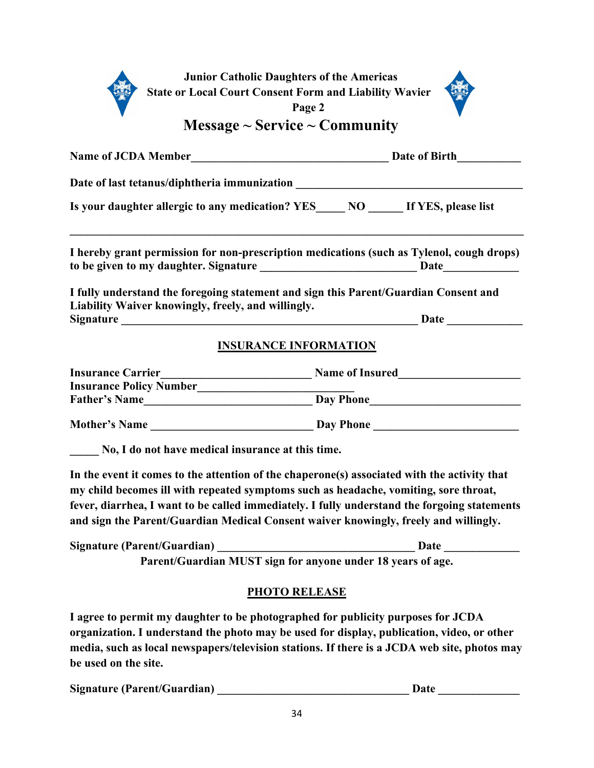**Junior Catholic Daughters of the Americas**
**State or Local Court Consent Form and Liability Wavier**
**Page 2**

# Message ~ Service ~ Community

**Name of JCDA Member**___________________________________ **Date of Birth**___________

**Date of last tetanus/diphtheria immunization** _______________________________________

**Is your daughter allergic to any medication? YES**_____ **NO** ______ **If YES, please list**

_______________________________________________________________________________

**I hereby grant permission for non-prescription medications (such as Tylenol, cough drops) to be given to my daughter. Signature** ___________________________ **Date**_____________

**I fully understand the foregoing statement and sign this Parent/Guardian Consent and Liability Waiver knowingly, freely, and willingly.**
**Signature** _____________________________________________________ **Date** _____________

## INSURANCE INFORMATION

**Insurance Carrier**_________________________ **Name of Insured**_____________________
**Insurance Policy Number**___________________________
**Father's Name**_____________________________ **Day Phone**__________________________

**Mother's Name** ____________________________ **Day Phone** _________________________

_____ **No, I do not have medical insurance at this time.**

**In the event it comes to the attention of the chaperone(s) associated with the activity that my child becomes ill with repeated symptoms such as headache, vomiting, sore throat, fever, diarrhea, I want to be called immediately. I fully understand the forgoing statements and sign the Parent/Guardian Medical Consent waiver knowingly, freely and willingly.**

**Signature (Parent/Guardian)** __________________________________ **Date** _____________

**Parent/Guardian MUST sign for anyone under 18 years of age.**

## PHOTO RELEASE

**I agree to permit my daughter to be photographed for publicity purposes for JCDA organization. I understand the photo may be used for display, publication, video, or other media, such as local newspapers/television stations. If there is a JCDA web site, photos may be used on the site.**

**Signature (Parent/Guardian)** _________________________________ **Date** ______________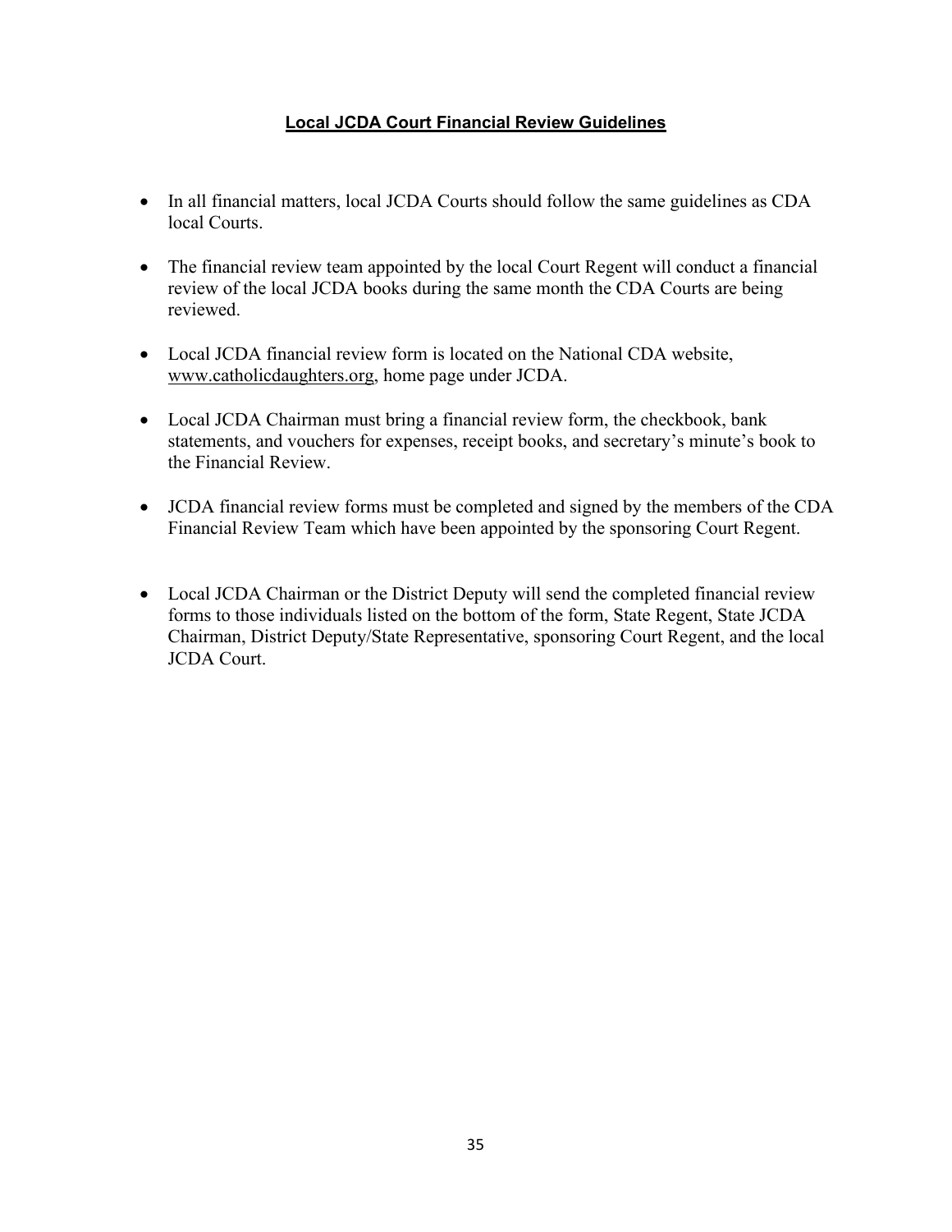# Local JCDA Court Financial Review Guidelines

- In all financial matters, local JCDA Courts should follow the same guidelines as CDA local Courts.
- The financial review team appointed by the local Court Regent will conduct a financial review of the local JCDA books during the same month the CDA Courts are being reviewed.
- Local JCDA financial review form is located on the National CDA website, www.catholicdaughters.org, home page under JCDA.
- Local JCDA Chairman must bring a financial review form, the checkbook, bank statements, and vouchers for expenses, receipt books, and secretary's minute's book to the Financial Review.
- JCDA financial review forms must be completed and signed by the members of the CDA Financial Review Team which have been appointed by the sponsoring Court Regent.
- Local JCDA Chairman or the District Deputy will send the completed financial review forms to those individuals listed on the bottom of the form, State Regent, State JCDA Chairman, District Deputy/State Representative, sponsoring Court Regent, and the local JCDA Court.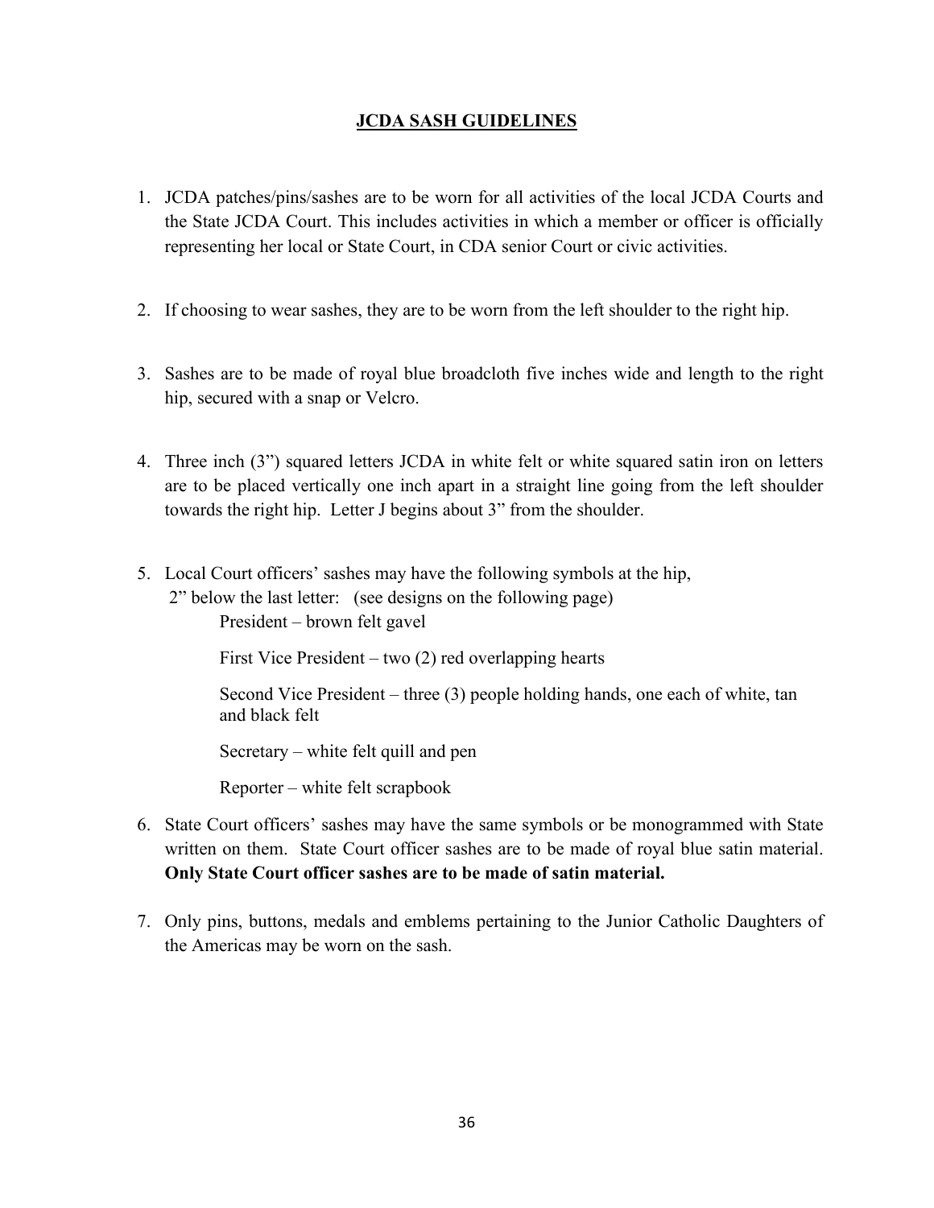## JCDA SASH GUIDELINES

1. JCDA patches/pins/sashes are to be worn for all activities of the local JCDA Courts and the State JCDA Court. This includes activities in which a member or officer is officially representing her local or State Court, in CDA senior Court or civic activities.

2. If choosing to wear sashes, they are to be worn from the left shoulder to the right hip.

3. Sashes are to be made of royal blue broadcloth five inches wide and length to the right hip, secured with a snap or Velcro.

4. Three inch (3") squared letters JCDA in white felt or white squared satin iron on letters are to be placed vertically one inch apart in a straight line going from the left shoulder towards the right hip. Letter J begins about 3" from the shoulder.

5. Local Court officers' sashes may have the following symbols at the hip, 2" below the last letter: (see designs on the following page)

   President – brown felt gavel

   First Vice President – two (2) red overlapping hearts

   Second Vice President – three (3) people holding hands, one each of white, tan and black felt

   Secretary – white felt quill and pen

   Reporter – white felt scrapbook

6. State Court officers' sashes may have the same symbols or be monogrammed with State written on them. State Court officer sashes are to be made of royal blue satin material. **Only State Court officer sashes are to be made of satin material.**

7. Only pins, buttons, medals and emblems pertaining to the Junior Catholic Daughters of the Americas may be worn on the sash.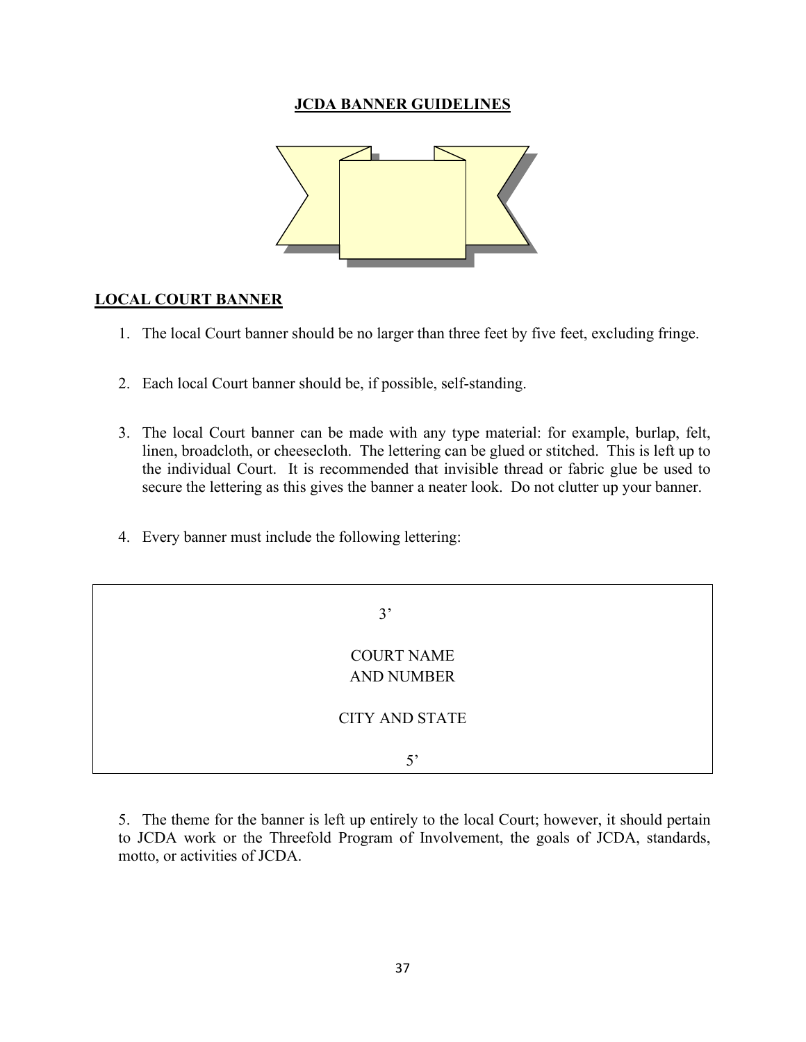# JCDA BANNER GUIDELINES

## LOCAL COURT BANNER

1. The local Court banner should be no larger than three feet by five feet, excluding fringe.

2. Each local Court banner should be, if possible, self-standing.

3. The local Court banner can be made with any type material: for example, burlap, felt, linen, broadcloth, or cheesecloth. The lettering can be glued or stitched. This is left up to the individual Court. It is recommended that invisible thread or fabric glue be used to secure the lettering as this gives the banner a neater look. Do not clutter up your banner.

4. Every banner must include the following lettering:

| 3’<br><br>COURT NAME<br>AND NUMBER<br><br>CITY AND STATE<br><br>5’ |
|---|

5. The theme for the banner is left up entirely to the local Court; however, it should pertain to JCDA work or the Threefold Program of Involvement, the goals of JCDA, standards, motto, or activities of JCDA.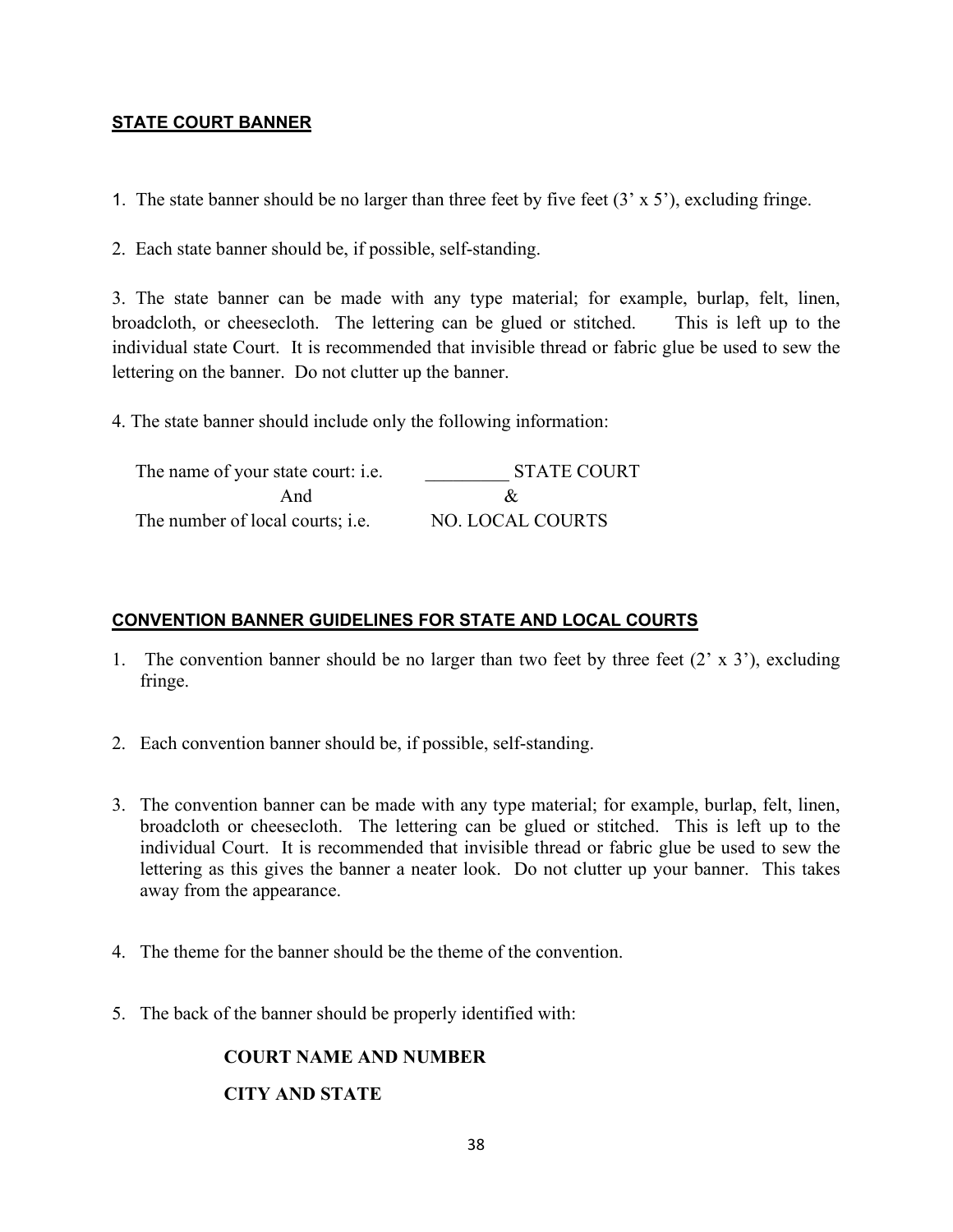## STATE COURT BANNER

1. The state banner should be no larger than three feet by five feet (3' x 5'), excluding fringe.

2. Each state banner should be, if possible, self-standing.

3. The state banner can be made with any type material; for example, burlap, felt, linen, broadcloth, or cheesecloth. The lettering can be glued or stitched. This is left up to the individual state Court. It is recommended that invisible thread or fabric glue be used to sew the lettering on the banner. Do not clutter up the banner.

4. The state banner should include only the following information:

| | |
|---|---|
| The name of your state court: i.e. | _________ STATE COURT |
| And | & |
| The number of local courts; i.e. | NO. LOCAL COURTS |

## CONVENTION BANNER GUIDELINES FOR STATE AND LOCAL COURTS

1. The convention banner should be no larger than two feet by three feet (2' x 3'), excluding fringe.

2. Each convention banner should be, if possible, self-standing.

3. The convention banner can be made with any type material; for example, burlap, felt, linen, broadcloth or cheesecloth. The lettering can be glued or stitched. This is left up to the individual Court. It is recommended that invisible thread or fabric glue be used to sew the lettering as this gives the banner a neater look. Do not clutter up your banner. This takes away from the appearance.

4. The theme for the banner should be the theme of the convention.

5. The back of the banner should be properly identified with:

   **COURT NAME AND NUMBER**

   **CITY AND STATE**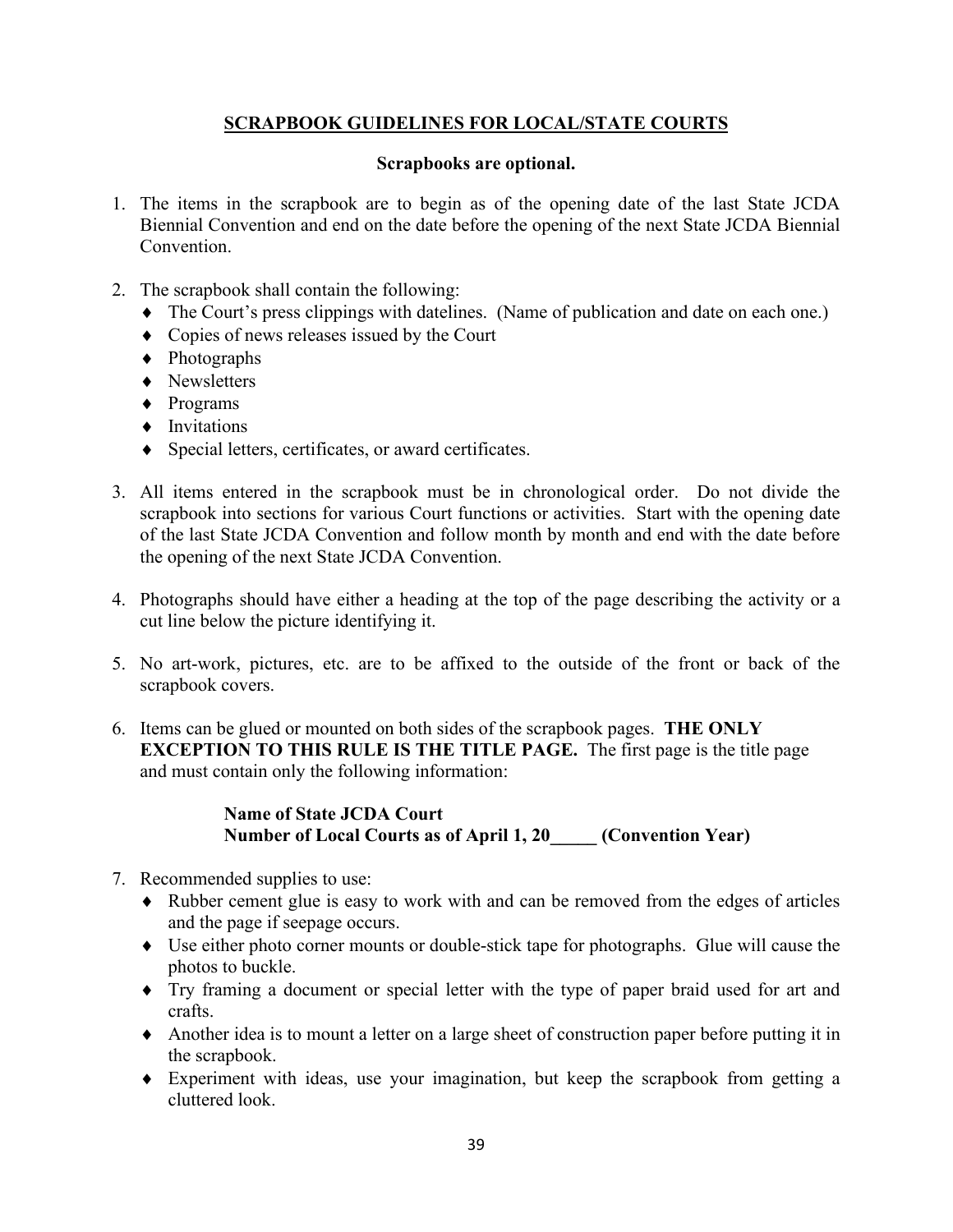## SCRAPBOOK GUIDELINES FOR LOCAL/STATE COURTS

**Scrapbooks are optional.**

1. The items in the scrapbook are to begin as of the opening date of the last State JCDA Biennial Convention and end on the date before the opening of the next State JCDA Biennial Convention.

2. The scrapbook shall contain the following:
   - The Court's press clippings with datelines. (Name of publication and date on each one.)
   - Copies of news releases issued by the Court
   - Photographs
   - Newsletters
   - Programs
   - Invitations
   - Special letters, certificates, or award certificates.

3. All items entered in the scrapbook must be in chronological order. Do not divide the scrapbook into sections for various Court functions or activities. Start with the opening date of the last State JCDA Convention and follow month by month and end with the date before the opening of the next State JCDA Convention.

4. Photographs should have either a heading at the top of the page describing the activity or a cut line below the picture identifying it.

5. No art-work, pictures, etc. are to be affixed to the outside of the front or back of the scrapbook covers.

6. Items can be glued or mounted on both sides of the scrapbook pages. **THE ONLY EXCEPTION TO THIS RULE IS THE TITLE PAGE.** The first page is the title page and must contain only the following information:

   **Name of State JCDA Court**
   **Number of Local Courts as of April 1, 20_____ (Convention Year)**

7. Recommended supplies to use:
   - Rubber cement glue is easy to work with and can be removed from the edges of articles and the page if seepage occurs.
   - Use either photo corner mounts or double-stick tape for photographs. Glue will cause the photos to buckle.
   - Try framing a document or special letter with the type of paper braid used for art and crafts.
   - Another idea is to mount a letter on a large sheet of construction paper before putting it in the scrapbook.
   - Experiment with ideas, use your imagination, but keep the scrapbook from getting a cluttered look.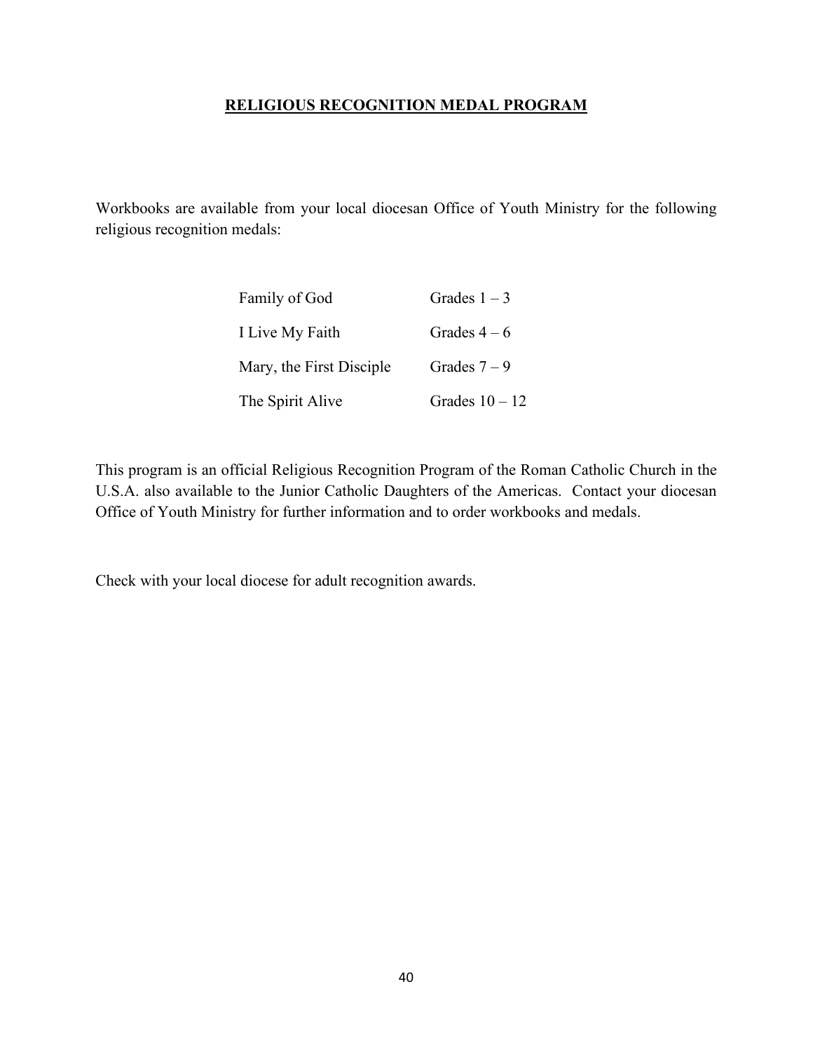## **RELIGIOUS RECOGNITION MEDAL PROGRAM**

Workbooks are available from your local diocesan Office of Youth Ministry for the following religious recognition medals:

| | |
|---|---|
| Family of God | Grades 1 – 3 |
| I Live My Faith | Grades 4 – 6 |
| Mary, the First Disciple | Grades 7 – 9 |
| The Spirit Alive | Grades 10 – 12 |

This program is an official Religious Recognition Program of the Roman Catholic Church in the U.S.A. also available to the Junior Catholic Daughters of the Americas. Contact your diocesan Office of Youth Ministry for further information and to order workbooks and medals.

Check with your local diocese for adult recognition awards.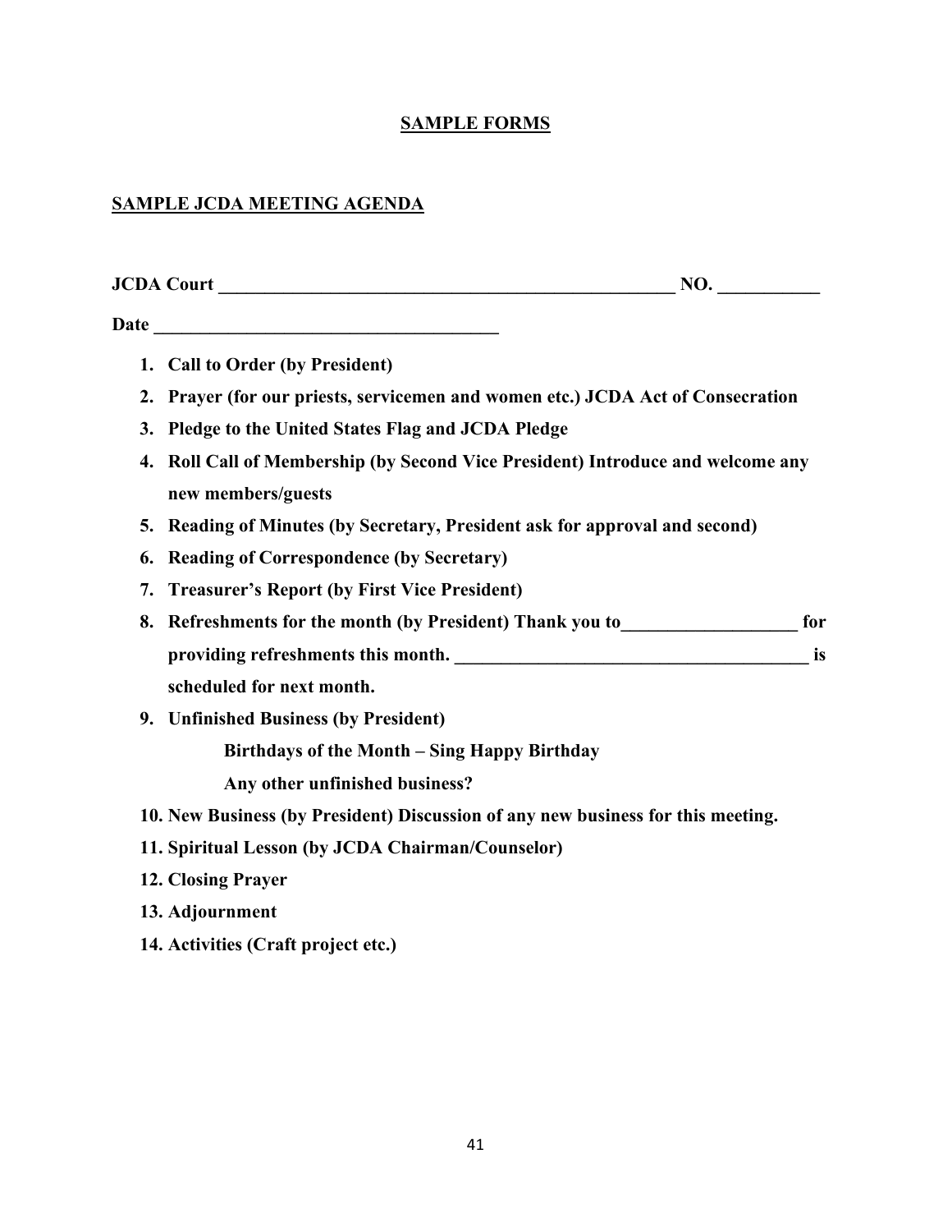## SAMPLE FORMS

### SAMPLE JCDA MEETING AGENDA

**JCDA Court \_\_\_\_\_\_\_\_\_\_\_\_\_\_\_\_\_\_\_\_\_\_\_\_\_\_\_\_\_\_\_\_\_\_\_\_\_\_\_\_\_\_\_\_\_\_\_\_\_\_\_\_ NO. \_\_\_\_\_\_\_\_\_\_\_**

**Date \_\_\_\_\_\_\_\_\_\_\_\_\_\_\_\_\_\_\_\_\_\_\_\_\_\_\_\_\_\_\_\_\_\_\_\_\_\_**

1. **Call to Order (by President)**
2. **Prayer (for our priests, servicemen and women etc.) JCDA Act of Consecration**
3. **Pledge to the United States Flag and JCDA Pledge**
4. **Roll Call of Membership (by Second Vice President) Introduce and welcome any new members/guests**
5. **Reading of Minutes (by Secretary, President ask for approval and second)**
6. **Reading of Correspondence (by Secretary)**
7. **Treasurer's Report (by First Vice President)**
8. **Refreshments for the month (by President) Thank you to\_\_\_\_\_\_\_\_\_\_\_\_\_\_\_\_\_\_\_ for providing refreshments this month. \_\_\_\_\_\_\_\_\_\_\_\_\_\_\_\_\_\_\_\_\_\_\_\_\_\_\_\_\_\_\_\_\_\_\_\_\_\_\_ is scheduled for next month.**
9. **Unfinished Business (by President)**

    **Birthdays of the Month – Sing Happy Birthday**

    **Any other unfinished business?**
10. **New Business (by President) Discussion of any new business for this meeting.**
11. **Spiritual Lesson (by JCDA Chairman/Counselor)**
12. **Closing Prayer**
13. **Adjournment**
14. **Activities (Craft project etc.)**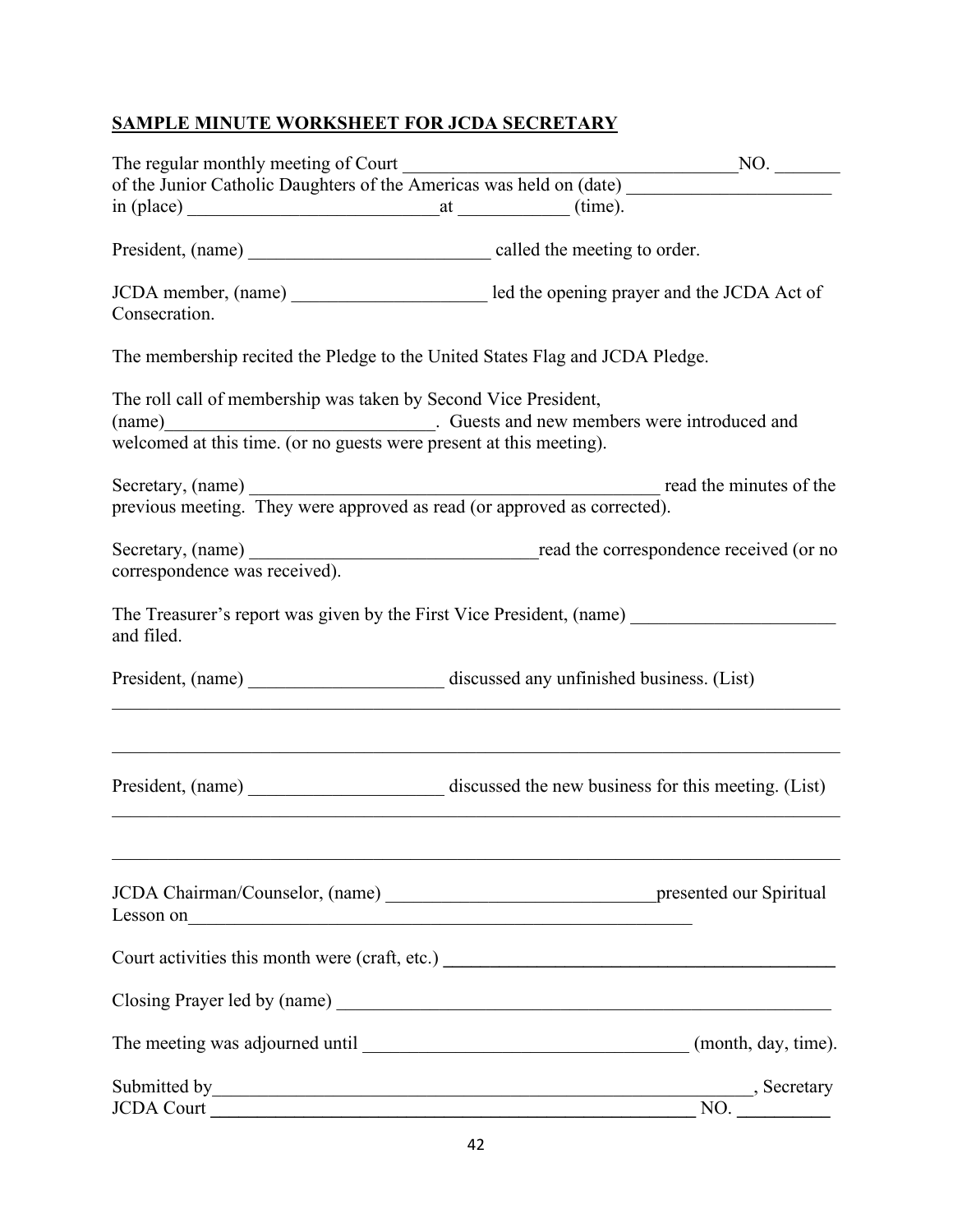**SAMPLE MINUTE WORKSHEET FOR JCDA SECRETARY**

The regular monthly meeting of Court ___________________________________NO. _______ of the Junior Catholic Daughters of the Americas was held on (date) _____________________ in (place) __________________________at ___________ (time).

President, (name) _________________________ called the meeting to order.

JCDA member, (name) ____________________ led the opening prayer and the JCDA Act of Consecration.

The membership recited the Pledge to the United States Flag and JCDA Pledge.

The roll call of membership was taken by Second Vice President, (name)____________________________. Guests and new members were introduced and welcomed at this time. (or no guests were present at this meeting).

Secretary, (name) ____________________________________________ read the minutes of the previous meeting. They were approved as read (or approved as corrected).

Secretary, (name) ______________________________read the correspondence received (or no correspondence was received).

The Treasurer's report was given by the First Vice President, (name) _____________________ and filed.

President, (name) ____________________ discussed any unfinished business. (List)

_______________________________________________________________________________

_______________________________________________________________________________

President, (name) ____________________ discussed the new business for this meeting. (List)

_______________________________________________________________________________

_______________________________________________________________________________

JCDA Chairman/Counselor, (name) ____________________________presented our Spiritual Lesson on_________________________________________________________

Court activities this month were (craft, etc.) ________________________________________

Closing Prayer led by (name) _____________________________________________________

The meeting was adjourned until __________________________________ (month, day, time).

Submitted by___________________________________________________________, Secretary
JCDA Court _____________________________________________________ NO. __________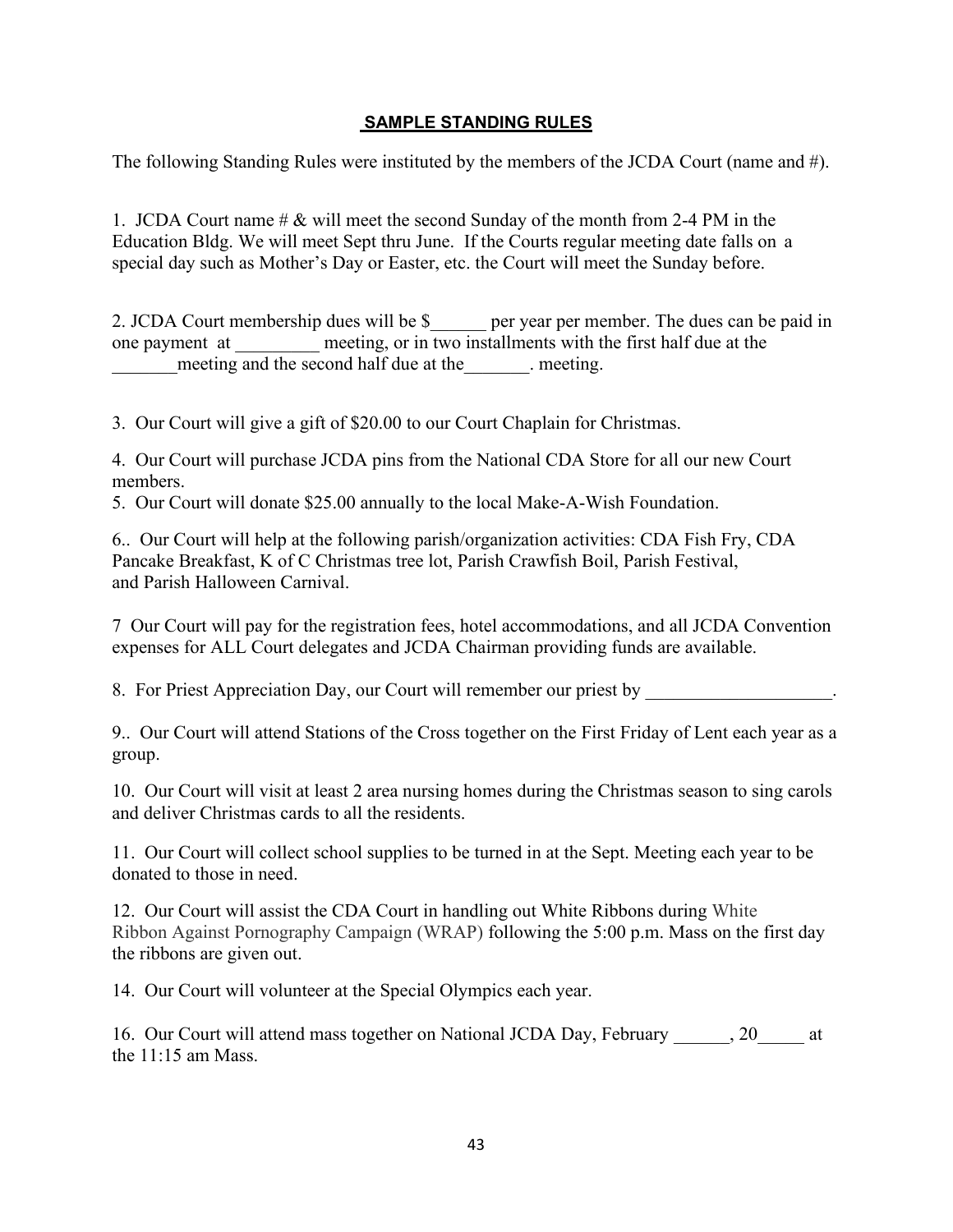**SAMPLE STANDING RULES**

The following Standing Rules were instituted by the members of the JCDA Court (name and #).

1. JCDA Court name # & will meet the second Sunday of the month from 2-4 PM in the Education Bldg. We will meet Sept thru June. If the Courts regular meeting date falls on a special day such as Mother's Day or Easter, etc. the Court will meet the Sunday before.

2. JCDA Court membership dues will be $______ per year per member. The dues can be paid in one payment at _________ meeting, or in two installments with the first half due at the _______meeting and the second half due at the_______. meeting.

3. Our Court will give a gift of $20.00 to our Court Chaplain for Christmas.

4. Our Court will purchase JCDA pins from the National CDA Store for all our new Court members.

5. Our Court will donate $25.00 annually to the local Make-A-Wish Foundation.

6.. Our Court will help at the following parish/organization activities: CDA Fish Fry, CDA Pancake Breakfast, K of C Christmas tree lot, Parish Crawfish Boil, Parish Festival, and Parish Halloween Carnival.

7 Our Court will pay for the registration fees, hotel accommodations, and all JCDA Convention expenses for ALL Court delegates and JCDA Chairman providing funds are available.

8. For Priest Appreciation Day, our Court will remember our priest by ____________________.

9.. Our Court will attend Stations of the Cross together on the First Friday of Lent each year as a group.

10. Our Court will visit at least 2 area nursing homes during the Christmas season to sing carols and deliver Christmas cards to all the residents.

11. Our Court will collect school supplies to be turned in at the Sept. Meeting each year to be donated to those in need.

12. Our Court will assist the CDA Court in handling out White Ribbons during White Ribbon Against Pornography Campaign (WRAP) following the 5:00 p.m. Mass on the first day the ribbons are given out.

14. Our Court will volunteer at the Special Olympics each year.

16. Our Court will attend mass together on National JCDA Day, February ______, 20_____ at the 11:15 am Mass.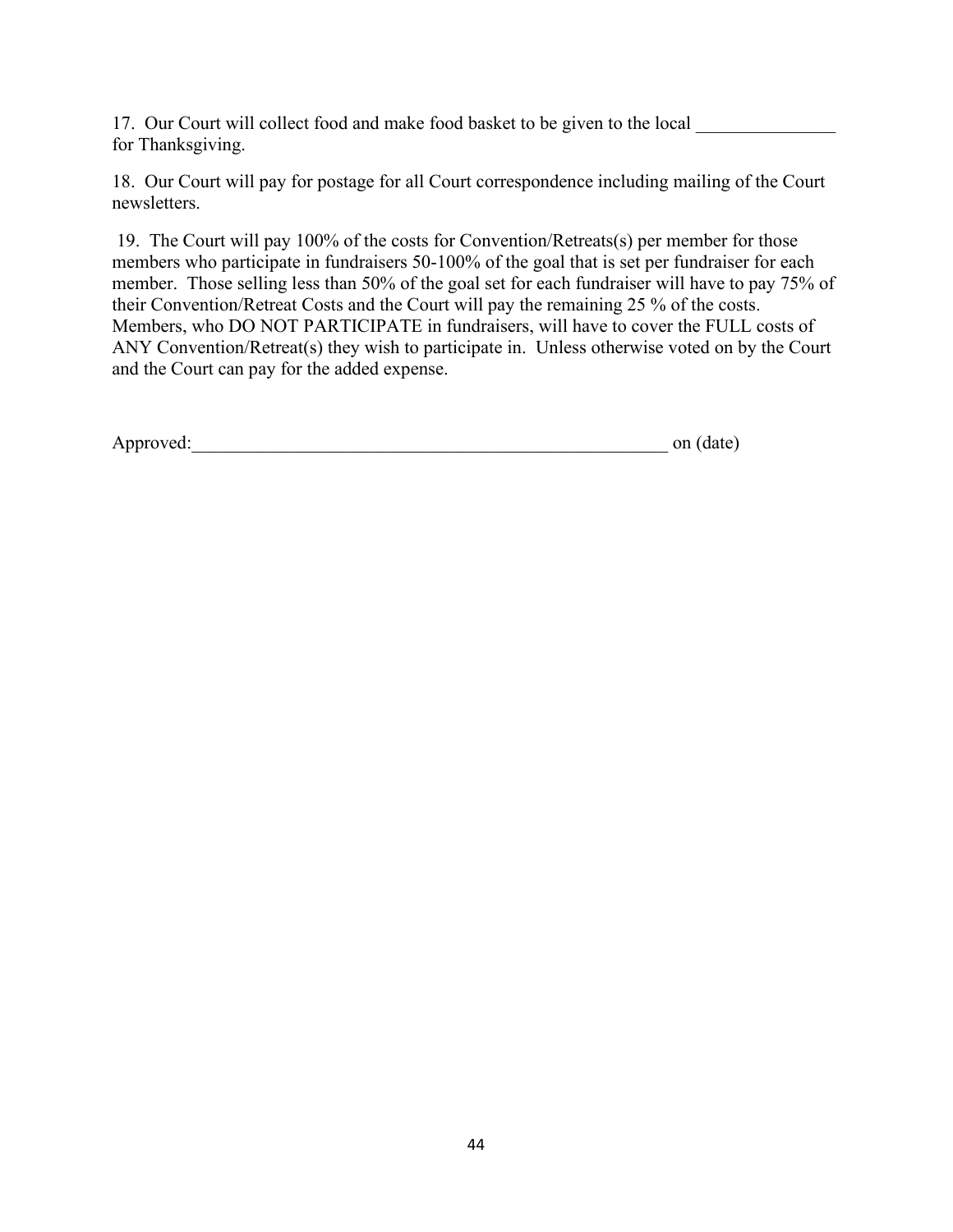17. Our Court will collect food and make food basket to be given to the local _______________ for Thanksgiving.

18. Our Court will pay for postage for all Court correspondence including mailing of the Court newsletters.

19. The Court will pay 100% of the costs for Convention/Retreats(s) per member for those members who participate in fundraisers 50-100% of the goal that is set per fundraiser for each member. Those selling less than 50% of the goal set for each fundraiser will have to pay 75% of their Convention/Retreat Costs and the Court will pay the remaining 25 % of the costs. Members, who DO NOT PARTICIPATE in fundraisers, will have to cover the FULL costs of ANY Convention/Retreat(s) they wish to participate in. Unless otherwise voted on by the Court and the Court can pay for the added expense.

Approved:_____________________________________________________ on (date)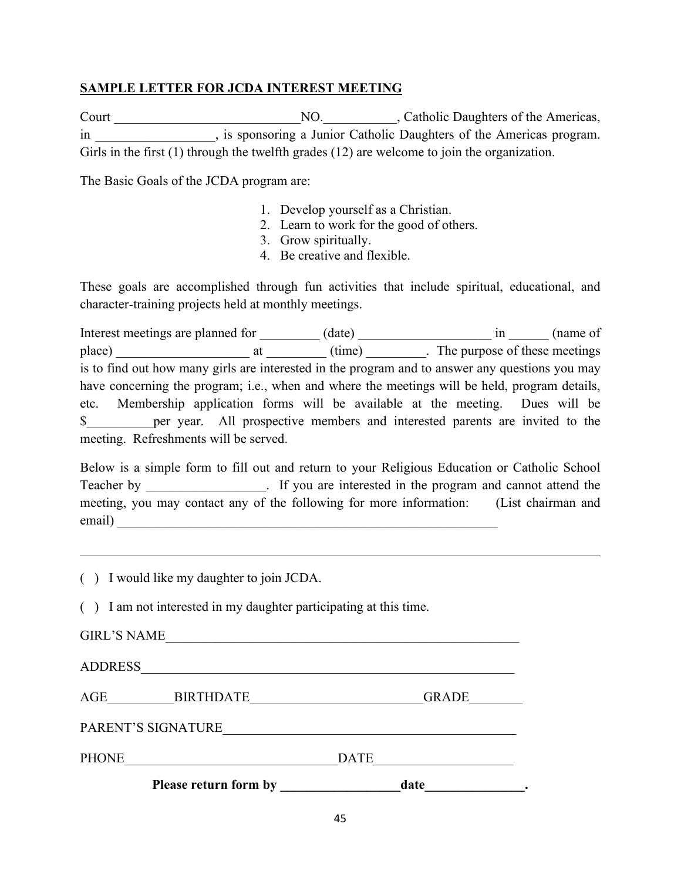**SAMPLE LETTER FOR JCDA INTEREST MEETING**

Court ____________________________NO.___________, Catholic Daughters of the Americas, in __________________, is sponsoring a Junior Catholic Daughters of the Americas program. Girls in the first (1) through the twelfth grades (12) are welcome to join the organization.

The Basic Goals of the JCDA program are:

1. Develop yourself as a Christian.
2. Learn to work for the good of others.
3. Grow spiritually.
4. Be creative and flexible.

These goals are accomplished through fun activities that include spiritual, educational, and character-training projects held at monthly meetings.

Interest meetings are planned for _________ (date) ____________________ in ______ (name of place) ____________________ at _________ (time) _________. The purpose of these meetings is to find out how many girls are interested in the program and to answer any questions you may have concerning the program; i.e., when and where the meetings will be held, program details, etc. Membership application forms will be available at the meeting. Dues will be $__________per year. All prospective members and interested parents are invited to the meeting. Refreshments will be served.

Below is a simple form to fill out and return to your Religious Education or Catholic School Teacher by __________________. If you are interested in the program and cannot attend the meeting, you may contact any of the following for more information: (List chairman and email) ______________________________________________________________

---

( ) I would like my daughter to join JCDA.

( ) I am not interested in my daughter participating at this time.

GIRL'S NAME__________________________________________________________

ADDRESS_____________________________________________________________

AGE__________BIRTHDATE__________________________GRADE________

PARENT'S SIGNATURE____________________________________________

PHONE________________________________DATE____________________

**Please return form by __________________date_______________.**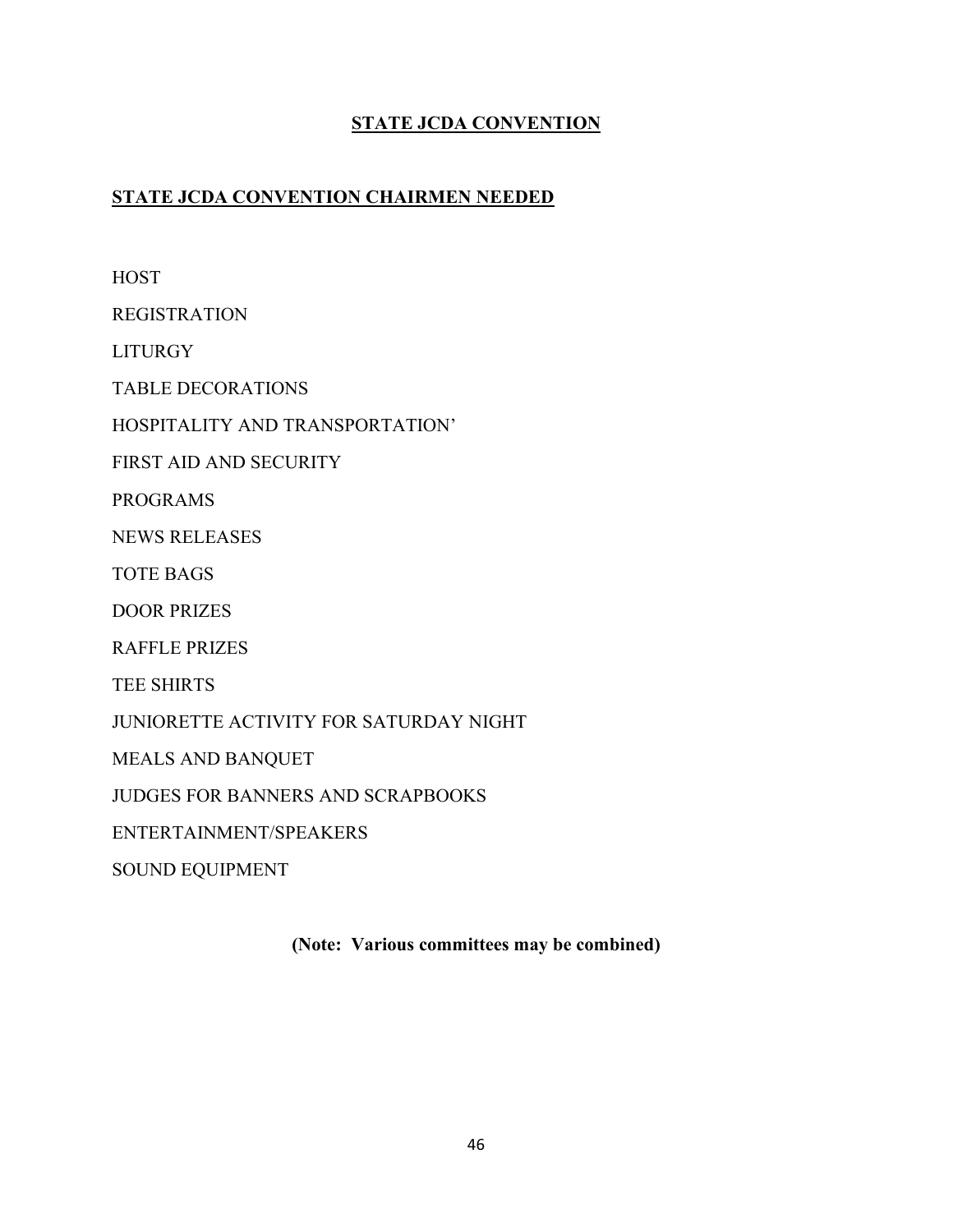# STATE JCDA CONVENTION

## STATE JCDA CONVENTION CHAIRMEN NEEDED

HOST

REGISTRATION

LITURGY

TABLE DECORATIONS

HOSPITALITY AND TRANSPORTATION'

FIRST AID AND SECURITY

PROGRAMS

NEWS RELEASES

TOTE BAGS

DOOR PRIZES

RAFFLE PRIZES

TEE SHIRTS

JUNIORETTE ACTIVITY FOR SATURDAY NIGHT

MEALS AND BANQUET

JUDGES FOR BANNERS AND SCRAPBOOKS

ENTERTAINMENT/SPEAKERS

SOUND EQUIPMENT

**(Note: Various committees may be combined)**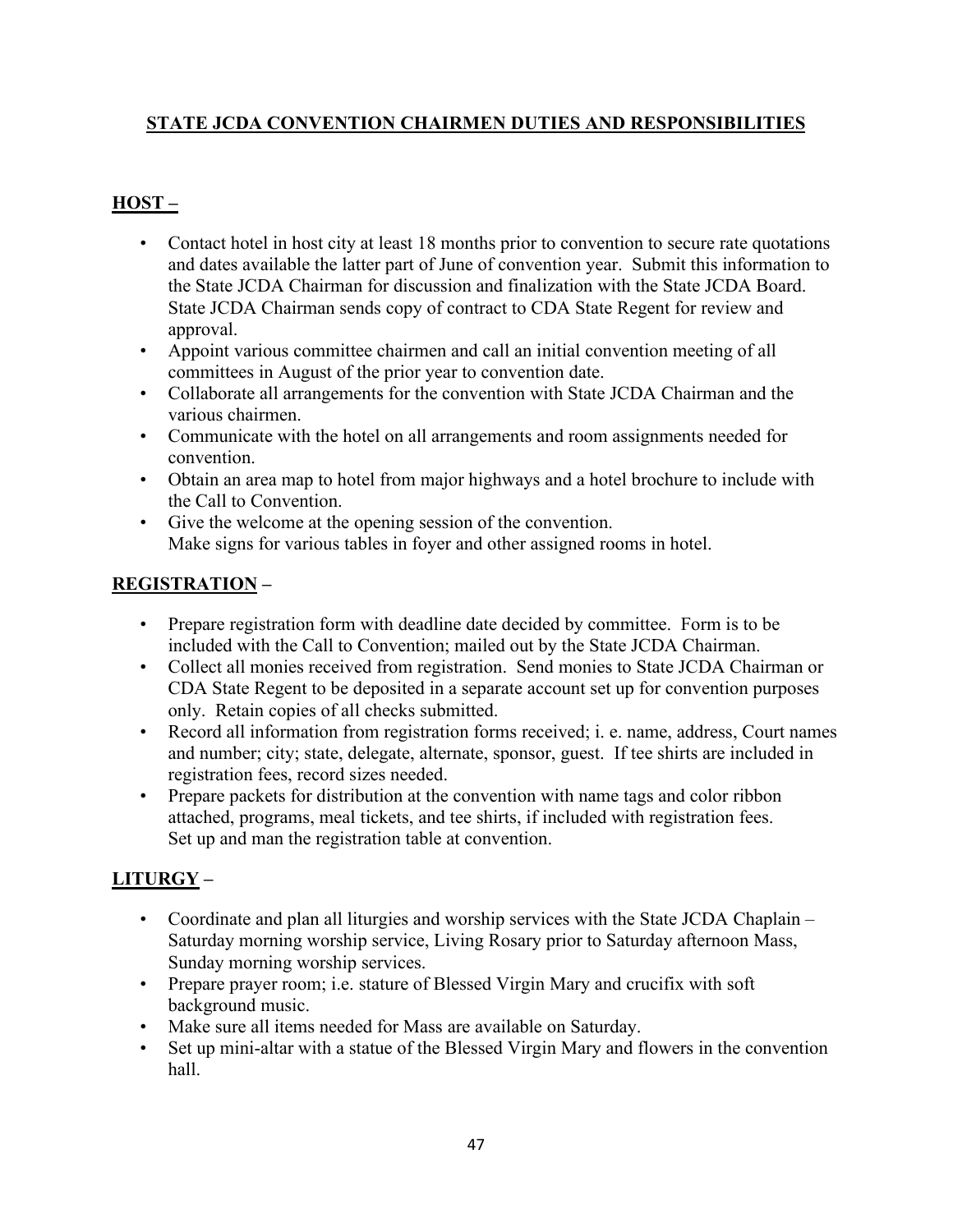# STATE JCDA CONVENTION CHAIRMEN DUTIES AND RESPONSIBILITIES

## HOST –

- Contact hotel in host city at least 18 months prior to convention to secure rate quotations and dates available the latter part of June of convention year. Submit this information to the State JCDA Chairman for discussion and finalization with the State JCDA Board. State JCDA Chairman sends copy of contract to CDA State Regent for review and approval.
- Appoint various committee chairmen and call an initial convention meeting of all committees in August of the prior year to convention date.
- Collaborate all arrangements for the convention with State JCDA Chairman and the various chairmen.
- Communicate with the hotel on all arrangements and room assignments needed for convention.
- Obtain an area map to hotel from major highways and a hotel brochure to include with the Call to Convention.
- Give the welcome at the opening session of the convention.
  Make signs for various tables in foyer and other assigned rooms in hotel.

## REGISTRATION –

- Prepare registration form with deadline date decided by committee. Form is to be included with the Call to Convention; mailed out by the State JCDA Chairman.
- Collect all monies received from registration. Send monies to State JCDA Chairman or CDA State Regent to be deposited in a separate account set up for convention purposes only. Retain copies of all checks submitted.
- Record all information from registration forms received; i. e. name, address, Court names and number; city; state, delegate, alternate, sponsor, guest. If tee shirts are included in registration fees, record sizes needed.
- Prepare packets for distribution at the convention with name tags and color ribbon attached, programs, meal tickets, and tee shirts, if included with registration fees.
  Set up and man the registration table at convention.

## LITURGY –

- Coordinate and plan all liturgies and worship services with the State JCDA Chaplain – Saturday morning worship service, Living Rosary prior to Saturday afternoon Mass, Sunday morning worship services.
- Prepare prayer room; i.e. stature of Blessed Virgin Mary and crucifix with soft background music.
- Make sure all items needed for Mass are available on Saturday.
- Set up mini-altar with a statue of the Blessed Virgin Mary and flowers in the convention hall.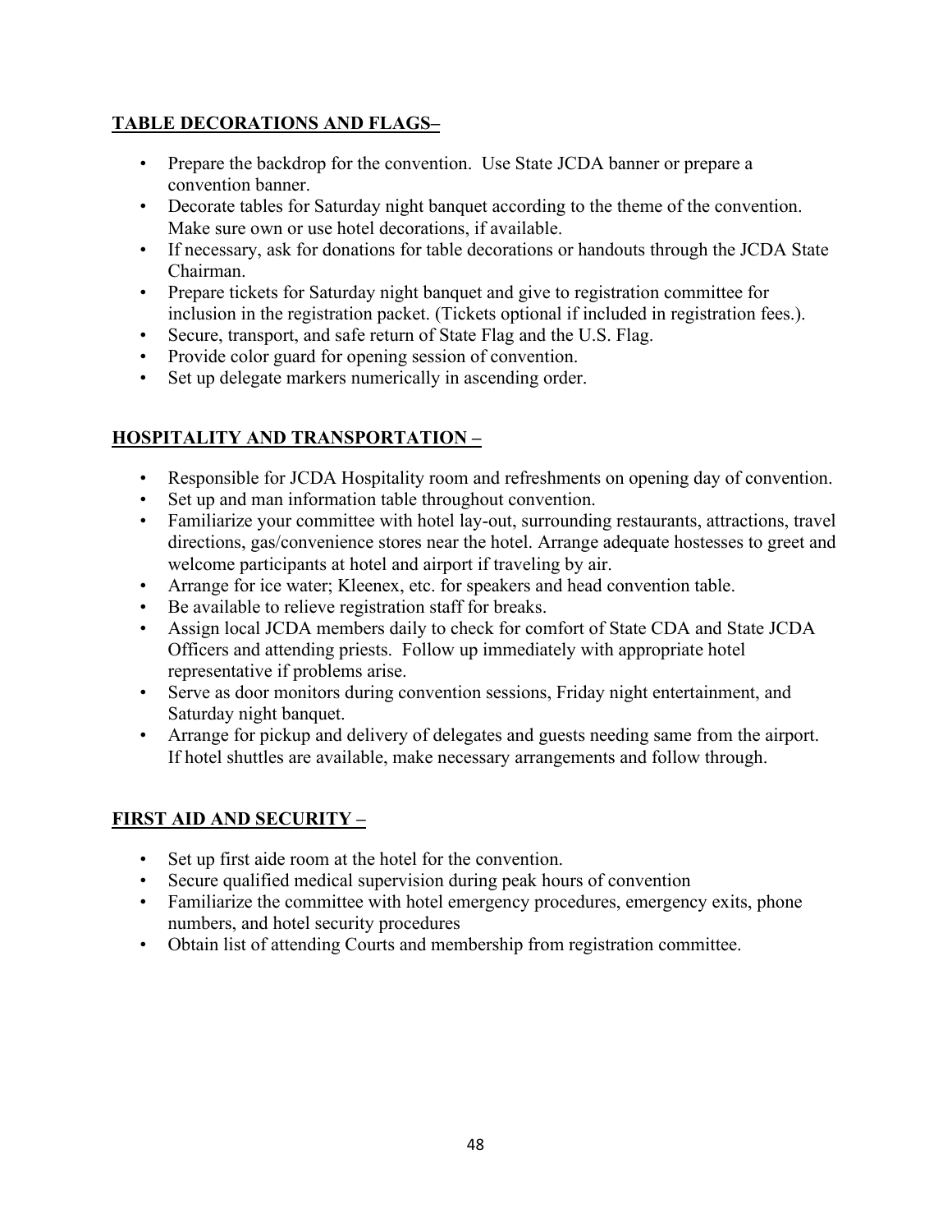## **TABLE DECORATIONS AND FLAGS–**

- Prepare the backdrop for the convention. Use State JCDA banner or prepare a convention banner.
- Decorate tables for Saturday night banquet according to the theme of the convention. Make sure own or use hotel decorations, if available.
- If necessary, ask for donations for table decorations or handouts through the JCDA State Chairman.
- Prepare tickets for Saturday night banquet and give to registration committee for inclusion in the registration packet. (Tickets optional if included in registration fees.).
- Secure, transport, and safe return of State Flag and the U.S. Flag.
- Provide color guard for opening session of convention.
- Set up delegate markers numerically in ascending order.

## **HOSPITALITY AND TRANSPORTATION –**

- Responsible for JCDA Hospitality room and refreshments on opening day of convention.
- Set up and man information table throughout convention.
- Familiarize your committee with hotel lay-out, surrounding restaurants, attractions, travel directions, gas/convenience stores near the hotel. Arrange adequate hostesses to greet and welcome participants at hotel and airport if traveling by air.
- Arrange for ice water; Kleenex, etc. for speakers and head convention table.
- Be available to relieve registration staff for breaks.
- Assign local JCDA members daily to check for comfort of State CDA and State JCDA Officers and attending priests. Follow up immediately with appropriate hotel representative if problems arise.
- Serve as door monitors during convention sessions, Friday night entertainment, and Saturday night banquet.
- Arrange for pickup and delivery of delegates and guests needing same from the airport. If hotel shuttles are available, make necessary arrangements and follow through.

## **FIRST AID AND SECURITY –**

- Set up first aide room at the hotel for the convention.
- Secure qualified medical supervision during peak hours of convention
- Familiarize the committee with hotel emergency procedures, emergency exits, phone numbers, and hotel security procedures
- Obtain list of attending Courts and membership from registration committee.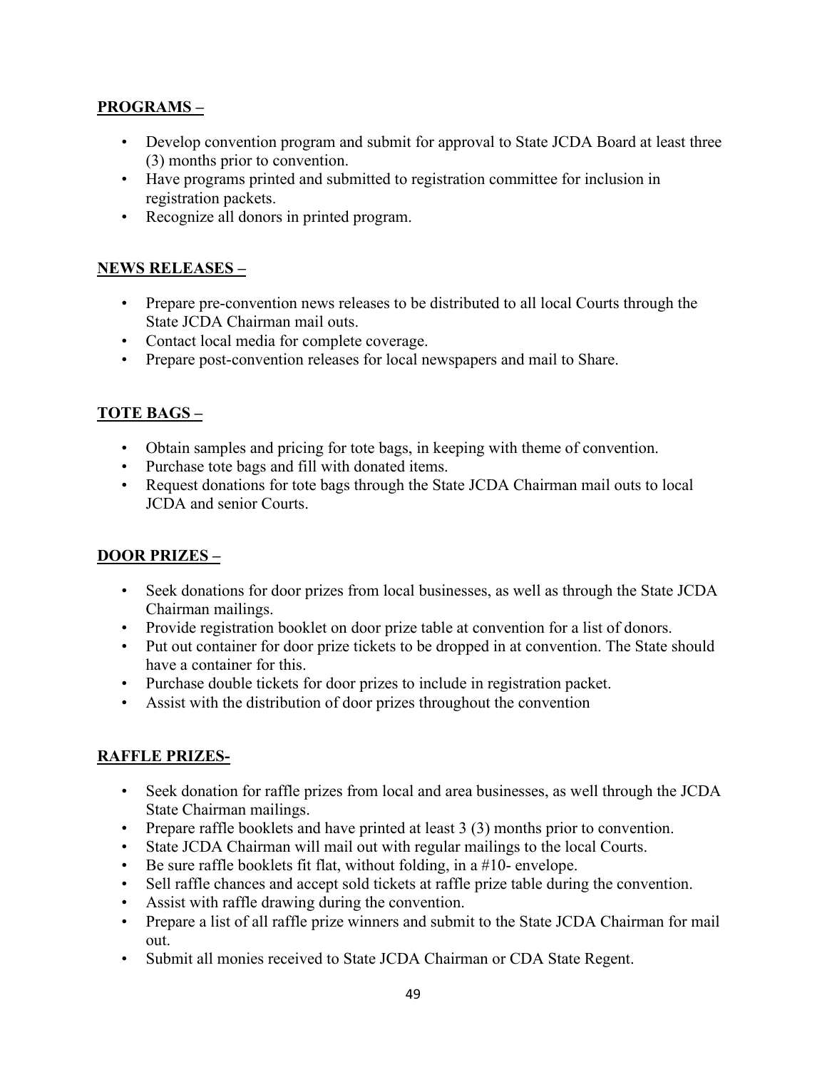**PROGRAMS –**

- Develop convention program and submit for approval to State JCDA Board at least three (3) months prior to convention.
- Have programs printed and submitted to registration committee for inclusion in registration packets.
- Recognize all donors in printed program.

**NEWS RELEASES –**

- Prepare pre-convention news releases to be distributed to all local Courts through the State JCDA Chairman mail outs.
- Contact local media for complete coverage.
- Prepare post-convention releases for local newspapers and mail to Share.

**TOTE BAGS –**

- Obtain samples and pricing for tote bags, in keeping with theme of convention.
- Purchase tote bags and fill with donated items.
- Request donations for tote bags through the State JCDA Chairman mail outs to local JCDA and senior Courts.

**DOOR PRIZES –**

- Seek donations for door prizes from local businesses, as well as through the State JCDA Chairman mailings.
- Provide registration booklet on door prize table at convention for a list of donors.
- Put out container for door prize tickets to be dropped in at convention. The State should have a container for this.
- Purchase double tickets for door prizes to include in registration packet.
- Assist with the distribution of door prizes throughout the convention

**RAFFLE PRIZES-**

- Seek donation for raffle prizes from local and area businesses, as well through the JCDA State Chairman mailings.
- Prepare raffle booklets and have printed at least 3 (3) months prior to convention.
- State JCDA Chairman will mail out with regular mailings to the local Courts.
- Be sure raffle booklets fit flat, without folding, in a #10- envelope.
- Sell raffle chances and accept sold tickets at raffle prize table during the convention.
- Assist with raffle drawing during the convention.
- Prepare a list of all raffle prize winners and submit to the State JCDA Chairman for mail out.
- Submit all monies received to State JCDA Chairman or CDA State Regent.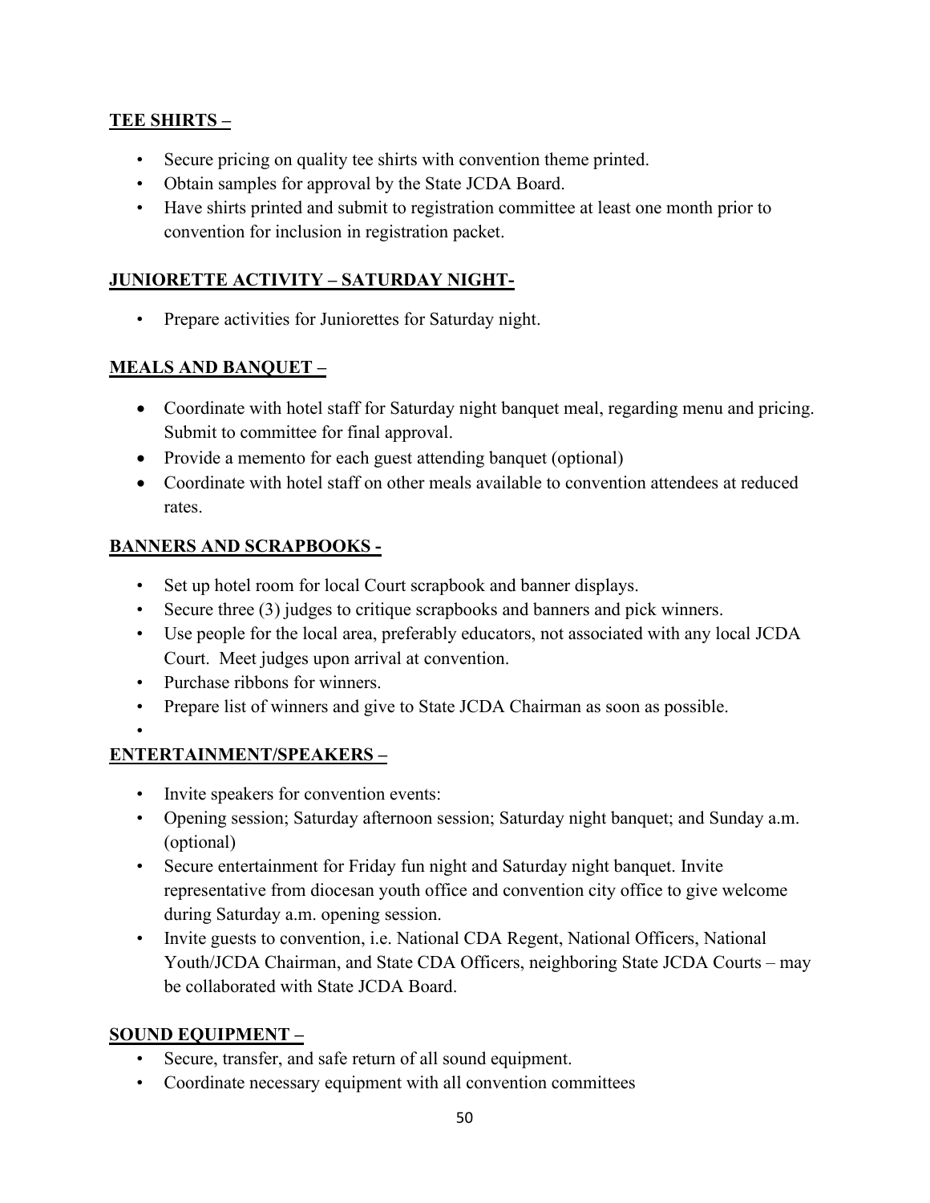**TEE SHIRTS –**

- Secure pricing on quality tee shirts with convention theme printed.
- Obtain samples for approval by the State JCDA Board.
- Have shirts printed and submit to registration committee at least one month prior to convention for inclusion in registration packet.

**JUNIORETTE ACTIVITY – SATURDAY NIGHT-**

- Prepare activities for Juniorettes for Saturday night.

**MEALS AND BANQUET –**

- Coordinate with hotel staff for Saturday night banquet meal, regarding menu and pricing. Submit to committee for final approval.
- Provide a memento for each guest attending banquet (optional)
- Coordinate with hotel staff on other meals available to convention attendees at reduced rates.

**BANNERS AND SCRAPBOOKS -**

- Set up hotel room for local Court scrapbook and banner displays.
- Secure three (3) judges to critique scrapbooks and banners and pick winners.
- Use people for the local area, preferably educators, not associated with any local JCDA Court. Meet judges upon arrival at convention.
- Purchase ribbons for winners.
- Prepare list of winners and give to State JCDA Chairman as soon as possible.

**ENTERTAINMENT/SPEAKERS –**

- Invite speakers for convention events:
- Opening session; Saturday afternoon session; Saturday night banquet; and Sunday a.m. (optional)
- Secure entertainment for Friday fun night and Saturday night banquet. Invite representative from diocesan youth office and convention city office to give welcome during Saturday a.m. opening session.
- Invite guests to convention, i.e. National CDA Regent, National Officers, National Youth/JCDA Chairman, and State CDA Officers, neighboring State JCDA Courts – may be collaborated with State JCDA Board.

**SOUND EQUIPMENT –**

- Secure, transfer, and safe return of all sound equipment.
- Coordinate necessary equipment with all convention committees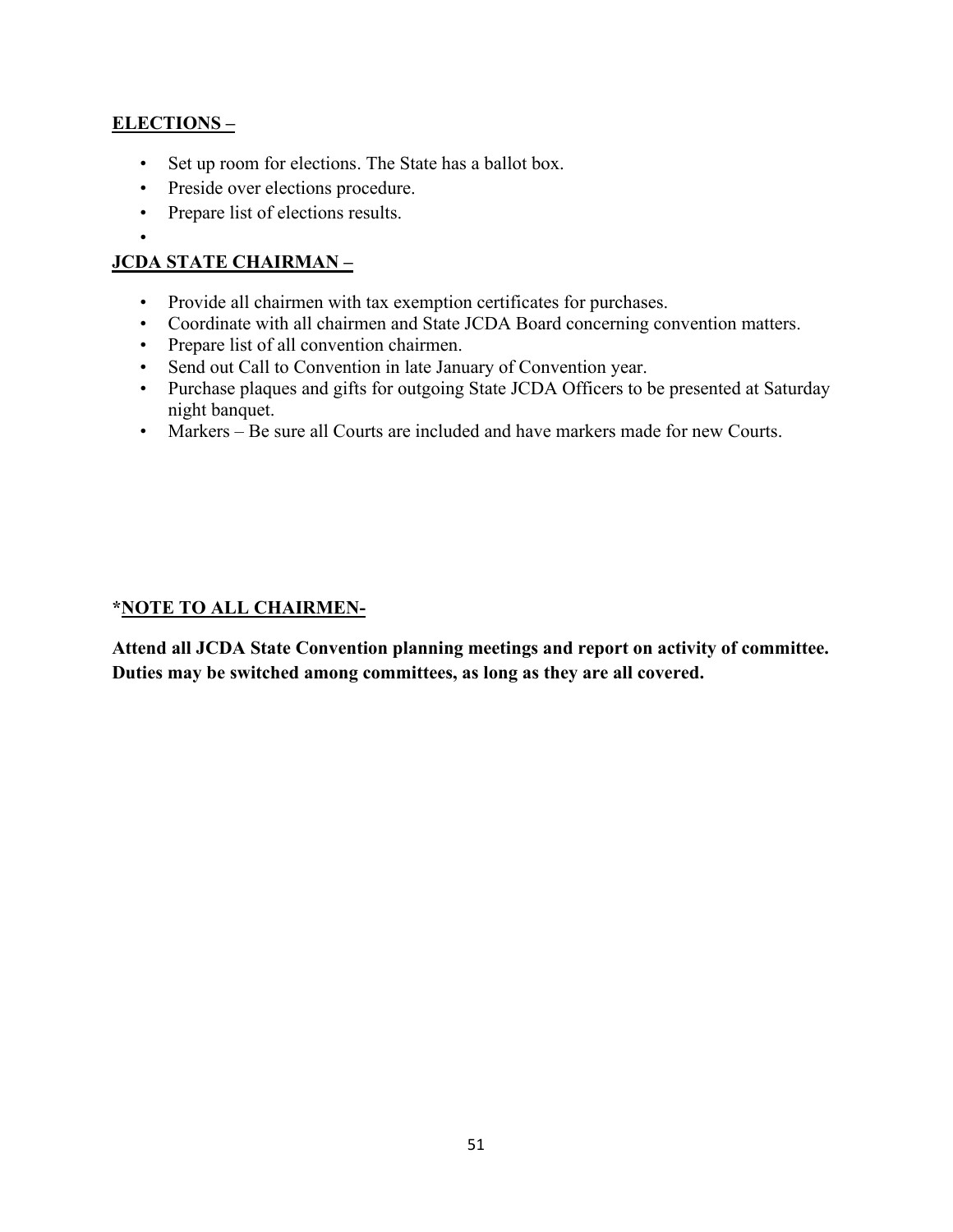**ELECTIONS –**

- Set up room for elections. The State has a ballot box.
- Preside over elections procedure.
- Prepare list of elections results.
- 

**JCDA STATE CHAIRMAN –**

- Provide all chairmen with tax exemption certificates for purchases.
- Coordinate with all chairmen and State JCDA Board concerning convention matters.
- Prepare list of all convention chairmen.
- Send out Call to Convention in late January of Convention year.
- Purchase plaques and gifts for outgoing State JCDA Officers to be presented at Saturday night banquet.
- Markers – Be sure all Courts are included and have markers made for new Courts.

**\*NOTE TO ALL CHAIRMEN-**

**Attend all JCDA State Convention planning meetings and report on activity of committee. Duties may be switched among committees, as long as they are all covered.**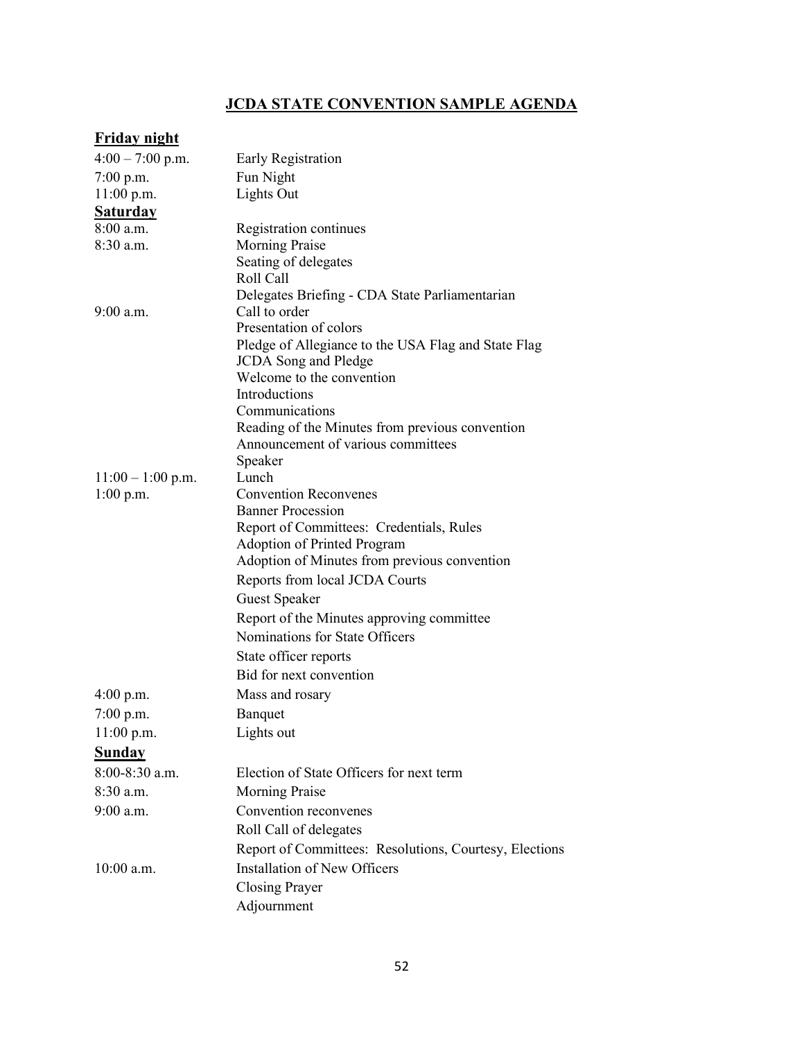# JCDA STATE CONVENTION SAMPLE AGENDA

**Friday night**

| | |
|---|---|
| 4:00 – 7:00 p.m. | Early Registration |
| 7:00 p.m. | Fun Night |
| 11:00 p.m. | Lights Out |

**Saturday**

| | |
|---|---|
| 8:00 a.m. | Registration continues |
| 8:30 a.m. | Morning Praise |
| | Seating of delegates |
| | Roll Call |
| | Delegates Briefing - CDA State Parliamentarian |
| 9:00 a.m. | Call to order |
| | Presentation of colors |
| | Pledge of Allegiance to the USA Flag and State Flag |
| | JCDA Song and Pledge |
| | Welcome to the convention |
| | Introductions |
| | Communications |
| | Reading of the Minutes from previous convention |
| | Announcement of various committees |
| | Speaker |
| 11:00 – 1:00 p.m. | Lunch |
| 1:00 p.m. | Convention Reconvenes |
| | Banner Procession |
| | Report of Committees: Credentials, Rules |
| | Adoption of Printed Program |
| | Adoption of Minutes from previous convention |
| | Reports from local JCDA Courts |
| | Guest Speaker |
| | Report of the Minutes approving committee |
| | Nominations for State Officers |
| | State officer reports |
| | Bid for next convention |
| 4:00 p.m. | Mass and rosary |
| 7:00 p.m. | Banquet |
| 11:00 p.m. | Lights out |

**Sunday**

| | |
|---|---|
| 8:00-8:30 a.m. | Election of State Officers for next term |
| 8:30 a.m. | Morning Praise |
| 9:00 a.m. | Convention reconvenes |
| | Roll Call of delegates |
| | Report of Committees: Resolutions, Courtesy, Elections |
| 10:00 a.m. | Installation of New Officers |
| | Closing Prayer |
| | Adjournment |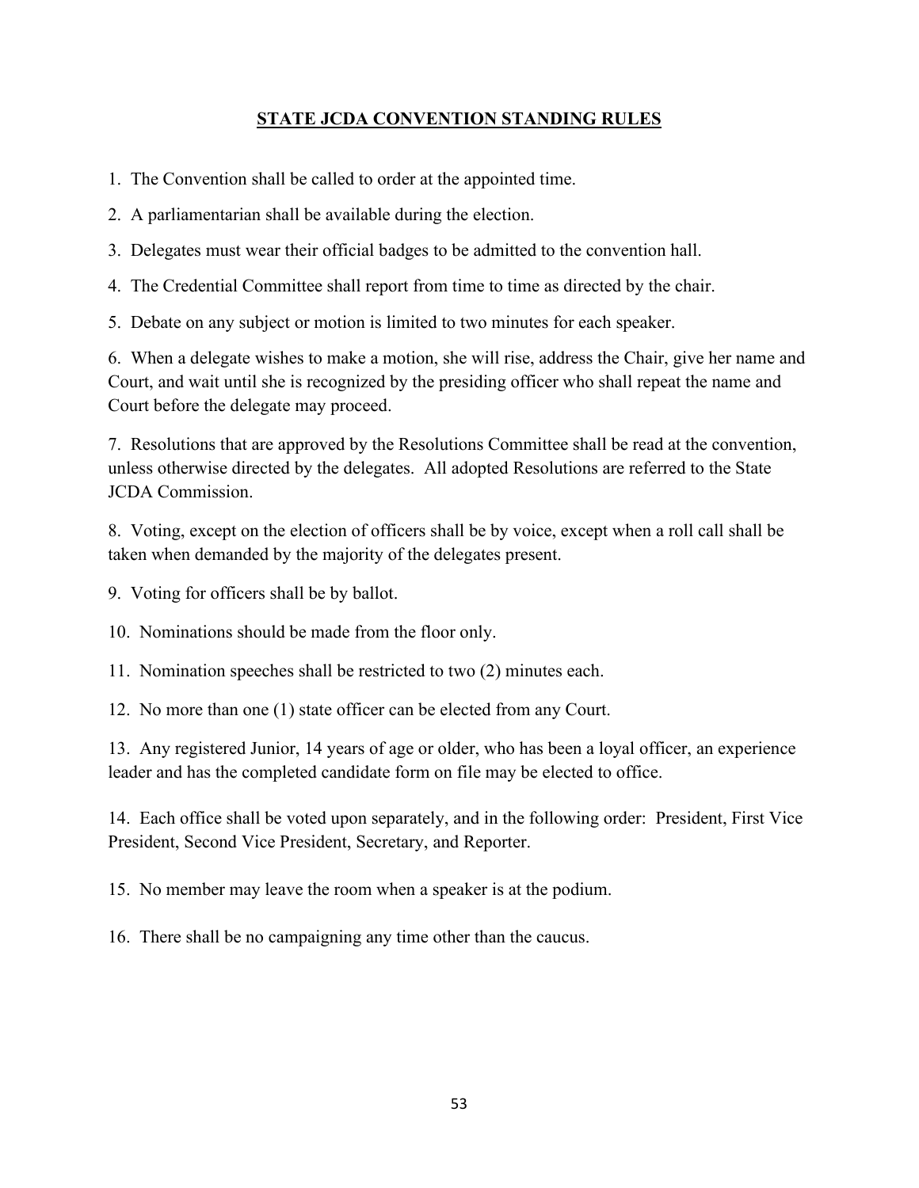## STATE JCDA CONVENTION STANDING RULES

1. The Convention shall be called to order at the appointed time.
2. A parliamentarian shall be available during the election.
3. Delegates must wear their official badges to be admitted to the convention hall.
4. The Credential Committee shall report from time to time as directed by the chair.
5. Debate on any subject or motion is limited to two minutes for each speaker.
6. When a delegate wishes to make a motion, she will rise, address the Chair, give her name and Court, and wait until she is recognized by the presiding officer who shall repeat the name and Court before the delegate may proceed.
7. Resolutions that are approved by the Resolutions Committee shall be read at the convention, unless otherwise directed by the delegates. All adopted Resolutions are referred to the State JCDA Commission.
8. Voting, except on the election of officers shall be by voice, except when a roll call shall be taken when demanded by the majority of the delegates present.
9. Voting for officers shall be by ballot.
10. Nominations should be made from the floor only.
11. Nomination speeches shall be restricted to two (2) minutes each.
12. No more than one (1) state officer can be elected from any Court.
13. Any registered Junior, 14 years of age or older, who has been a loyal officer, an experience leader and has the completed candidate form on file may be elected to office.
14. Each office shall be voted upon separately, and in the following order: President, First Vice President, Second Vice President, Secretary, and Reporter.
15. No member may leave the room when a speaker is at the podium.
16. There shall be no campaigning any time other than the caucus.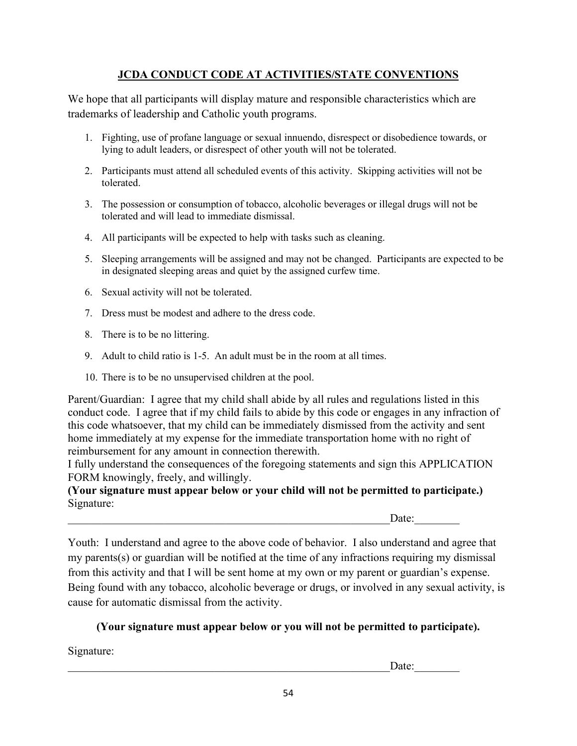## JCDA CONDUCT CODE AT ACTIVITIES/STATE CONVENTIONS

We hope that all participants will display mature and responsible characteristics which are trademarks of leadership and Catholic youth programs.

1. Fighting, use of profane language or sexual innuendo, disrespect or disobedience towards, or lying to adult leaders, or disrespect of other youth will not be tolerated.
2. Participants must attend all scheduled events of this activity. Skipping activities will not be tolerated.
3. The possession or consumption of tobacco, alcoholic beverages or illegal drugs will not be tolerated and will lead to immediate dismissal.
4. All participants will be expected to help with tasks such as cleaning.
5. Sleeping arrangements will be assigned and may not be changed. Participants are expected to be in designated sleeping areas and quiet by the assigned curfew time.
6. Sexual activity will not be tolerated.
7. Dress must be modest and adhere to the dress code.
8. There is to be no littering.
9. Adult to child ratio is 1-5. An adult must be in the room at all times.
10. There is to be no unsupervised children at the pool.

Parent/Guardian: I agree that my child shall abide by all rules and regulations listed in this conduct code. I agree that if my child fails to abide by this code or engages in any infraction of this code whatsoever, that my child can be immediately dismissed from the activity and sent home immediately at my expense for the immediate transportation home with no right of reimbursement for any amount in connection therewith.
I fully understand the consequences of the foregoing statements and sign this APPLICATION FORM knowingly, freely, and willingly.
**(Your signature must appear below or your child will not be permitted to participate.)**
Signature:

\_\_\_\_\_\_\_\_\_\_\_\_\_\_\_\_\_\_\_\_\_\_\_\_\_\_\_\_\_\_\_\_\_\_\_\_\_\_\_\_\_\_\_\_\_\_\_\_\_\_\_\_\_\_\_\_\_\_\_\_Date:\_\_\_\_\_\_\_\_

Youth: I understand and agree to the above code of behavior. I also understand and agree that my parents(s) or guardian will be notified at the time of any infractions requiring my dismissal from this activity and that I will be sent home at my own or my parent or guardian's expense. Being found with any tobacco, alcoholic beverage or drugs, or involved in any sexual activity, is cause for automatic dismissal from the activity.

**(Your signature must appear below or you will not be permitted to participate).**

Signature:

\_\_\_\_\_\_\_\_\_\_\_\_\_\_\_\_\_\_\_\_\_\_\_\_\_\_\_\_\_\_\_\_\_\_\_\_\_\_\_\_\_\_\_\_\_\_\_\_\_\_\_\_\_\_\_\_\_\_\_\_Date:\_\_\_\_\_\_\_\_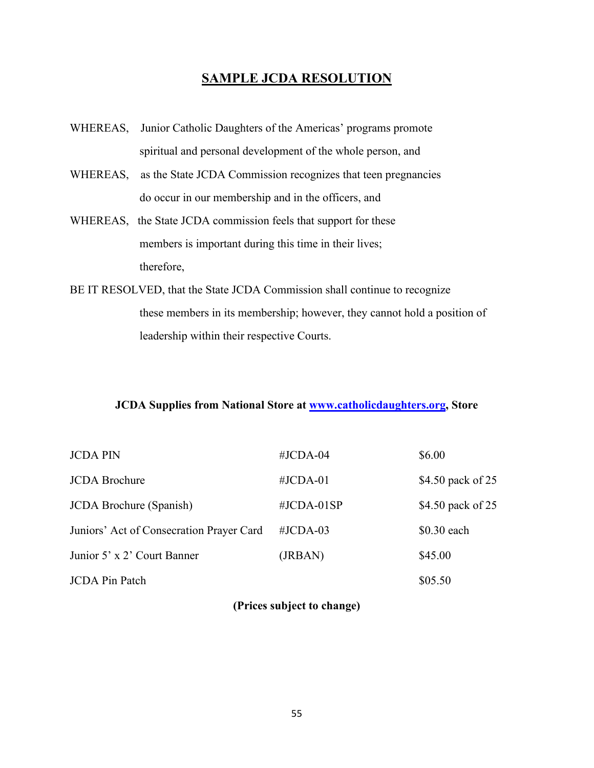## SAMPLE JCDA RESOLUTION

WHEREAS, Junior Catholic Daughters of the Americas' programs promote spiritual and personal development of the whole person, and

WHEREAS, as the State JCDA Commission recognizes that teen pregnancies do occur in our membership and in the officers, and

WHEREAS, the State JCDA commission feels that support for these members is important during this time in their lives; therefore,

BE IT RESOLVED, that the State JCDA Commission shall continue to recognize these members in its membership; however, they cannot hold a position of leadership within their respective Courts.

**JCDA Supplies from National Store at [www.catholicdaughters.org](http://www.catholicdaughters.org), Store**

| | | |
|---|---|---|
| JCDA PIN | #JCDA-04 | $6.00 |
| JCDA Brochure | #JCDA-01 | $4.50 pack of 25 |
| JCDA Brochure (Spanish) | #JCDA-01SP | $4.50 pack of 25 |
| Juniors' Act of Consecration Prayer Card | #JCDA-03 | $0.30 each |
| Junior 5' x 2' Court Banner | (JRBAN) | $45.00 |
| JCDA Pin Patch | | $05.50 |

**(Prices subject to change)**